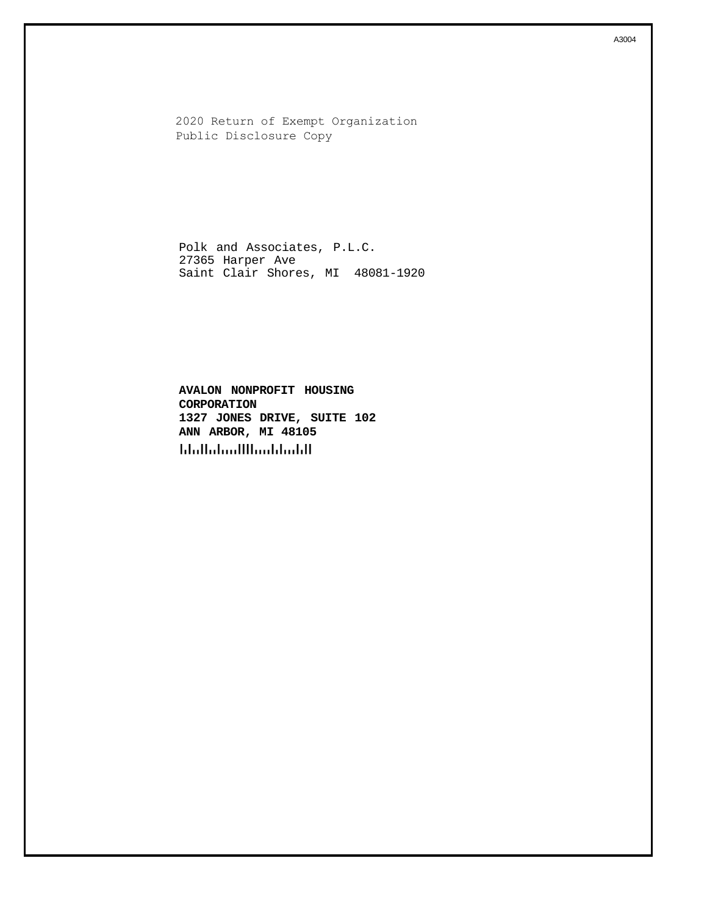A3004

2020 Return of Exempt Organization
Public Disclosure Copy

Polk and Associates, P.L.C.
27365 Harper Ave
Saint Clair Shores, MI 48081-1920

**AVALON NONPROFIT HOUSING CORPORATION**
**1327 JONES DRIVE, SUITE 102**
**ANN ARBOR, MI 48105**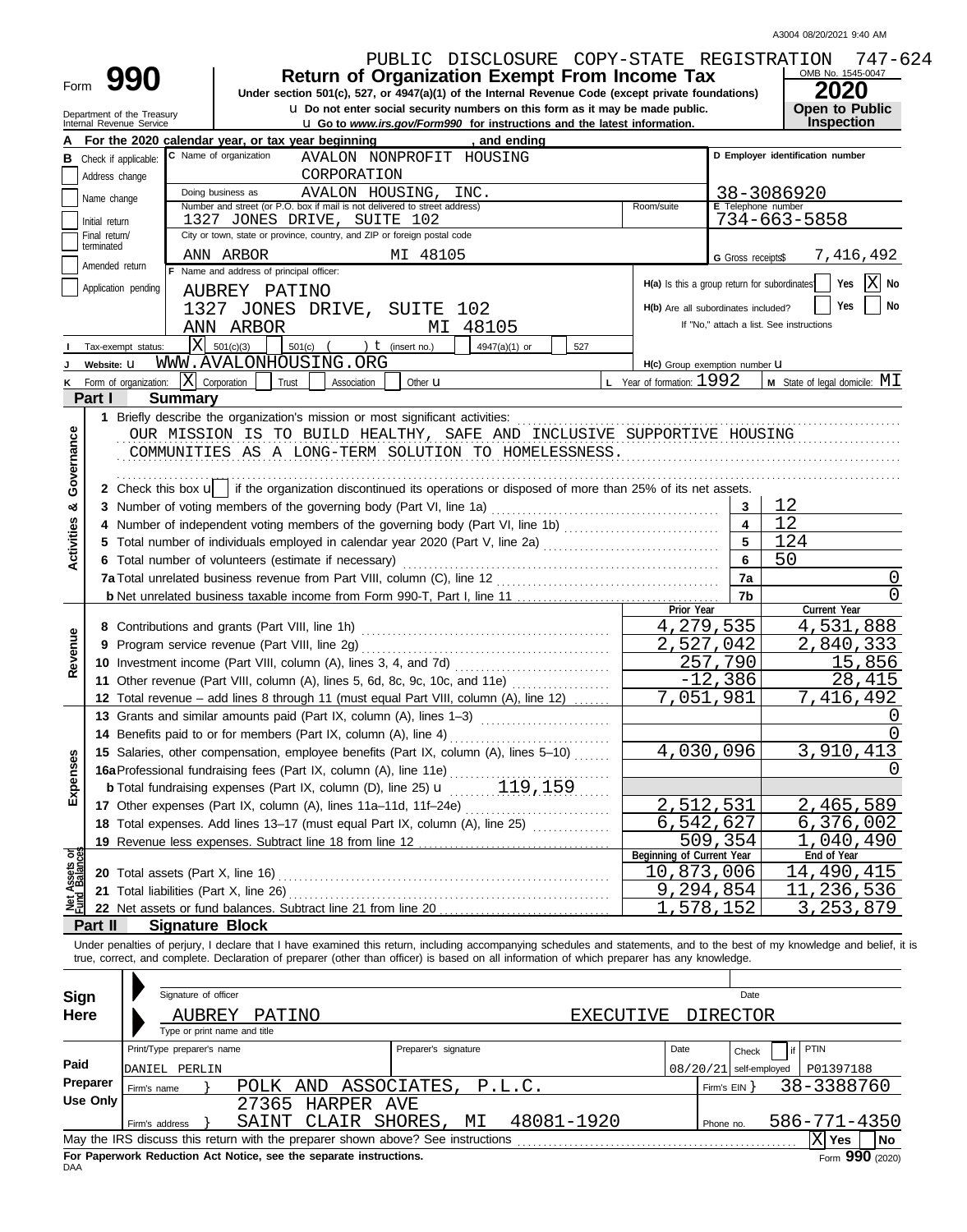A3004 08/20/2021 9:40 AM

PUBLIC DISCLOSURE COPY-STATE REGISTRATION 747-624

# Form 990 — Return of Organization Exempt From Income Tax

Under section 501(c), 527, or 4947(a)(1) of the Internal Revenue Code (except private foundations)

Do not enter social security numbers on this form as it may be made public.

Go to *www.irs.gov/Form990* for instructions and the latest information.

Department of the Treasury, Internal Revenue Service

OMB No. 1545-0047 — **2020** — **Open to Public Inspection**

**A** For the 2020 calendar year, or tax year beginning , and ending

**B** Check if applicable: Address change / Name change / Initial return / Final return/terminated / Amended return / Application pending

**C** Name of organization: AVALON NONPROFIT HOUSING CORPORATION

Doing business as: AVALON HOUSING, INC.

Number and street: 1327 JONES DRIVE, SUITE 102

City or town, state, ZIP: ANN ARBOR MI 48105

**D** Employer identification number: 38-3086920

**E** Telephone number: 734-663-5858

**G** Gross receipts $ 7,416,492

**F** Name and address of principal officer: AUBREY PATINO, 1327 JONES DRIVE, SUITE 102, ANN ARBOR MI 48105

**H(a)** Is this a group return for subordinates? Yes [ ] No [X]

**H(b)** Are all subordinates included? Yes [ ] No [ ] If "No," attach a list. See instructions

**H(c)** Group exemption number

**I** Tax-exempt status: [X] 501(c)(3) [ ] 501(c) ( ) (insert no.) [ ] 4947(a)(1) or [ ] 527

**J** Website: WWW.AVALONHOUSING.ORG

**K** Form of organization: [X] Corporation [ ] Trust [ ] Association [ ] Other

**L** Year of formation: 1992 **M** State of legal domicile: MI

## Part I Summary

**Activities & Governance**

1 Briefly describe the organization's mission or most significant activities:
OUR MISSION IS TO BUILD HEALTHY, SAFE AND INCLUSIVE SUPPORTIVE HOUSING COMMUNITIES AS A LONG-TERM SOLUTION TO HOMELESSNESS.

2 Check this box [ ] if the organization discontinued its operations or disposed of more than 25% of its net assets.

| Line | Description | | Value |
|---|---|---|---|
| 3 | Number of voting members of the governing body (Part VI, line 1a) | 3 | 12 |
| 4 | Number of independent voting members of the governing body (Part VI, line 1b) | 4 | 12 |
| 5 | Total number of individuals employed in calendar year 2020 (Part V, line 2a) | 5 | 124 |
| 6 | Total number of volunteers (estimate if necessary) | 6 | 50 |
| 7a | Total unrelated business revenue from Part VIII, column (C), line 12 | 7a | 0 |
| 7b | Net unrelated business taxable income from Form 990-T, Part I, line 11 | 7b | 0 |

| | | Prior Year | Current Year |
|---|---|---|---|
| **Revenue** | | | |
| 8 | Contributions and grants (Part VIII, line 1h) | 4,279,535 | 4,531,888 |
| 9 | Program service revenue (Part VIII, line 2g) | 2,527,042 | 2,840,333 |
| 10 | Investment income (Part VIII, column (A), lines 3, 4, and 7d) | 257,790 | 15,856 |
| 11 | Other revenue (Part VIII, column (A), lines 5, 6d, 8c, 9c, 10c, and 11e) | -12,386 | 28,415 |
| 12 | Total revenue – add lines 8 through 11 (must equal Part VIII, column (A), line 12) | 7,051,981 | 7,416,492 |
| **Expenses** | | | |
| 13 | Grants and similar amounts paid (Part IX, column (A), lines 1–3) | | 0 |
| 14 | Benefits paid to or for members (Part IX, column (A), line 4) | | 0 |
| 15 | Salaries, other compensation, employee benefits (Part IX, column (A), lines 5–10) | 4,030,096 | 3,910,413 |
| 16a | Professional fundraising fees (Part IX, column (A), line 11e) | | 0 |
| b | Total fundraising expenses (Part IX, column (D), line 25) 119,159 | | |
| 17 | Other expenses (Part IX, column (A), lines 11a–11d, 11f–24e) | 2,512,531 | 2,465,589 |
| 18 | Total expenses. Add lines 13–17 (must equal Part IX, column (A), line 25) | 6,542,627 | 6,376,002 |
| 19 | Revenue less expenses. Subtract line 18 from line 12 | 509,354 | 1,040,490 |
| **Net Assets or Fund Balances** | | **Beginning of Current Year** | **End of Year** |
| 20 | Total assets (Part X, line 16) | 10,873,006 | 14,490,415 |
| 21 | Total liabilities (Part X, line 26) | 9,294,854 | 11,236,536 |
| 22 | Net assets or fund balances. Subtract line 21 from line 20 | 1,578,152 | 3,253,879 |

## Part II Signature Block

Under penalties of perjury, I declare that I have examined this return, including accompanying schedules and statements, and to the best of my knowledge and belief, it is true, correct, and complete. Declaration of preparer (other than officer) is based on all information of which preparer has any knowledge.

**Sign Here**

Signature of officer — Date

AUBREY PATINO EXECUTIVE DIRECTOR
Type or print name and title

**Paid Preparer Use Only**

| Print/Type preparer's name | Preparer's signature | Date | Check if self-employed | PTIN |
|---|---|---|---|---|
| DANIEL PERLIN | | 08/20/21 | | P01397188 |

Firm's name: POLK AND ASSOCIATES, P.L.C. — Firm's EIN: 38-3388760

Firm's address: 27365 HARPER AVE, SAINT CLAIR SHORES, MI 48081-1920 — Phone no. 586-771-4350

May the IRS discuss this return with the preparer shown above? See instructions [X] Yes [ ] No

**For Paperwork Reduction Act Notice, see the separate instructions.**

DAA — Form **990** (2020)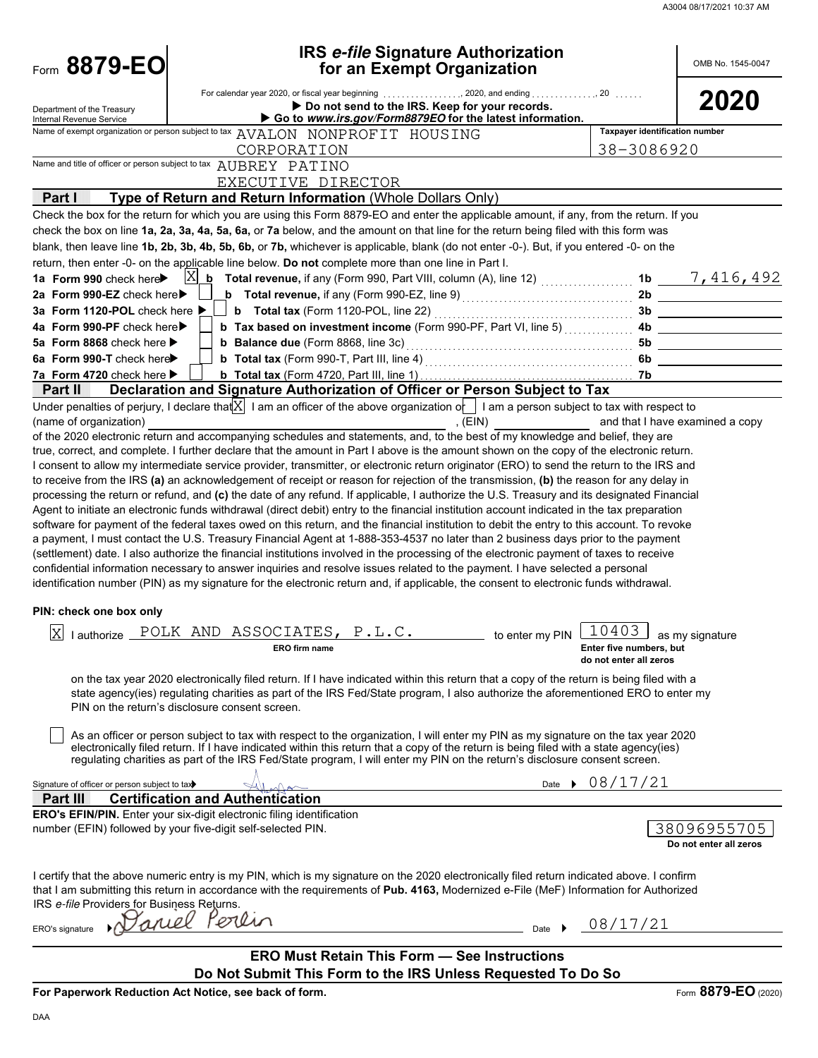A3004 08/17/2021 10:37 AM

# Form 8879-EO

## IRS *e-file* Signature Authorization for an Exempt Organization

OMB No. 1545-0047

**2020**

Department of the Treasury
Internal Revenue Service

For calendar year 2020, or fiscal year beginning ................, 2020, and ending ..............., 20 ......

▶ **Do not send to the IRS. Keep for your records.**

▶ **Go to *www.irs.gov/Form8879EO* for the latest information.**

Name of exempt organization or person subject to tax: AVALON NONPROFIT HOUSING CORPORATION

Taxpayer identification number: 38-3086920

Name and title of officer or person subject to tax: AUBREY PATINO
EXECUTIVE DIRECTOR

### Part I — Type of Return and Return Information (Whole Dollars Only)

Check the box for the return for which you are using this Form 8879-EO and enter the applicable amount, if any, from the return. If you check the box on line **1a, 2a, 3a, 4a, 5a, 6a,** or **7a** below, and the amount on that line for the return being filed with this form was blank, then leave line **1b, 2b, 3b, 4b, 5b, 6b,** or **7b,** whichever is applicable, blank (do not enter -0-). But, if you entered -0- on the return, then enter -0- on the applicable line below. **Do not** complete more than one line in Part I.

| | | | |
|---|---|---|---|
| **1a Form 990** check here ▶ [X] | **b Total revenue,** if any (Form 990, Part VIII, column (A), line 12) | **1b** | 7,416,492 |
| **2a Form 990-EZ** check here ▶ [ ] | **b Total revenue,** if any (Form 990-EZ, line 9) | **2b** | |
| **3a Form 1120-POL** check here ▶ [ ] | **b Total tax** (Form 1120-POL, line 22) | **3b** | |
| **4a Form 990-PF** check here ▶ [ ] | **b Tax based on investment income** (Form 990-PF, Part VI, line 5) | **4b** | |
| **5a Form 8868** check here ▶ [ ] | **b Balance due** (Form 8868, line 3c) | **5b** | |
| **6a Form 990-T** check here ▶ [ ] | **b Total tax** (Form 990-T, Part III, line 4) | **6b** | |
| **7a Form 4720** check here ▶ [ ] | **b Total tax** (Form 4720, Part III, line 1) | **7b** | |

### Part II — Declaration and Signature Authorization of Officer or Person Subject to Tax

Under penalties of perjury, I declare that [X] I am an officer of the above organization or [ ] I am a person subject to tax with respect to (name of organization) ______________________, (EIN) ____________ and that I have examined a copy of the 2020 electronic return and accompanying schedules and statements, and, to the best of my knowledge and belief, they are true, correct, and complete. I further declare that the amount in Part I above is the amount shown on the copy of the electronic return. I consent to allow my intermediate service provider, transmitter, or electronic return originator (ERO) to send the return to the IRS and to receive from the IRS **(a)** an acknowledgement of receipt or reason for rejection of the transmission, **(b)** the reason for any delay in processing the return or refund, and **(c)** the date of any refund. If applicable, I authorize the U.S. Treasury and its designated Financial Agent to initiate an electronic funds withdrawal (direct debit) entry to the financial institution account indicated in the tax preparation software for payment of the federal taxes owed on this return, and the financial institution to debit the entry to this account. To revoke a payment, I must contact the U.S. Treasury Financial Agent at 1-888-353-4537 no later than 2 business days prior to the payment (settlement) date. I also authorize the financial institutions involved in the processing of the electronic payment of taxes to receive confidential information necessary to answer inquiries and resolve issues related to the payment. I have selected a personal identification number (PIN) as my signature for the electronic return and, if applicable, the consent to electronic funds withdrawal.

**PIN: check one box only**

[X] I authorize POLK AND ASSOCIATES, P.L.C. (**ERO firm name**) to enter my PIN 10403 (**Enter five numbers, but do not enter all zeros**) as my signature on the tax year 2020 electronically filed return. If I have indicated within this return that a copy of the return is being filed with a state agency(ies) regulating charities as part of the IRS Fed/State program, I also authorize the aforementioned ERO to enter my PIN on the return's disclosure consent screen.

[ ] As an officer or person subject to tax with respect to the organization, I will enter my PIN as my signature on the tax year 2020 electronically filed return. If I have indicated within this return that a copy of the return is being filed with a state agency(ies) regulating charities as part of the IRS Fed/State program, I will enter my PIN on the return's disclosure consent screen.

Signature of officer or person subject to tax ▶ [signature] Date ▶ 08/17/21

### Part III — Certification and Authentication

**ERO's EFIN/PIN.** Enter your six-digit electronic filing identification number (EFIN) followed by your five-digit self-selected PIN.

38096955705
**Do not enter all zeros**

I certify that the above numeric entry is my PIN, which is my signature on the 2020 electronically filed return indicated above. I confirm that I am submitting this return in accordance with the requirements of **Pub. 4163,** Modernized e-File (MeF) Information for Authorized IRS *e-file* Providers for Business Returns.

ERO's signature ▶ Daniel Perlin Date ▶ 08/17/21

**ERO Must Retain This Form — See Instructions**
**Do Not Submit This Form to the IRS Unless Requested To Do So**

**For Paperwork Reduction Act Notice, see back of form.** Form **8879-EO** (2020)

DAA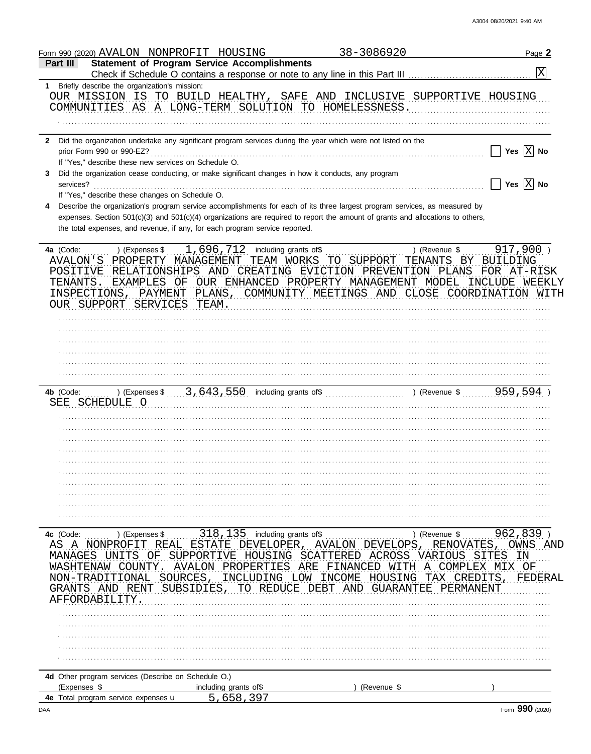Form 990 (2020) AVALON NONPROFIT HOUSING 38-3086920 Page **2**

**Part III — Statement of Program Service Accomplishments**

Check if Schedule O contains a response or note to any line in this Part III . . . . . [X]

**1** Briefly describe the organization's mission:

OUR MISSION IS TO BUILD HEALTHY, SAFE AND INCLUSIVE SUPPORTIVE HOUSING COMMUNITIES AS A LONG-TERM SOLUTION TO HOMELESSNESS.

**2** Did the organization undertake any significant program services during the year which were not listed on the prior Form 990 or 990-EZ? . . . . . [ ] Yes [X] No

If "Yes," describe these new services on Schedule O.

**3** Did the organization cease conducting, or make significant changes in how it conducts, any program services? . . . . . [ ] Yes [X] No

If "Yes," describe these changes on Schedule O.

**4** Describe the organization's program service accomplishments for each of its three largest program services, as measured by expenses. Section 501(c)(3) and 501(c)(4) organizations are required to report the amount of grants and allocations to others, the total expenses, and revenue, if any, for each program service reported.

**4a** (Code: ) (Expenses $ 1,696,712 including grants of$ ) (Revenue $ 917,900 )

AVALON'S PROPERTY MANAGEMENT TEAM WORKS TO SUPPORT TENANTS BY BUILDING POSITIVE RELATIONSHIPS AND CREATING EVICTION PREVENTION PLANS FOR AT-RISK TENANTS. EXAMPLES OF OUR ENHANCED PROPERTY MANAGEMENT MODEL INCLUDE WEEKLY INSPECTIONS, PAYMENT PLANS, COMMUNITY MEETINGS AND CLOSE COORDINATION WITH OUR SUPPORT SERVICES TEAM.

**4b** (Code: ) (Expenses $ 3,643,550 including grants of$ ) (Revenue $ 959,594 )

SEE SCHEDULE O

**4c** (Code: ) (Expenses $ 318,135 including grants of$ ) (Revenue $ 962,839 )

AS A NONPROFIT REAL ESTATE DEVELOPER, AVALON DEVELOPS, RENOVATES, OWNS AND MANAGES UNITS OF SUPPORTIVE HOUSING SCATTERED ACROSS VARIOUS SITES IN WASHTENAW COUNTY. AVALON PROPERTIES ARE FINANCED WITH A COMPLEX MIX OF NON-TRADITIONAL SOURCES, INCLUDING LOW INCOME HOUSING TAX CREDITS, FEDERAL GRANTS AND RENT SUBSIDIES, TO REDUCE DEBT AND GUARANTEE PERMANENT AFFORDABILITY.

**4d** Other program services (Describe on Schedule O.)

(Expenses $ including grants of$ ) (Revenue $ )

**4e** Total program service expenses 5,658,397

Form **990** (2020)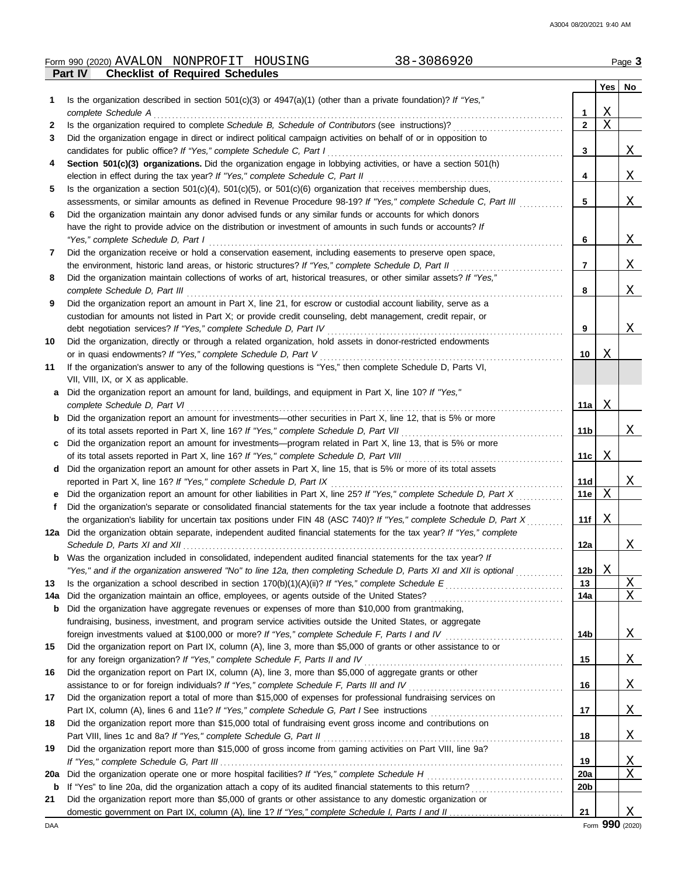Form 990 (2020) AVALON NONPROFIT HOUSING 38-3086920 Page **3**

## Part IV Checklist of Required Schedules

| | | | Yes | No |
|---|---|---|---|---|
| **1** | Is the organization described in section 501(c)(3) or 4947(a)(1) (other than a private foundation)? *If "Yes," complete Schedule A* | **1** | X | |
| **2** | Is the organization required to complete *Schedule B, Schedule of Contributors* (see instructions)? | **2** | X | |
| **3** | Did the organization engage in direct or indirect political campaign activities on behalf of or in opposition to candidates for public office? *If "Yes," complete Schedule C, Part I* | **3** | | X |
| **4** | **Section 501(c)(3) organizations.** Did the organization engage in lobbying activities, or have a section 501(h) election in effect during the tax year? *If "Yes," complete Schedule C, Part II* | **4** | | X |
| **5** | Is the organization a section 501(c)(4), 501(c)(5), or 501(c)(6) organization that receives membership dues, assessments, or similar amounts as defined in Revenue Procedure 98-19? *If "Yes," complete Schedule C, Part III* | **5** | | X |
| **6** | Did the organization maintain any donor advised funds or any similar funds or accounts for which donors have the right to provide advice on the distribution or investment of amounts in such funds or accounts? *If "Yes," complete Schedule D, Part I* | **6** | | X |
| **7** | Did the organization receive or hold a conservation easement, including easements to preserve open space, the environment, historic land areas, or historic structures? *If "Yes," complete Schedule D, Part II* | **7** | | X |
| **8** | Did the organization maintain collections of works of art, historical treasures, or other similar assets? *If "Yes," complete Schedule D, Part III* | **8** | | X |
| **9** | Did the organization report an amount in Part X, line 21, for escrow or custodial account liability, serve as a custodian for amounts not listed in Part X; or provide credit counseling, debt management, credit repair, or debt negotiation services? *If "Yes," complete Schedule D, Part IV* | **9** | | X |
| **10** | Did the organization, directly or through a related organization, hold assets in donor-restricted endowments or in quasi endowments? *If "Yes," complete Schedule D, Part V* | **10** | X | |
| **11** | If the organization's answer to any of the following questions is "Yes," then complete Schedule D, Parts VI, VII, VIII, IX, or X as applicable. | | | |
| **a** | Did the organization report an amount for land, buildings, and equipment in Part X, line 10? *If "Yes," complete Schedule D, Part VI* | **11a** | X | |
| **b** | Did the organization report an amount for investments—other securities in Part X, line 12, that is 5% or more of its total assets reported in Part X, line 16? *If "Yes," complete Schedule D, Part VII* | **11b** | | X |
| **c** | Did the organization report an amount for investments—program related in Part X, line 13, that is 5% or more of its total assets reported in Part X, line 16? *If "Yes," complete Schedule D, Part VIII* | **11c** | X | |
| **d** | Did the organization report an amount for other assets in Part X, line 15, that is 5% or more of its total assets reported in Part X, line 16? *If "Yes," complete Schedule D, Part IX* | **11d** | | X |
| **e** | Did the organization report an amount for other liabilities in Part X, line 25? *If "Yes," complete Schedule D, Part X* | **11e** | X | |
| **f** | Did the organization's separate or consolidated financial statements for the tax year include a footnote that addresses the organization's liability for uncertain tax positions under FIN 48 (ASC 740)? *If "Yes," complete Schedule D, Part X* | **11f** | X | |
| **12a** | Did the organization obtain separate, independent audited financial statements for the tax year? *If "Yes," complete Schedule D, Parts XI and XII* | **12a** | | X |
| **b** | Was the organization included in consolidated, independent audited financial statements for the tax year? *If "Yes," and if the organization answered "No" to line 12a, then completing Schedule D, Parts XI and XII is optional* | **12b** | X | |
| **13** | Is the organization a school described in section 170(b)(1)(A)(ii)? *If "Yes," complete Schedule E* | **13** | | X |
| **14a** | Did the organization maintain an office, employees, or agents outside of the United States? | **14a** | | X |
| **b** | Did the organization have aggregate revenues or expenses of more than $10,000 from grantmaking, fundraising, business, investment, and program service activities outside the United States, or aggregate foreign investments valued at $100,000 or more? *If "Yes," complete Schedule F, Parts I and IV* | **14b** | | X |
| **15** | Did the organization report on Part IX, column (A), line 3, more than $5,000 of grants or other assistance to or for any foreign organization? *If "Yes," complete Schedule F, Parts II and IV* | **15** | | X |
| **16** | Did the organization report on Part IX, column (A), line 3, more than $5,000 of aggregate grants or other assistance to or for foreign individuals? *If "Yes," complete Schedule F, Parts III and IV* | **16** | | X |
| **17** | Did the organization report a total of more than $15,000 of expenses for professional fundraising services on Part IX, column (A), lines 6 and 11e? *If "Yes," complete Schedule G, Part I* See instructions | **17** | | X |
| **18** | Did the organization report more than $15,000 total of fundraising event gross income and contributions on Part VIII, lines 1c and 8a? *If "Yes," complete Schedule G, Part II* | **18** | | X |
| **19** | Did the organization report more than $15,000 of gross income from gaming activities on Part VIII, line 9a? *If "Yes," complete Schedule G, Part III* | **19** | | X |
| **20a** | Did the organization operate one or more hospital facilities? *If "Yes," complete Schedule H* | **20a** | | X |
| **b** | If "Yes" to line 20a, did the organization attach a copy of its audited financial statements to this return? | **20b** | | |
| **21** | Did the organization report more than $5,000 of grants or other assistance to any domestic organization or domestic government on Part IX, column (A), line 1? *If "Yes," complete Schedule I, Parts I and II* | **21** | | X |

Form **990** (2020)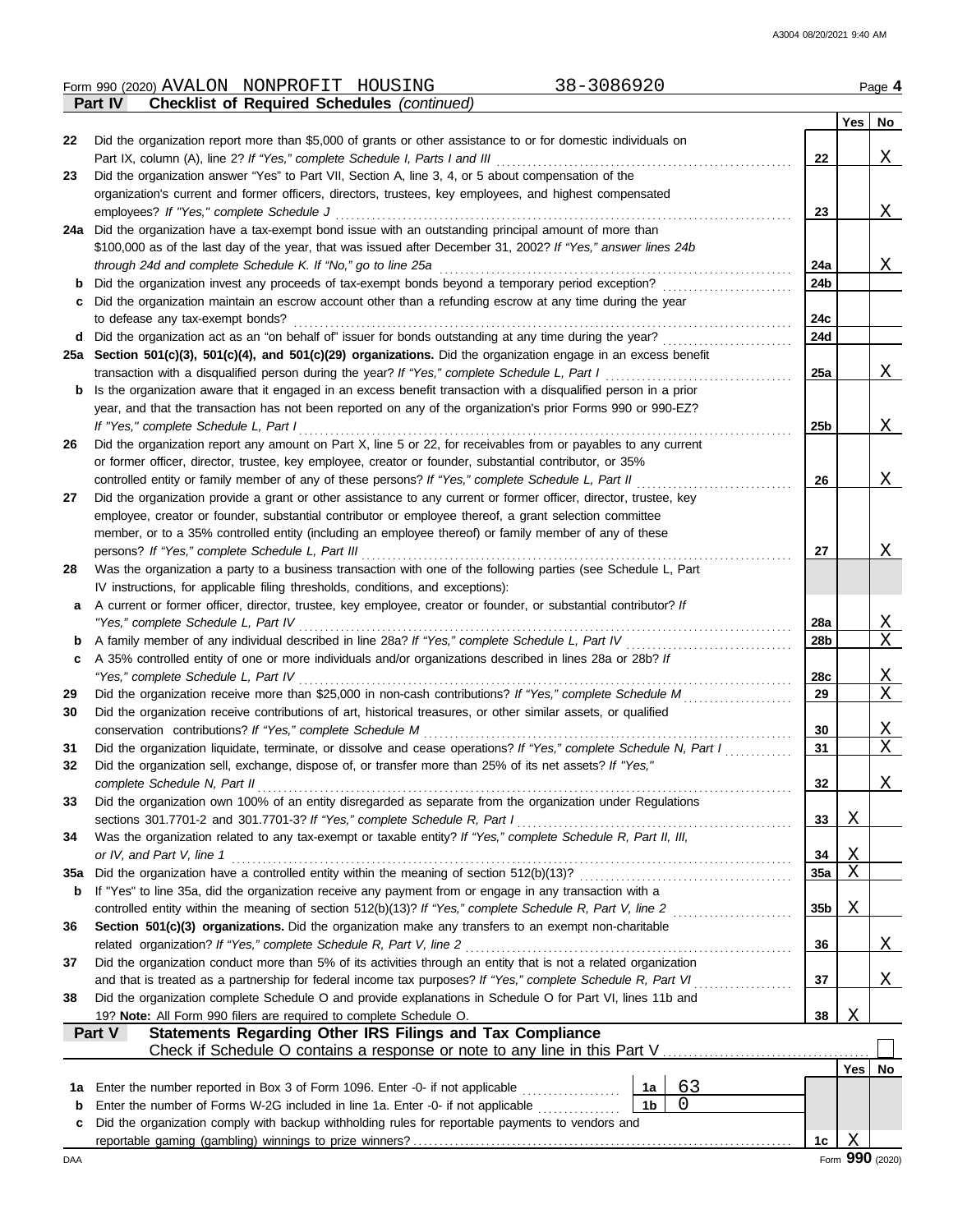Form 990 (2020) AVALON NONPROFIT HOUSING 38-3086920

## Part IV Checklist of Required Schedules *(continued)*

| | | | Yes | No |
|---|---|---|---|---|
| 22 | Did the organization report more than $5,000 of grants or other assistance to or for domestic individuals on Part IX, column (A), line 2? *If "Yes," complete Schedule I, Parts I and III* | 22 | | X |
| 23 | Did the organization answer "Yes" to Part VII, Section A, line 3, 4, or 5 about compensation of the organization's current and former officers, directors, trustees, key employees, and highest compensated employees? *If "Yes," complete Schedule J* | 23 | | X |
| 24a | Did the organization have a tax-exempt bond issue with an outstanding principal amount of more than $100,000 as of the last day of the year, that was issued after December 31, 2002? *If "Yes," answer lines 24b through 24d and complete Schedule K. If "No," go to line 25a* | 24a | | X |
| b | Did the organization invest any proceeds of tax-exempt bonds beyond a temporary period exception? | 24b | | |
| c | Did the organization maintain an escrow account other than a refunding escrow at any time during the year to defease any tax-exempt bonds? | 24c | | |
| d | Did the organization act as an "on behalf of" issuer for bonds outstanding at any time during the year? | 24d | | |
| 25a | **Section 501(c)(3), 501(c)(4), and 501(c)(29) organizations.** Did the organization engage in an excess benefit transaction with a disqualified person during the year? *If "Yes," complete Schedule L, Part I* | 25a | | X |
| b | Is the organization aware that it engaged in an excess benefit transaction with a disqualified person in a prior year, and that the transaction has not been reported on any of the organization's prior Forms 990 or 990-EZ? *If "Yes," complete Schedule L, Part I* | 25b | | X |
| 26 | Did the organization report any amount on Part X, line 5 or 22, for receivables from or payables to any current or former officer, director, trustee, key employee, creator or founder, substantial contributor, or 35% controlled entity or family member of any of these persons? *If "Yes," complete Schedule L, Part II* | 26 | | X |
| 27 | Did the organization provide a grant or other assistance to any current or former officer, director, trustee, key employee, creator or founder, substantial contributor or employee thereof, a grant selection committee member, or to a 35% controlled entity (including an employee thereof) or family member of any of these persons? *If "Yes," complete Schedule L, Part III* | 27 | | X |
| 28 | Was the organization a party to a business transaction with one of the following parties (see Schedule L, Part IV instructions, for applicable filing thresholds, conditions, and exceptions): | | | |
| a | A current or former officer, director, trustee, key employee, creator or founder, or substantial contributor? *If "Yes," complete Schedule L, Part IV* | 28a | | X |
| b | A family member of any individual described in line 28a? *If "Yes," complete Schedule L, Part IV* | 28b | | X |
| c | A 35% controlled entity of one or more individuals and/or organizations described in lines 28a or 28b? *If "Yes," complete Schedule L, Part IV* | 28c | | X |
| 29 | Did the organization receive more than $25,000 in non-cash contributions? *If "Yes," complete Schedule M* | 29 | | X |
| 30 | Did the organization receive contributions of art, historical treasures, or other similar assets, or qualified conservation contributions? *If "Yes," complete Schedule M* | 30 | | X |
| 31 | Did the organization liquidate, terminate, or dissolve and cease operations? *If "Yes," complete Schedule N, Part I* | 31 | | X |
| 32 | Did the organization sell, exchange, dispose of, or transfer more than 25% of its net assets? *If "Yes," complete Schedule N, Part II* | 32 | | X |
| 33 | Did the organization own 100% of an entity disregarded as separate from the organization under Regulations sections 301.7701-2 and 301.7701-3? *If "Yes," complete Schedule R, Part I* | 33 | X | |
| 34 | Was the organization related to any tax-exempt or taxable entity? *If "Yes," complete Schedule R, Part II, III, or IV, and Part V, line 1* | 34 | X | |
| 35a | Did the organization have a controlled entity within the meaning of section 512(b)(13)? | 35a | X | |
| b | If "Yes" to line 35a, did the organization receive any payment from or engage in any transaction with a controlled entity within the meaning of section 512(b)(13)? *If "Yes," complete Schedule R, Part V, line 2* | 35b | X | |
| 36 | **Section 501(c)(3) organizations.** Did the organization make any transfers to an exempt non-charitable related organization? *If "Yes," complete Schedule R, Part V, line 2* | 36 | | X |
| 37 | Did the organization conduct more than 5% of its activities through an entity that is not a related organization and that is treated as a partnership for federal income tax purposes? *If "Yes," complete Schedule R, Part VI* | 37 | | X |
| 38 | Did the organization complete Schedule O and provide explanations in Schedule O for Part VI, lines 11b and 19? **Note:** All Form 990 filers are required to complete Schedule O. | 38 | X | |

## Part V Statements Regarding Other IRS Filings and Tax Compliance

Check if Schedule O contains a response or note to any line in this Part V ☐

| | | | | | Yes | No |
|---|---|---|---|---|---|---|
| 1a | Enter the number reported in Box 3 of Form 1096. Enter -0- if not applicable | 1a | 63 | | | |
| b | Enter the number of Forms W-2G included in line 1a. Enter -0- if not applicable | 1b | 0 | | | |
| c | Did the organization comply with backup withholding rules for reportable payments to vendors and reportable gaming (gambling) winnings to prize winners? | | | 1c | X | |

Form **990** (2020)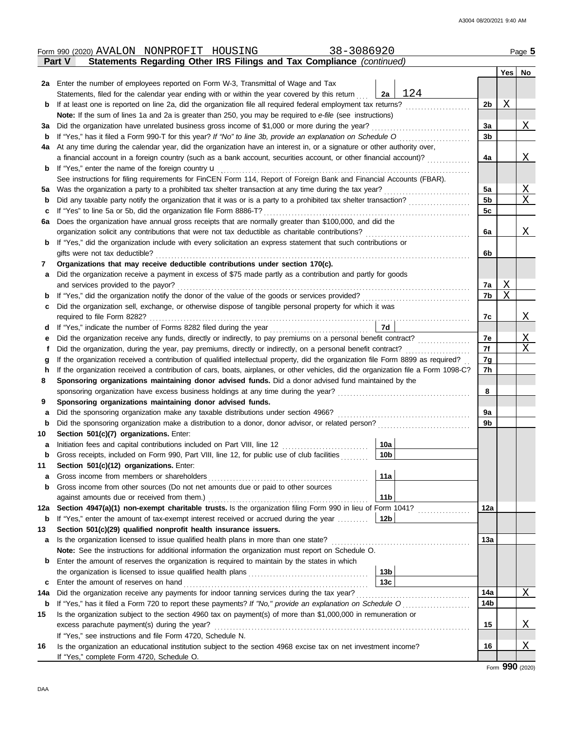Form 990 (2020) AVALON NONPROFIT HOUSING 38-3086920 Page 5

**Part V Statements Regarding Other IRS Filings and Tax Compliance** *(continued)*

| | | | | Yes | No |
|---|---|---|---|---|---|
| **2a** | Enter the number of employees reported on Form W-3, Transmittal of Wage and Tax Statements, filed for the calendar year ending with or within the year covered by this return | 2a 124 | | | |
| **b** | If at least one is reported on line 2a, did the organization file all required federal employment tax returns? | | 2b | X | |
| | **Note:** If the sum of lines 1a and 2a is greater than 250, you may be required to *e-file* (see instructions) | | | | |
| **3a** | Did the organization have unrelated business gross income of $1,000 or more during the year? | | 3a | | X |
| **b** | If "Yes," has it filed a Form 990-T for this year? *If "No" to line 3b, provide an explanation on Schedule O* | | 3b | | |
| **4a** | At any time during the calendar year, did the organization have an interest in, or a signature or other authority over, a financial account in a foreign country (such as a bank account, securities account, or other financial account)? | | 4a | | X |
| **b** | If "Yes," enter the name of the foreign country u | | | | |
| | See instructions for filing requirements for FinCEN Form 114, Report of Foreign Bank and Financial Accounts (FBAR). | | | | |
| **5a** | Was the organization a party to a prohibited tax shelter transaction at any time during the tax year? | | 5a | | X |
| **b** | Did any taxable party notify the organization that it was or is a party to a prohibited tax shelter transaction? | | 5b | | X |
| **c** | If "Yes" to line 5a or 5b, did the organization file Form 8886-T? | | 5c | | |
| **6a** | Does the organization have annual gross receipts that are normally greater than $100,000, and did the organization solicit any contributions that were not tax deductible as charitable contributions? | | 6a | | X |
| **b** | If "Yes," did the organization include with every solicitation an express statement that such contributions or gifts were not tax deductible? | | 6b | | |
| **7** | **Organizations that may receive deductible contributions under section 170(c).** | | | | |
| **a** | Did the organization receive a payment in excess of $75 made partly as a contribution and partly for goods and services provided to the payor? | | 7a | X | |
| **b** | If "Yes," did the organization notify the donor of the value of the goods or services provided? | | 7b | X | |
| **c** | Did the organization sell, exchange, or otherwise dispose of tangible personal property for which it was required to file Form 8282? | | 7c | | X |
| **d** | If "Yes," indicate the number of Forms 8282 filed during the year | 7d | | | |
| **e** | Did the organization receive any funds, directly or indirectly, to pay premiums on a personal benefit contract? | | 7e | | X |
| **f** | Did the organization, during the year, pay premiums, directly or indirectly, on a personal benefit contract? | | 7f | | X |
| **g** | If the organization received a contribution of qualified intellectual property, did the organization file Form 8899 as required? | | 7g | | |
| **h** | If the organization received a contribution of cars, boats, airplanes, or other vehicles, did the organization file a Form 1098-C? | | 7h | | |
| **8** | **Sponsoring organizations maintaining donor advised funds.** Did a donor advised fund maintained by the sponsoring organization have excess business holdings at any time during the year? | | 8 | | |
| **9** | **Sponsoring organizations maintaining donor advised funds.** | | | | |
| **a** | Did the sponsoring organization make any taxable distributions under section 4966? | | 9a | | |
| **b** | Did the sponsoring organization make a distribution to a donor, donor advisor, or related person? | | 9b | | |
| **10** | **Section 501(c)(7) organizations.** Enter: | | | | |
| **a** | Initiation fees and capital contributions included on Part VIII, line 12 | 10a | | | |
| **b** | Gross receipts, included on Form 990, Part VIII, line 12, for public use of club facilities | 10b | | | |
| **11** | **Section 501(c)(12) organizations.** Enter: | | | | |
| **a** | Gross income from members or shareholders | 11a | | | |
| **b** | Gross income from other sources (Do not net amounts due or paid to other sources against amounts due or received from them.) | 11b | | | |
| **12a** | **Section 4947(a)(1) non-exempt charitable trusts.** Is the organization filing Form 990 in lieu of Form 1041? | | 12a | | |
| **b** | If "Yes," enter the amount of tax-exempt interest received or accrued during the year | 12b | | | |
| **13** | **Section 501(c)(29) qualified nonprofit health insurance issuers.** | | | | |
| **a** | Is the organization licensed to issue qualified health plans in more than one state? | | 13a | | |
| | **Note:** See the instructions for additional information the organization must report on Schedule O. | | | | |
| **b** | Enter the amount of reserves the organization is required to maintain by the states in which the organization is licensed to issue qualified health plans | 13b | | | |
| **c** | Enter the amount of reserves on hand | 13c | | | |
| **14a** | Did the organization receive any payments for indoor tanning services during the tax year? | | 14a | | X |
| **b** | If "Yes," has it filed a Form 720 to report these payments? *If "No," provide an explanation on Schedule O* | | 14b | | |
| **15** | Is the organization subject to the section 4960 tax on payment(s) of more than $1,000,000 in remuneration or excess parachute payment(s) during the year? | | 15 | | X |
| | If "Yes," see instructions and file Form 4720, Schedule N. | | | | |
| **16** | Is the organization an educational institution subject to the section 4968 excise tax on net investment income? | | 16 | | X |
| | If "Yes," complete Form 4720, Schedule O. | | | | |

Form **990** (2020)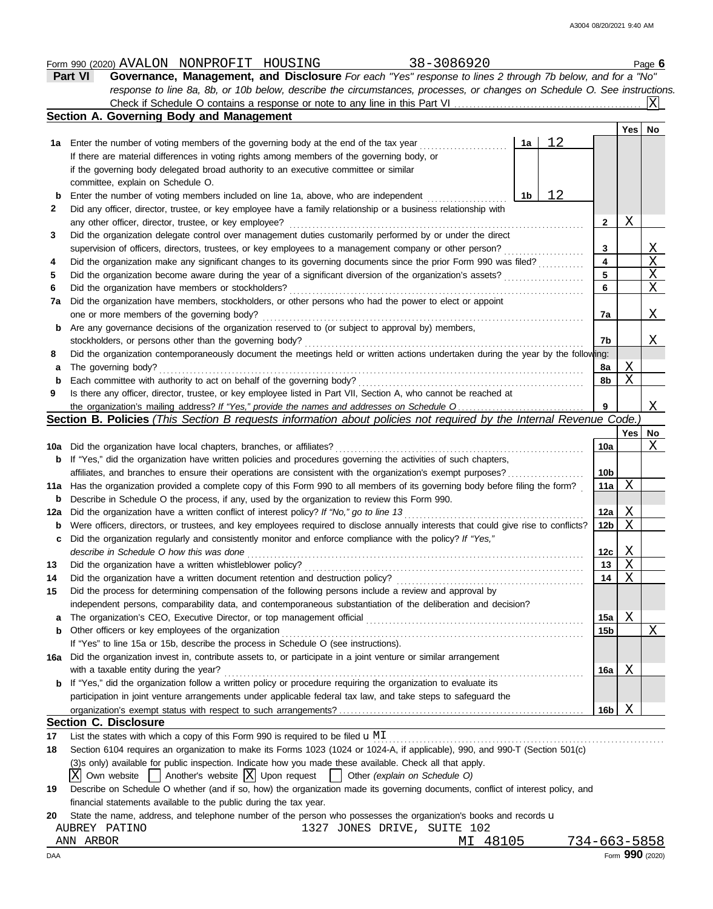Form 990 (2020) AVALON NONPROFIT HOUSING 38-3086920

## Part VI Governance, Management, and Disclosure

*For each "Yes" response to lines 2 through 7b below, and for a "No" response to line 8a, 8b, or 10b below, describe the circumstances, processes, or changes on Schedule O. See instructions.*

Check if Schedule O contains a response or note to any line in this Part VI . . . . . [X]

### Section A. Governing Body and Management

| | | | | Yes | No |
|---|---|---|---|---|---|
| 1a | Enter the number of voting members of the governing body at the end of the tax year. If there are material differences in voting rights among members of the governing body, or if the governing body delegated broad authority to an executive committee or similar committee, explain on Schedule O. | 1a: 12 | | | |
| b | Enter the number of voting members included on line 1a, above, who are independent | 1b: 12 | | | |
| 2 | Did any officer, director, trustee, or key employee have a family relationship or a business relationship with any other officer, director, trustee, or key employee? | | 2 | X | |
| 3 | Did the organization delegate control over management duties customarily performed by or under the direct supervision of officers, directors, trustees, or key employees to a management company or other person? | | 3 | | X |
| 4 | Did the organization make any significant changes to its governing documents since the prior Form 990 was filed? | | 4 | | X |
| 5 | Did the organization become aware during the year of a significant diversion of the organization's assets? | | 5 | | X |
| 6 | Did the organization have members or stockholders? | | 6 | | X |
| 7a | Did the organization have members, stockholders, or other persons who had the power to elect or appoint one or more members of the governing body? | | 7a | | X |
| b | Are any governance decisions of the organization reserved to (or subject to approval by) members, stockholders, or persons other than the governing body? | | 7b | | X |
| 8 | Did the organization contemporaneously document the meetings held or written actions undertaken during the year by the following: | | | | |
| a | The governing body? | | 8a | X | |
| b | Each committee with authority to act on behalf of the governing body? | | 8b | X | |
| 9 | Is there any officer, director, trustee, or key employee listed in Part VII, Section A, who cannot be reached at the organization's mailing address? *If "Yes," provide the names and addresses on Schedule O* | | 9 | | X |

### Section B. Policies *(This Section B requests information about policies not required by the Internal Revenue Code.)*

| | | | Yes | No |
|---|---|---|---|---|
| 10a | Did the organization have local chapters, branches, or affiliates? | 10a | | X |
| b | If "Yes," did the organization have written policies and procedures governing the activities of such chapters, affiliates, and branches to ensure their operations are consistent with the organization's exempt purposes? | 10b | | |
| 11a | Has the organization provided a complete copy of this Form 990 to all members of its governing body before filing the form? | 11a | X | |
| b | Describe in Schedule O the process, if any, used by the organization to review this Form 990. | | | |
| 12a | Did the organization have a written conflict of interest policy? *If "No," go to line 13* | 12a | X | |
| b | Were officers, directors, or trustees, and key employees required to disclose annually interests that could give rise to conflicts? | 12b | X | |
| c | Did the organization regularly and consistently monitor and enforce compliance with the policy? *If "Yes," describe in Schedule O how this was done* | 12c | X | |
| 13 | Did the organization have a written whistleblower policy? | 13 | X | |
| 14 | Did the organization have a written document retention and destruction policy? | 14 | X | |
| 15 | Did the process for determining compensation of the following persons include a review and approval by independent persons, comparability data, and contemporaneous substantiation of the deliberation and decision? | | | |
| a | The organization's CEO, Executive Director, or top management official | 15a | X | |
| b | Other officers or key employees of the organization | 15b | | X |
| | If "Yes" to line 15a or 15b, describe the process in Schedule O (see instructions). | | | |
| 16a | Did the organization invest in, contribute assets to, or participate in a joint venture or similar arrangement with a taxable entity during the year? | 16a | X | |
| b | If "Yes," did the organization follow a written policy or procedure requiring the organization to evaluate its participation in joint venture arrangements under applicable federal tax law, and take steps to safeguard the organization's exempt status with respect to such arrangements? | 16b | X | |

### Section C. Disclosure

17 List the states with which a copy of this Form 990 is required to be filed u MI

18 Section 6104 requires an organization to make its Forms 1023 (1024 or 1024-A, if applicable), 990, and 990-T (Section 501(c)(3)s only) available for public inspection. Indicate how you made these available. Check all that apply.

[X] Own website [ ] Another's website [X] Upon request [ ] Other *(explain on Schedule O)*

19 Describe on Schedule O whether (and if so, how) the organization made its governing documents, conflict of interest policy, and financial statements available to the public during the tax year.

20 State the name, address, and telephone number of the person who possesses the organization's books and records u

AUBREY PATINO 1327 JONES DRIVE, SUITE 102
ANN ARBOR MI 48105 734-663-5858

Form **990** (2020)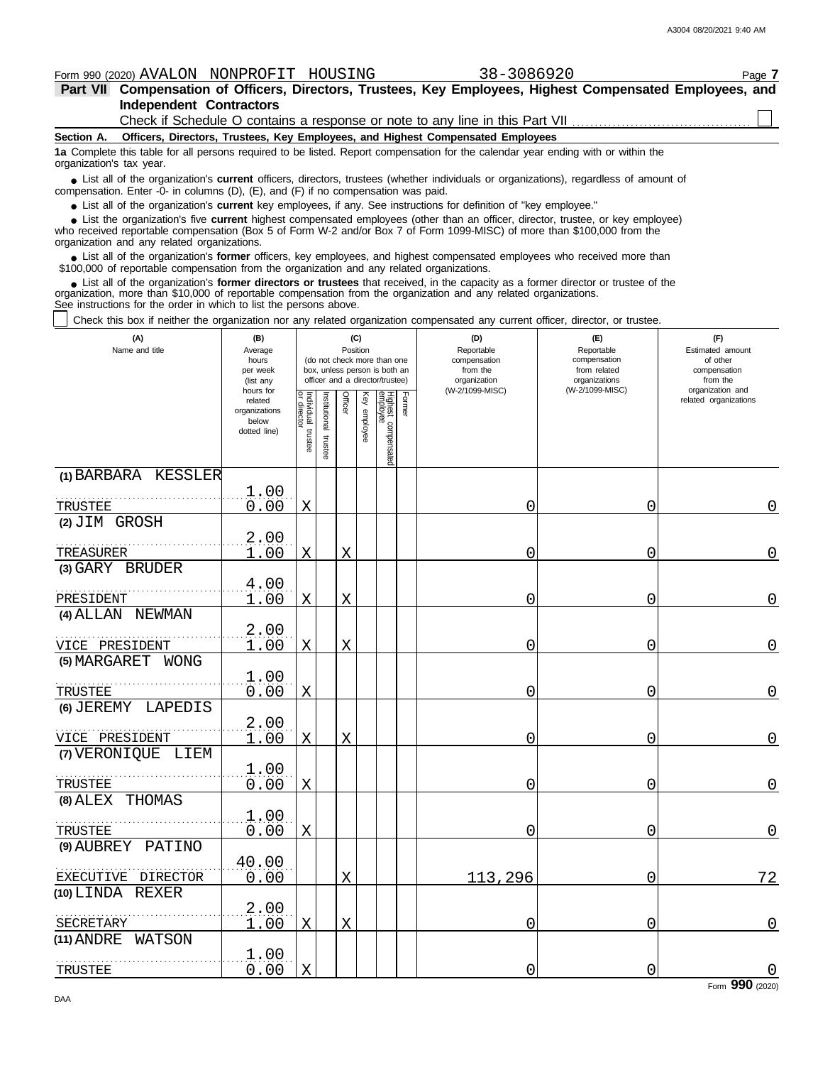Form 990 (2020) AVALON NONPROFIT HOUSING 38-3086920 Page **7**

## Part VII Compensation of Officers, Directors, Trustees, Key Employees, Highest Compensated Employees, and Independent Contractors

Check if Schedule O contains a response or note to any line in this Part VII ☐

**Section A. Officers, Directors, Trustees, Key Employees, and Highest Compensated Employees**

**1a** Complete this table for all persons required to be listed. Report compensation for the calendar year ending with or within the organization's tax year.

- List all of the organization's **current** officers, directors, trustees (whether individuals or organizations), regardless of amount of compensation. Enter -0- in columns (D), (E), and (F) if no compensation was paid.
- List all of the organization's **current** key employees, if any. See instructions for definition of "key employee."
- List the organization's five **current** highest compensated employees (other than an officer, director, trustee, or key employee) who received reportable compensation (Box 5 of Form W-2 and/or Box 7 of Form 1099-MISC) of more than $100,000 from the organization and any related organizations.
- List all of the organization's **former** officers, key employees, and highest compensated employees who received more than $100,000 of reportable compensation from the organization and any related organizations.
- List all of the organization's **former directors or trustees** that received, in the capacity as a former director or trustee of the organization, more than $10,000 of reportable compensation from the organization and any related organizations.

See instructions for the order in which to list the persons above.

☐ Check this box if neither the organization nor any related organization compensated any current officer, director, or trustee.

| (A) Name and title | (B) Average hours per week (list any hours for related organizations below dotted line) | (C) Position (do not check more than one box, unless person is both an officer and a director/trustee) | | | | | | (D) Reportable compensation from the organization (W-2/1099-MISC) | (E) Reportable compensation from related organizations (W-2/1099-MISC) | (F) Estimated amount of other compensation from the organization and related organizations |
|---|---|---|---|---|---|---|---|---|---|---|
| | | Individual trustee or director | Institutional trustee | Officer | Key employee | Highest compensated employee | Former | | | |
| (1) BARBARA KESSLER<br>TRUSTEE | 1.00<br>0.00 | X | | | | | | 0 | 0 | 0 |
| (2) JIM GROSH<br>TREASURER | 2.00<br>1.00 | X | | X | | | | 0 | 0 | 0 |
| (3) GARY BRUDER<br>PRESIDENT | 4.00<br>1.00 | X | | X | | | | 0 | 0 | 0 |
| (4) ALLAN NEWMAN<br>VICE PRESIDENT | 2.00<br>1.00 | X | | X | | | | 0 | 0 | 0 |
| (5) MARGARET WONG<br>TRUSTEE | 1.00<br>0.00 | X | | | | | | 0 | 0 | 0 |
| (6) JEREMY LAPEDIS<br>VICE PRESIDENT | 2.00<br>1.00 | X | | X | | | | 0 | 0 | 0 |
| (7) VERONIQUE LIEM<br>TRUSTEE | 1.00<br>0.00 | X | | | | | | 0 | 0 | 0 |
| (8) ALEX THOMAS<br>TRUSTEE | 1.00<br>0.00 | X | | | | | | 0 | 0 | 0 |
| (9) AUBREY PATINO<br>EXECUTIVE DIRECTOR | 40.00<br>0.00 | | | X | | | | 113,296 | 0 | 72 |
| (10) LINDA REXER<br>SECRETARY | 2.00<br>1.00 | X | | X | | | | 0 | 0 | 0 |
| (11) ANDRE WATSON<br>TRUSTEE | 1.00<br>0.00 | X | | | | | | 0 | 0 | 0 |

Form **990** (2020)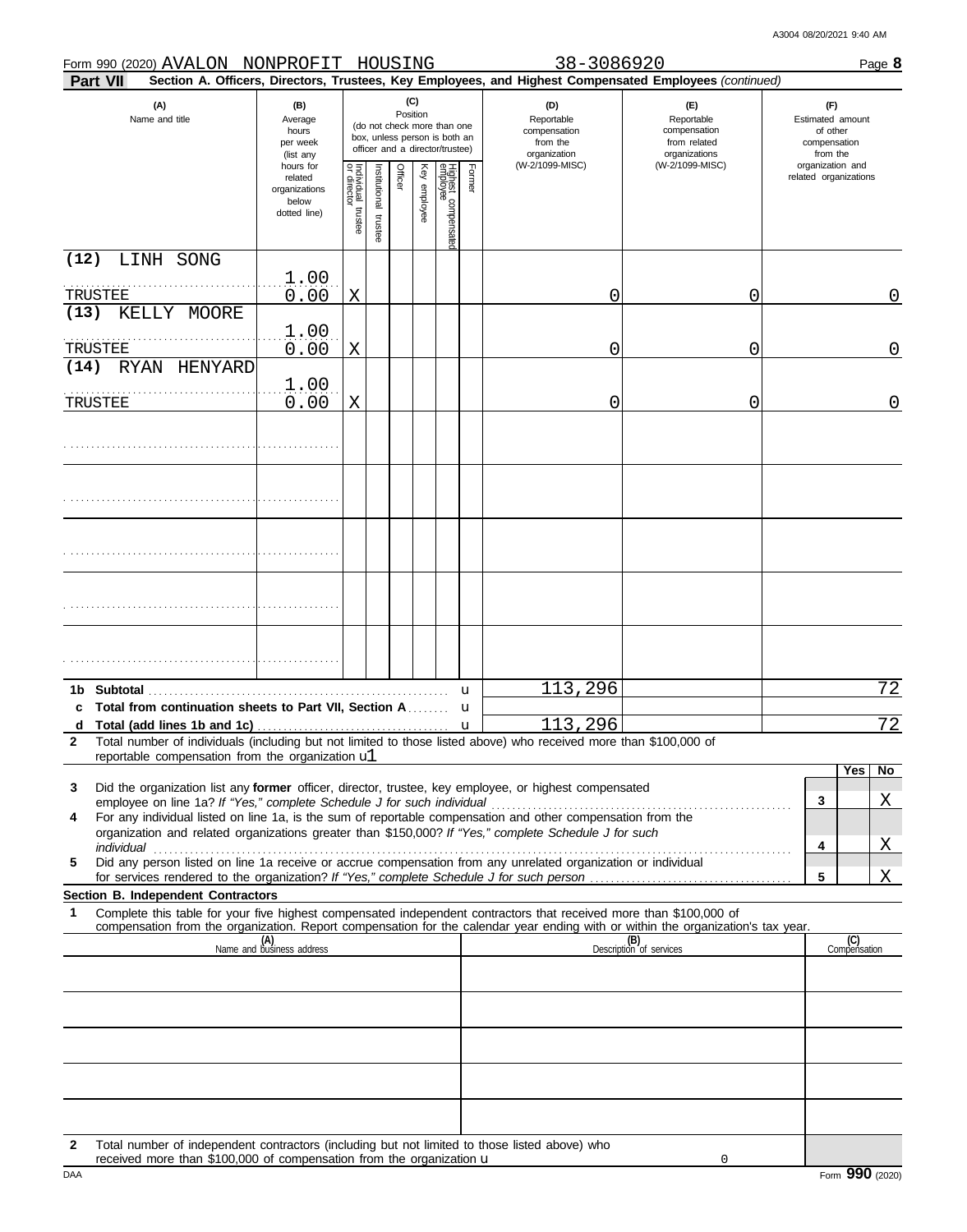Form 990 (2020) AVALON NONPROFIT HOUSING 38-3086920 Page **8**

**Part VII** **Section A. Officers, Directors, Trustees, Key Employees, and Highest Compensated Employees** *(continued)*

| (A) Name and title | (B) Average hours per week (list any hours for related organizations below dotted line) | (C) Position (do not check more than one box, unless person is both an officer and a director/trustee) Individual trustee or director | Institutional trustee | Officer | Key employee | Highest compensated employee | Former | (D) Reportable compensation from the organization (W-2/1099-MISC) | (E) Reportable compensation from related organizations (W-2/1099-MISC) | (F) Estimated amount of other compensation from the organization and related organizations |
|---|---|---|---|---|---|---|---|---|---|---|
| (12) LINH SONG<br>TRUSTEE | 1.00<br>0.00 | X | | | | | | 0 | 0 | 0 |
| (13) KELLY MOORE<br>TRUSTEE | 1.00<br>0.00 | X | | | | | | 0 | 0 | 0 |
| (14) RYAN HENYARD<br>TRUSTEE | 1.00<br>0.00 | X | | | | | | 0 | 0 | 0 |
| | | | | | | | | | | |
| | | | | | | | | | | |
| | | | | | | | | | | |
| | | | | | | | | | | |
| | | | | | | | | | | |
| **1b Subtotal** | | | | | | | | 113,296 | | 72 |
| **c Total from continuation sheets to Part VII, Section A** | | | | | | | | | | |
| **d Total (add lines 1b and 1c)** | | | | | | | | 113,296 | | 72 |

**2** Total number of individuals (including but not limited to those listed above) who received more than $100,000 of reportable compensation from the organization 1

| | | Yes | No |
|---|---|---|---|
| **3** Did the organization list any **former** officer, director, trustee, key employee, or highest compensated employee on line 1a? *If "Yes," complete Schedule J for such individual* | 3 | | X |
| **4** For any individual listed on line 1a, is the sum of reportable compensation and other compensation from the organization and related organizations greater than $150,000? *If "Yes," complete Schedule J for such individual* | 4 | | X |
| **5** Did any person listed on line 1a receive or accrue compensation from any unrelated organization or individual for services rendered to the organization? *If "Yes," complete Schedule J for such person* | 5 | | X |

**Section B. Independent Contractors**

**1** Complete this table for your five highest compensated independent contractors that received more than $100,000 of compensation from the organization. Report compensation for the calendar year ending with or within the organization's tax year.

| (A) Name and business address | (B) Description of services | (C) Compensation |
|---|---|---|
| | | |
| | | |
| | | |
| | | |
| | | |

**2** Total number of independent contractors (including but not limited to those listed above) who received more than $100,000 of compensation from the organization 0

Form **990** (2020)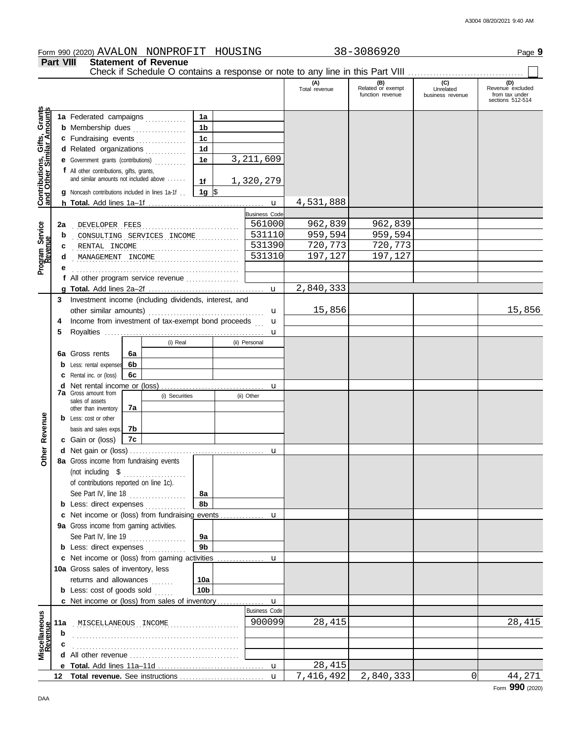Form 990 (2020) AVALON NONPROFIT HOUSING 38-3086920

## Part VIII Statement of Revenue

Check if Schedule O contains a response or note to any line in this Part VIII ☐

| | | | (A) Total revenue | (B) Related or exempt function revenue | (C) Unrelated business revenue | (D) Revenue excluded from tax under sections 512-514 |
|---|---|---|---|---|---|---|
| **Contributions, Gifts, Grants and Other Similar Amounts** | | | | | | |
| 1a | Federated campaigns | 1a | | | | |
| b | Membership dues | 1b | | | | |
| c | Fundraising events | 1c | | | | |
| d | Related organizations | 1d | | | | |
| e | Government grants (contributions) | 1e 3,211,609 | | | | |
| f | All other contributions, gifts, grants, and similar amounts not included above | 1f 1,320,279 | | | | |
| g | Noncash contributions included in lines 1a-1f | 1g $ | | | | |
| h | **Total.** Add lines 1a–1f | | 4,531,888 | | | |
| **Program Service Revenue** | | Business Code | | | | |
| 2a | DEVELOPER FEES | 561000 | 962,839 | 962,839 | | |
| b | CONSULTING SERVICES INCOME | 531110 | 959,594 | 959,594 | | |
| c | RENTAL INCOME | 531390 | 720,773 | 720,773 | | |
| d | MANAGEMENT INCOME | 531310 | 197,127 | 197,127 | | |
| e | | | | | | |
| f | All other program service revenue | | | | | |
| g | **Total.** Add lines 2a–2f | | 2,840,333 | | | |
| **Other Revenue** | | | | | | |
| 3 | Investment income (including dividends, interest, and other similar amounts) | | 15,856 | | | 15,856 |
| 4 | Income from investment of tax-exempt bond proceeds | | | | | |
| 5 | Royalties | | | | | |
| | | (i) Real / (ii) Personal | | | | |
| 6a | Gross rents | 6a | | | | |
| b | Less: rental expenses | 6b | | | | |
| c | Rental inc. or (loss) | 6c | | | | |
| d | Net rental income or (loss) | | | | | |
| | | (i) Securities / (ii) Other | | | | |
| 7a | Gross amount from sales of assets other than inventory | 7a | | | | |
| b | Less: cost or other basis and sales exps. | 7b | | | | |
| c | Gain or (loss) | 7c | | | | |
| d | Net gain or (loss) | | | | | |
| 8a | Gross income from fundraising events (not including $ of contributions reported on line 1c). See Part IV, line 18 | 8a | | | | |
| b | Less: direct expenses | 8b | | | | |
| c | Net income or (loss) from fundraising events | | | | | |
| 9a | Gross income from gaming activities. See Part IV, line 19 | 9a | | | | |
| b | Less: direct expenses | 9b | | | | |
| c | Net income or (loss) from gaming activities | | | | | |
| 10a | Gross sales of inventory, less returns and allowances | 10a | | | | |
| b | Less: cost of goods sold | 10b | | | | |
| c | Net income or (loss) from sales of inventory | | | | | |
| **Miscellaneous Revenue** | | Business Code | | | | |
| 11a | MISCELLANEOUS INCOME | 900099 | 28,415 | | | 28,415 |
| b | | | | | | |
| c | | | | | | |
| d | All other revenue | | | | | |
| e | **Total.** Add lines 11a–11d | | 28,415 | | | |
| 12 | **Total revenue.** See instructions | | 7,416,492 | 2,840,333 | 0 | 44,271 |

Form **990** (2020)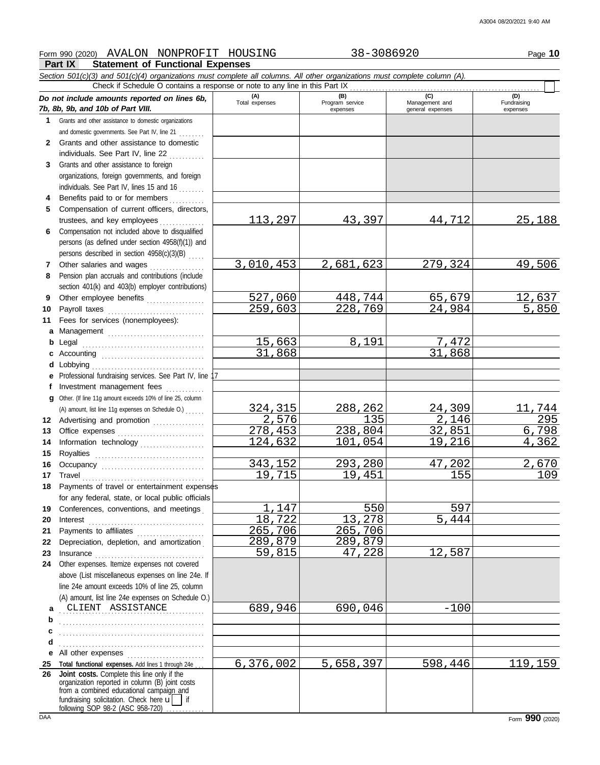Form 990 (2020) AVALON NONPROFIT HOUSING 38-3086920 Page **10**

## Part IX Statement of Functional Expenses

*Section 501(c)(3) and 501(c)(4) organizations must complete all columns. All other organizations must complete column (A).*

Check if Schedule O contains a response or note to any line in this Part IX

| *Do not include amounts reported on lines 6b, 7b, 8b, 9b, and 10b of Part VIII.* | (A) Total expenses | (B) Program service expenses | (C) Management and general expenses | (D) Fundraising expenses |
|---|---|---|---|---|
| **1** Grants and other assistance to domestic organizations and domestic governments. See Part IV, line 21 | | | | |
| **2** Grants and other assistance to domestic individuals. See Part IV, line 22 | | | | |
| **3** Grants and other assistance to foreign organizations, foreign governments, and foreign individuals. See Part IV, lines 15 and 16 | | | | |
| **4** Benefits paid to or for members | | | | |
| **5** Compensation of current officers, directors, trustees, and key employees | 113,297 | 43,397 | 44,712 | 25,188 |
| **6** Compensation not included above to disqualified persons (as defined under section 4958(f)(1)) and persons described in section 4958(c)(3)(B) | | | | |
| **7** Other salaries and wages | 3,010,453 | 2,681,623 | 279,324 | 49,506 |
| **8** Pension plan accruals and contributions (include section 401(k) and 403(b) employer contributions) | | | | |
| **9** Other employee benefits | 527,060 | 448,744 | 65,679 | 12,637 |
| **10** Payroll taxes | 259,603 | 228,769 | 24,984 | 5,850 |
| **11** Fees for services (nonemployees): | | | | |
| **a** Management | | | | |
| **b** Legal | 15,663 | 8,191 | 7,472 | |
| **c** Accounting | 31,868 | | 31,868 | |
| **d** Lobbying | | | | |
| **e** Professional fundraising services. See Part IV, line 17 | | | | |
| **f** Investment management fees | | | | |
| **g** Other. (If line 11g amount exceeds 10% of line 25, column (A) amount, list line 11g expenses on Schedule O.) | 324,315 | 288,262 | 24,309 | 11,744 |
| **12** Advertising and promotion | 2,576 | 135 | 2,146 | 295 |
| **13** Office expenses | 278,453 | 238,804 | 32,851 | 6,798 |
| **14** Information technology | 124,632 | 101,054 | 19,216 | 4,362 |
| **15** Royalties | | | | |
| **16** Occupancy | 343,152 | 293,280 | 47,202 | 2,670 |
| **17** Travel | 19,715 | 19,451 | 155 | 109 |
| **18** Payments of travel or entertainment expenses for any federal, state, or local public officials | | | | |
| **19** Conferences, conventions, and meetings | 1,147 | 550 | 597 | |
| **20** Interest | 18,722 | 13,278 | 5,444 | |
| **21** Payments to affiliates | 265,706 | 265,706 | | |
| **22** Depreciation, depletion, and amortization | 289,879 | 289,879 | | |
| **23** Insurance | 59,815 | 47,228 | 12,587 | |
| **24** Other expenses. Itemize expenses not covered above (List miscellaneous expenses on line 24e. If line 24e amount exceeds 10% of line 25, column (A) amount, list line 24e expenses on Schedule O.) | | | | |
| **a** CLIENT ASSISTANCE | 689,946 | 690,046 | -100 | |
| **b** | | | | |
| **c** | | | | |
| **d** | | | | |
| **e** All other expenses | | | | |
| **25** **Total functional expenses.** Add lines 1 through 24e | 6,376,002 | 5,658,397 | 598,446 | 119,159 |
| **26** **Joint costs.** Complete this line only if the organization reported in column (B) joint costs from a combined educational campaign and fundraising solicitation. Check here ☐ if following SOP 98-2 (ASC 958-720) | | | | |

Form **990** (2020)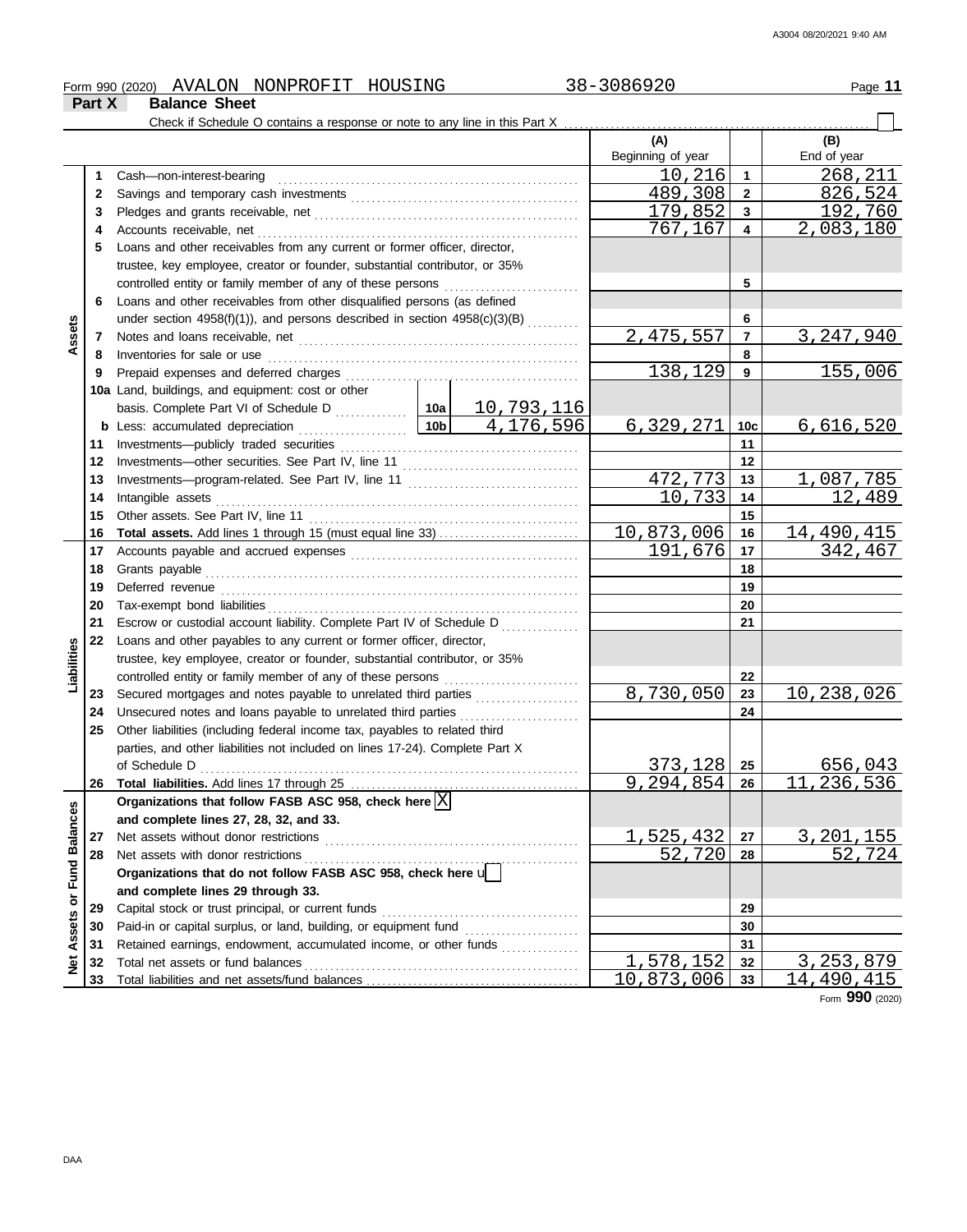Form 990 (2020) AVALON NONPROFIT HOUSING 38-3086920

## Part X Balance Sheet

Check if Schedule O contains a response or note to any line in this Part X ☐

| | | | | (A) Beginning of year | | (B) End of year |
|---|---|---|---|---|---|---|
| **Assets** | 1 | Cash—non-interest-bearing | | 10,216 | 1 | 268,211 |
| | 2 | Savings and temporary cash investments | | 489,308 | 2 | 826,524 |
| | 3 | Pledges and grants receivable, net | | 179,852 | 3 | 192,760 |
| | 4 | Accounts receivable, net | | 767,167 | 4 | 2,083,180 |
| | 5 | Loans and other receivables from any current or former officer, director, trustee, key employee, creator or founder, substantial contributor, or 35% controlled entity or family member of any of these persons | | | 5 | |
| | 6 | Loans and other receivables from other disqualified persons (as defined under section 4958(f)(1)), and persons described in section 4958(c)(3)(B) | | | 6 | |
| | 7 | Notes and loans receivable, net | | 2,475,557 | 7 | 3,247,940 |
| | 8 | Inventories for sale or use | | | 8 | |
| | 9 | Prepaid expenses and deferred charges | | 138,129 | 9 | 155,006 |
| | 10a | Land, buildings, and equipment: cost or other basis. Complete Part VI of Schedule D | 10a 10,793,116 | | | |
| | b | Less: accumulated depreciation | 10b 4,176,596 | 6,329,271 | 10c | 6,616,520 |
| | 11 | Investments—publicly traded securities | | | 11 | |
| | 12 | Investments—other securities. See Part IV, line 11 | | | 12 | |
| | 13 | Investments—program-related. See Part IV, line 11 | | 472,773 | 13 | 1,087,785 |
| | 14 | Intangible assets | | 10,733 | 14 | 12,489 |
| | 15 | Other assets. See Part IV, line 11 | | | 15 | |
| | 16 | **Total assets.** Add lines 1 through 15 (must equal line 33) | | 10,873,006 | 16 | 14,490,415 |
| **Liabilities** | 17 | Accounts payable and accrued expenses | | 191,676 | 17 | 342,467 |
| | 18 | Grants payable | | | 18 | |
| | 19 | Deferred revenue | | | 19 | |
| | 20 | Tax-exempt bond liabilities | | | 20 | |
| | 21 | Escrow or custodial account liability. Complete Part IV of Schedule D | | | 21 | |
| | 22 | Loans and other payables to any current or former officer, director, trustee, key employee, creator or founder, substantial contributor, or 35% controlled entity or family member of any of these persons | | | 22 | |
| | 23 | Secured mortgages and notes payable to unrelated third parties | | 8,730,050 | 23 | 10,238,026 |
| | 24 | Unsecured notes and loans payable to unrelated third parties | | | 24 | |
| | 25 | Other liabilities (including federal income tax, payables to related third parties, and other liabilities not included on lines 17-24). Complete Part X of Schedule D | | 373,128 | 25 | 656,043 |
| | 26 | **Total liabilities.** Add lines 17 through 25 | | 9,294,854 | 26 | 11,236,536 |
| **Net Assets or Fund Balances** | | **Organizations that follow FASB ASC 958, check here** ☒ **and complete lines 27, 28, 32, and 33.** | | | | |
| | 27 | Net assets without donor restrictions | | 1,525,432 | 27 | 3,201,155 |
| | 28 | Net assets with donor restrictions | | 52,720 | 28 | 52,724 |
| | | **Organizations that do not follow FASB ASC 958, check here** ☐ **and complete lines 29 through 33.** | | | | |
| | 29 | Capital stock or trust principal, or current funds | | | 29 | |
| | 30 | Paid-in or capital surplus, or land, building, or equipment fund | | | 30 | |
| | 31 | Retained earnings, endowment, accumulated income, or other funds | | | 31 | |
| | 32 | Total net assets or fund balances | | 1,578,152 | 32 | 3,253,879 |
| | 33 | Total liabilities and net assets/fund balances | | 10,873,006 | 33 | 14,490,415 |

Form **990** (2020)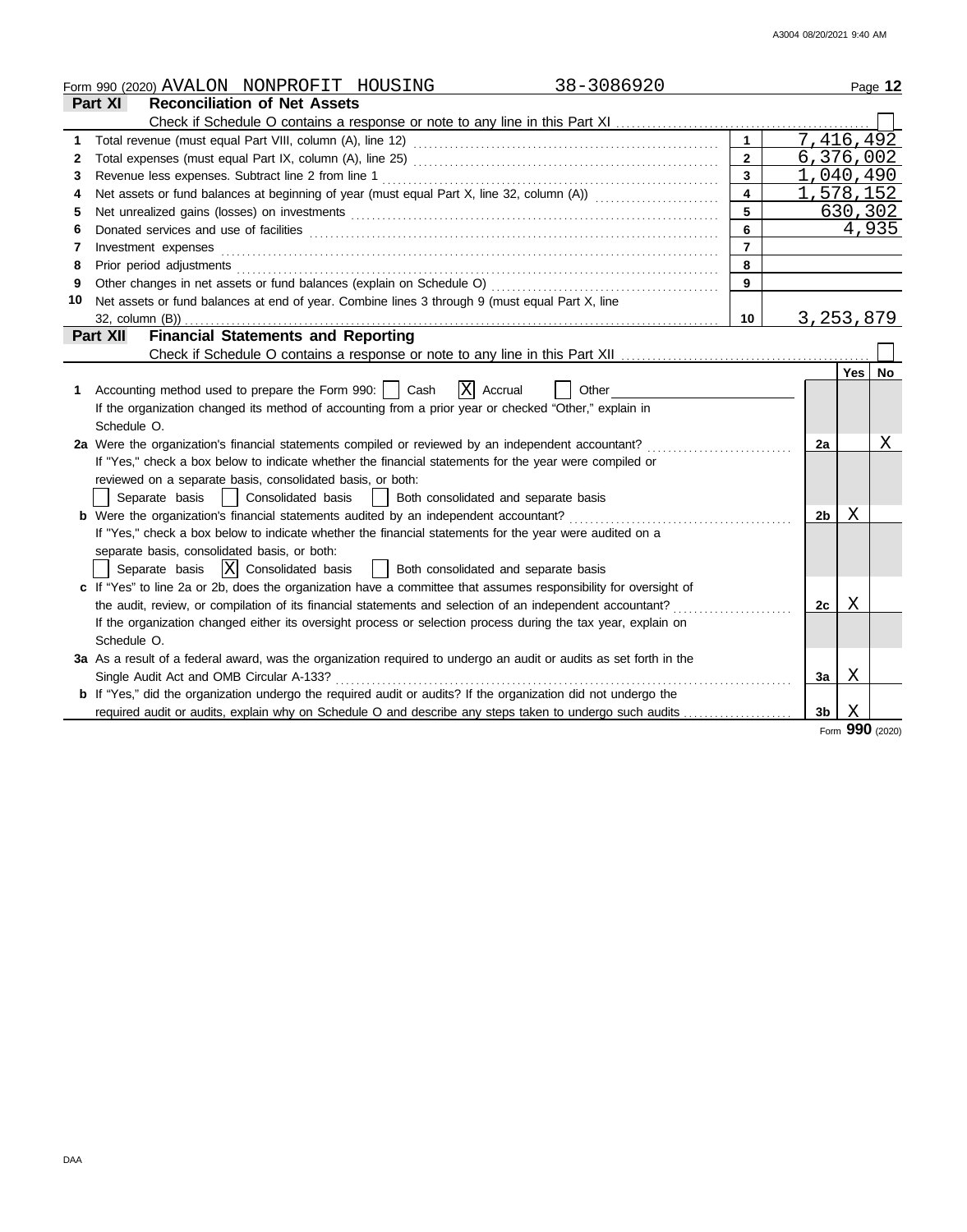Form 990 (2020) AVALON NONPROFIT HOUSING 38-3086920

## Part XI Reconciliation of Net Assets

Check if Schedule O contains a response or note to any line in this Part XI ☐

| | | | |
|---|---|---|---|
| 1 | Total revenue (must equal Part VIII, column (A), line 12) | 1 | 7,416,492 |
| 2 | Total expenses (must equal Part IX, column (A), line 25) | 2 | 6,376,002 |
| 3 | Revenue less expenses. Subtract line 2 from line 1 | 3 | 1,040,490 |
| 4 | Net assets or fund balances at beginning of year (must equal Part X, line 32, column (A)) | 4 | 1,578,152 |
| 5 | Net unrealized gains (losses) on investments | 5 | 630,302 |
| 6 | Donated services and use of facilities | 6 | 4,935 |
| 7 | Investment expenses | 7 | |
| 8 | Prior period adjustments | 8 | |
| 9 | Other changes in net assets or fund balances (explain on Schedule O) | 9 | |
| 10 | Net assets or fund balances at end of year. Combine lines 3 through 9 (must equal Part X, line 32, column (B)) | 10 | 3,253,879 |

## Part XII Financial Statements and Reporting

Check if Schedule O contains a response or note to any line in this Part XII ☐

| | | | Yes | No |
|---|---|---|---|---|
| 1 | Accounting method used to prepare the Form 990: ☐ Cash ☒ Accrual ☐ Other<br>If the organization changed its method of accounting from a prior year or checked "Other," explain in Schedule O. | | | |
| 2a | Were the organization's financial statements compiled or reviewed by an independent accountant? | 2a | | X |
| | If "Yes," check a box below to indicate whether the financial statements for the year were compiled or reviewed on a separate basis, consolidated basis, or both:<br>☐ Separate basis ☐ Consolidated basis ☐ Both consolidated and separate basis | | | |
| b | Were the organization's financial statements audited by an independent accountant? | 2b | X | |
| | If "Yes," check a box below to indicate whether the financial statements for the year were audited on a separate basis, consolidated basis, or both:<br>☐ Separate basis ☒ Consolidated basis ☐ Both consolidated and separate basis | | | |
| c | If "Yes" to line 2a or 2b, does the organization have a committee that assumes responsibility for oversight of the audit, review, or compilation of its financial statements and selection of an independent accountant? | 2c | X | |
| | If the organization changed either its oversight process or selection process during the tax year, explain on Schedule O. | | | |
| 3a | As a result of a federal award, was the organization required to undergo an audit or audits as set forth in the Single Audit Act and OMB Circular A-133? | 3a | X | |
| b | If "Yes," did the organization undergo the required audit or audits? If the organization did not undergo the required audit or audits, explain why on Schedule O and describe any steps taken to undergo such audits | 3b | X | |

Form **990** (2020)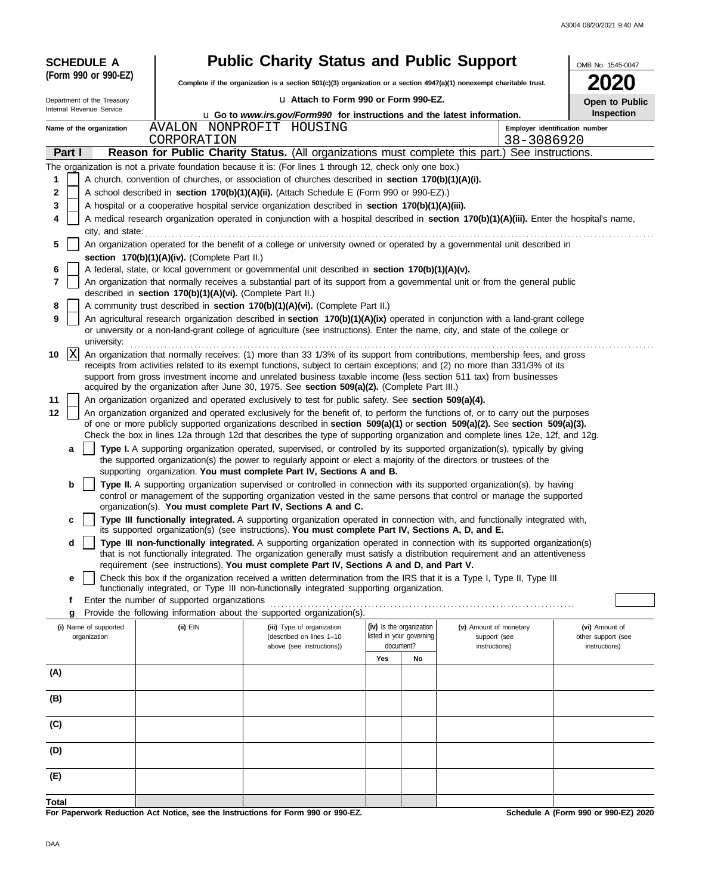A3004 08/20/2021 9:40 AM

**SCHEDULE A**
**(Form 990 or 990-EZ)**

Department of the Treasury
Internal Revenue Service

# Public Charity Status and Public Support

**Complete if the organization is a section 501(c)(3) organization or a section 4947(a)(1) nonexempt charitable trust.**

u Attach to Form 990 or Form 990-EZ.

u Go to *www.irs.gov/Form990* for instructions and the latest information.

OMB No. 1545-0047

**2020**

**Open to Public Inspection**

**Name of the organization** AVALON NONPROFIT HOUSING CORPORATION

**Employer identification number** 38-3086920

## Part I — Reason for Public Charity Status. (All organizations must complete this part.) See instructions.

The organization is not a private foundation because it is: (For lines 1 through 12, check only one box.)

1. [ ] A church, convention of churches, or association of churches described in **section 170(b)(1)(A)(i).**
2. [ ] A school described in **section 170(b)(1)(A)(ii).** (Attach Schedule E (Form 990 or 990-EZ).)
3. [ ] A hospital or a cooperative hospital service organization described in **section 170(b)(1)(A)(iii).**
4. [ ] A medical research organization operated in conjunction with a hospital described in **section 170(b)(1)(A)(iii).** Enter the hospital's name, city, and state:
5. [ ] An organization operated for the benefit of a college or university owned or operated by a governmental unit described in **section 170(b)(1)(A)(iv).** (Complete Part II.)
6. [ ] A federal, state, or local government or governmental unit described in **section 170(b)(1)(A)(v).**
7. [ ] An organization that normally receives a substantial part of its support from a governmental unit or from the general public described in **section 170(b)(1)(A)(vi).** (Complete Part II.)
8. [ ] A community trust described in **section 170(b)(1)(A)(vi).** (Complete Part II.)
9. [ ] An agricultural research organization described in **section 170(b)(1)(A)(ix)** operated in conjunction with a land-grant college or university or a non-land-grant college of agriculture (see instructions). Enter the name, city, and state of the college or university:
10. [X] An organization that normally receives: (1) more than 33 1/3% of its support from contributions, membership fees, and gross receipts from activities related to its exempt functions, subject to certain exceptions; and (2) no more than 331/3% of its support from gross investment income and unrelated business taxable income (less section 511 tax) from businesses acquired by the organization after June 30, 1975. See **section 509(a)(2).** (Complete Part III.)
11. [ ] An organization organized and operated exclusively to test for public safety. See **section 509(a)(4).**
12. [ ] An organization organized and operated exclusively for the benefit of, to perform the functions of, or to carry out the purposes of one or more publicly supported organizations described in **section 509(a)(1)** or **section 509(a)(2).** See **section 509(a)(3).** Check the box in lines 12a through 12d that describes the type of supporting organization and complete lines 12e, 12f, and 12g.
   - **a** [ ] **Type I.** A supporting organization operated, supervised, or controlled by its supported organization(s), typically by giving the supported organization(s) the power to regularly appoint or elect a majority of the directors or trustees of the supporting organization. **You must complete Part IV, Sections A and B.**
   - **b** [ ] **Type II.** A supporting organization supervised or controlled in connection with its supported organization(s), by having control or management of the supporting organization vested in the same persons that control or manage the supported organization(s). **You must complete Part IV, Sections A and C.**
   - **c** [ ] **Type III functionally integrated.** A supporting organization operated in connection with, and functionally integrated with, its supported organization(s) (see instructions). **You must complete Part IV, Sections A, D, and E.**
   - **d** [ ] **Type III non-functionally integrated.** A supporting organization operated in connection with its supported organization(s) that is not functionally integrated. The organization generally must satisfy a distribution requirement and an attentiveness requirement (see instructions). **You must complete Part IV, Sections A and D, and Part V.**
   - **e** [ ] Check this box if the organization received a written determination from the IRS that it is a Type I, Type II, Type III functionally integrated, or Type III non-functionally integrated supporting organization.
   - **f** Enter the number of supported organizations
   - **g** Provide the following information about the supported organization(s).

| (i) Name of supported organization | (ii) EIN | (iii) Type of organization (described on lines 1–10 above (see instructions)) | (iv) Is the organization listed in your governing document? Yes | No | (v) Amount of monetary support (see instructions) | (vi) Amount of other support (see instructions) |
|---|---|---|---|---|---|---|
| (A) | | | | | | |
| (B) | | | | | | |
| (C) | | | | | | |
| (D) | | | | | | |
| (E) | | | | | | |
| **Total** | | | | | | |

**For Paperwork Reduction Act Notice, see the Instructions for Form 990 or 990-EZ.**

**Schedule A (Form 990 or 990-EZ) 2020**

DAA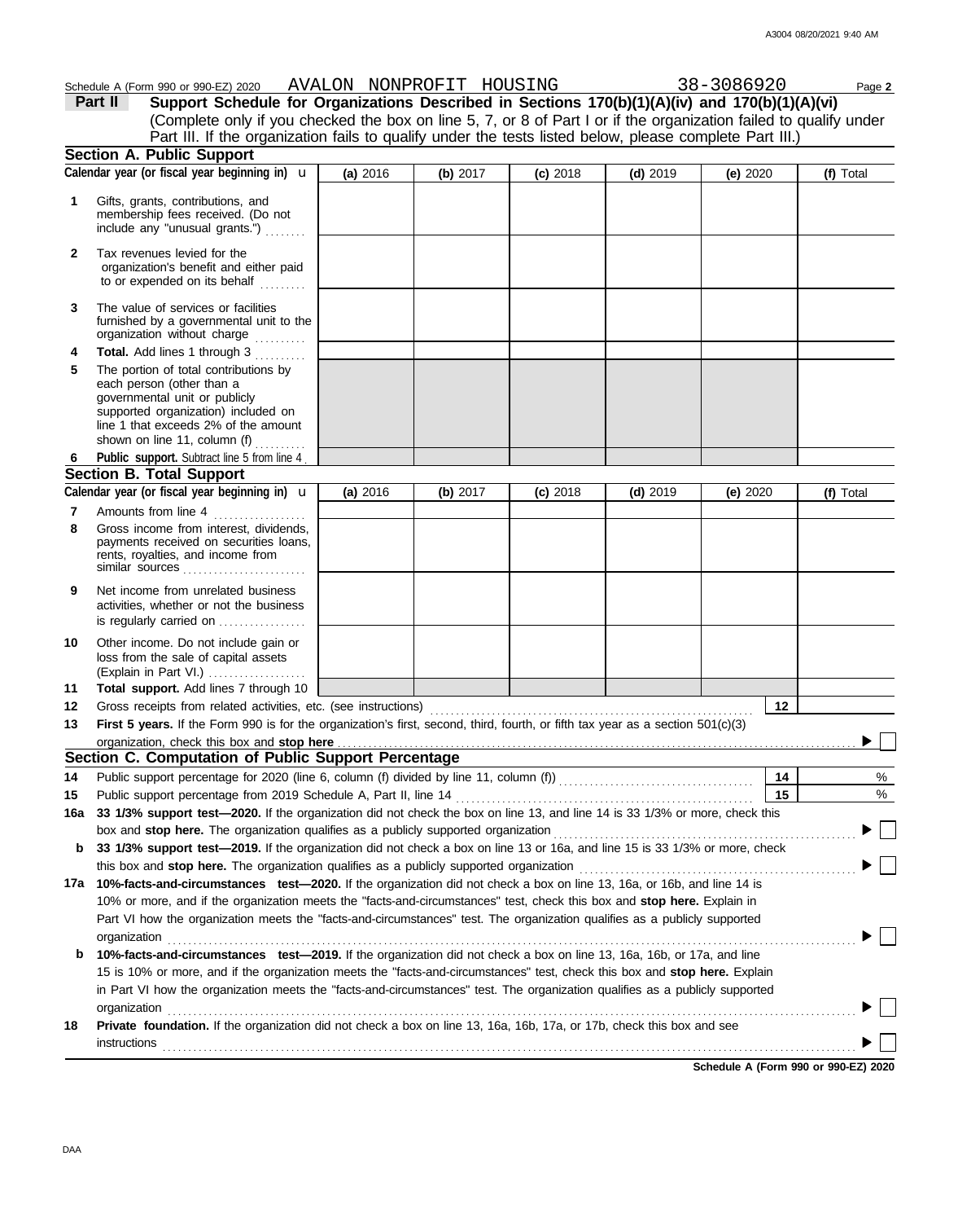Schedule A (Form 990 or 990-EZ) 2020 AVALON NONPROFIT HOUSING 38-3086920 Page **2**

## Part II Support Schedule for Organizations Described in Sections 170(b)(1)(A)(iv) and 170(b)(1)(A)(vi)

(Complete only if you checked the box on line 5, 7, or 8 of Part I or if the organization failed to qualify under Part III. If the organization fails to qualify under the tests listed below, please complete Part III.)

### Section A. Public Support

| Calendar year (or fiscal year beginning in) u | (a) 2016 | (b) 2017 | (c) 2018 | (d) 2019 | (e) 2020 | (f) Total |
|---|---|---|---|---|---|---|
| **1** Gifts, grants, contributions, and membership fees received. (Do not include any "unusual grants.") | | | | | | |
| **2** Tax revenues levied for the organization's benefit and either paid to or expended on its behalf | | | | | | |
| **3** The value of services or facilities furnished by a governmental unit to the organization without charge | | | | | | |
| **4** **Total.** Add lines 1 through 3 | | | | | | |
| **5** The portion of total contributions by each person (other than a governmental unit or publicly supported organization) included on line 1 that exceeds 2% of the amount shown on line 11, column (f) | | | | | | |
| **6** **Public support.** Subtract line 5 from line 4 | | | | | | |

### Section B. Total Support

| Calendar year (or fiscal year beginning in) u | (a) 2016 | (b) 2017 | (c) 2018 | (d) 2019 | (e) 2020 | (f) Total |
|---|---|---|---|---|---|---|
| **7** Amounts from line 4 | | | | | | |
| **8** Gross income from interest, dividends, payments received on securities loans, rents, royalties, and income from similar sources | | | | | | |
| **9** Net income from unrelated business activities, whether or not the business is regularly carried on | | | | | | |
| **10** Other income. Do not include gain or loss from the sale of capital assets (Explain in Part VI.) | | | | | | |
| **11** **Total support.** Add lines 7 through 10 | | | | | | |

**12** Gross receipts from related activities, etc. (see instructions) **12**

**13** **First 5 years.** If the Form 990 is for the organization's first, second, third, fourth, or fifth tax year as a section 501(c)(3) organization, check this box and **stop here** ▶ ☐

### Section C. Computation of Public Support Percentage

**14** Public support percentage for 2020 (line 6, column (f) divided by line 11, column (f)) **14** %

**15** Public support percentage from 2019 Schedule A, Part II, line 14 **15** %

**16a** **33 1/3% support test—2020.** If the organization did not check the box on line 13, and line 14 is 33 1/3% or more, check this box and **stop here.** The organization qualifies as a publicly supported organization ▶ ☐

**b** **33 1/3% support test—2019.** If the organization did not check a box on line 13 or 16a, and line 15 is 33 1/3% or more, check this box and **stop here.** The organization qualifies as a publicly supported organization ▶ ☐

**17a** **10%-facts-and-circumstances test—2020.** If the organization did not check a box on line 13, 16a, or 16b, and line 14 is 10% or more, and if the organization meets the "facts-and-circumstances" test, check this box and **stop here.** Explain in Part VI how the organization meets the "facts-and-circumstances" test. The organization qualifies as a publicly supported organization ▶ ☐

**b** **10%-facts-and-circumstances test—2019.** If the organization did not check a box on line 13, 16a, 16b, or 17a, and line 15 is 10% or more, and if the organization meets the "facts-and-circumstances" test, check this box and **stop here.** Explain in Part VI how the organization meets the "facts-and-circumstances" test. The organization qualifies as a publicly supported organization ▶ ☐

**18** **Private foundation.** If the organization did not check a box on line 13, 16a, 16b, 17a, or 17b, check this box and see instructions ▶ ☐

**Schedule A (Form 990 or 990-EZ) 2020**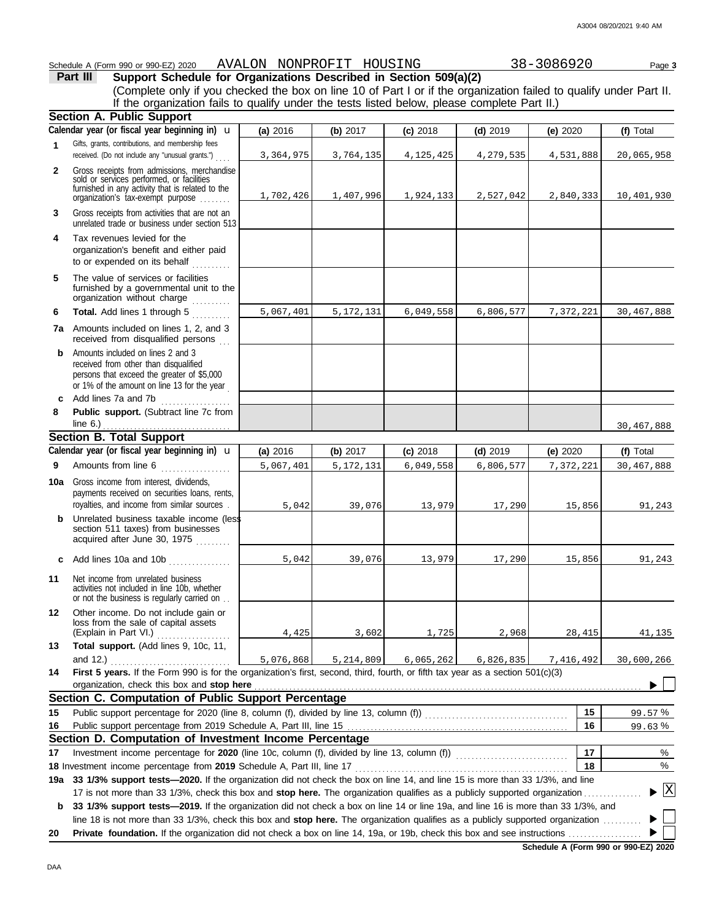Schedule A (Form 990 or 990-EZ) 2020 AVALON NONPROFIT HOUSING 38-3086920

## Part III Support Schedule for Organizations Described in Section 509(a)(2)

(Complete only if you checked the box on line 10 of Part I or if the organization failed to qualify under Part II. If the organization fails to qualify under the tests listed below, please complete Part II.)

### Section A. Public Support

| Calendar year (or fiscal year beginning in) | (a) 2016 | (b) 2017 | (c) 2018 | (d) 2019 | (e) 2020 | (f) Total |
|---|---|---|---|---|---|---|
| 1 Gifts, grants, contributions, and membership fees received. (Do not include any "unusual grants.") | 3,364,975 | 3,764,135 | 4,125,425 | 4,279,535 | 4,531,888 | 20,065,958 |
| 2 Gross receipts from admissions, merchandise sold or services performed, or facilities furnished in any activity that is related to the organization's tax-exempt purpose | 1,702,426 | 1,407,996 | 1,924,133 | 2,527,042 | 2,840,333 | 10,401,930 |
| 3 Gross receipts from activities that are not an unrelated trade or business under section 513 | | | | | | |
| 4 Tax revenues levied for the organization's benefit and either paid to or expended on its behalf | | | | | | |
| 5 The value of services or facilities furnished by a governmental unit to the organization without charge | | | | | | |
| 6 **Total.** Add lines 1 through 5 | 5,067,401 | 5,172,131 | 6,049,558 | 6,806,577 | 7,372,221 | 30,467,888 |
| 7a Amounts included on lines 1, 2, and 3 received from disqualified persons | | | | | | |
| b Amounts included on lines 2 and 3 received from other than disqualified persons that exceed the greater of $5,000 or 1% of the amount on line 13 for the year | | | | | | |
| c Add lines 7a and 7b | | | | | | |
| 8 **Public support.** (Subtract line 7c from line 6.) | | | | | | 30,467,888 |

### Section B. Total Support

| Calendar year (or fiscal year beginning in) | (a) 2016 | (b) 2017 | (c) 2018 | (d) 2019 | (e) 2020 | (f) Total |
|---|---|---|---|---|---|---|
| 9 Amounts from line 6 | 5,067,401 | 5,172,131 | 6,049,558 | 6,806,577 | 7,372,221 | 30,467,888 |
| 10a Gross income from interest, dividends, payments received on securities loans, rents, royalties, and income from similar sources | 5,042 | 39,076 | 13,979 | 17,290 | 15,856 | 91,243 |
| b Unrelated business taxable income (less section 511 taxes) from businesses acquired after June 30, 1975 | | | | | | |
| c Add lines 10a and 10b | 5,042 | 39,076 | 13,979 | 17,290 | 15,856 | 91,243 |
| 11 Net income from unrelated business activities not included in line 10b, whether or not the business is regularly carried on | | | | | | |
| 12 Other income. Do not include gain or loss from the sale of capital assets (Explain in Part VI.) | 4,425 | 3,602 | 1,725 | 2,968 | 28,415 | 41,135 |
| 13 **Total support.** (Add lines 9, 10c, 11, and 12.) | 5,076,868 | 5,214,809 | 6,065,262 | 6,826,835 | 7,416,492 | 30,600,266 |

14 **First 5 years.** If the Form 990 is for the organization's first, second, third, fourth, or fifth tax year as a section 501(c)(3) organization, check this box and **stop here** ☐

### Section C. Computation of Public Support Percentage

| | | | |
|---|---|---|---|
| 15 | Public support percentage for 2020 (line 8, column (f), divided by line 13, column (f)) | 15 | 99.57 % |
| 16 | Public support percentage from 2019 Schedule A, Part III, line 15 | 16 | 99.63 % |

### Section D. Computation of Investment Income Percentage

| | | | |
|---|---|---|---|
| 17 | Investment income percentage for **2020** (line 10c, column (f), divided by line 13, column (f)) | 17 | % |
| 18 | Investment income percentage from **2019** Schedule A, Part III, line 17 | 18 | % |

19a **33 1/3% support tests—2020.** If the organization did not check the box on line 14, and line 15 is more than 33 1/3%, and line 17 is not more than 33 1/3%, check this box and **stop here.** The organization qualifies as a publicly supported organization ☒

b **33 1/3% support tests—2019.** If the organization did not check a box on line 14 or line 19a, and line 16 is more than 33 1/3%, and line 18 is not more than 33 1/3%, check this box and **stop here.** The organization qualifies as a publicly supported organization ☐

20 **Private foundation.** If the organization did not check a box on line 14, 19a, or 19b, check this box and see instructions ☐

**Schedule A (Form 990 or 990-EZ) 2020**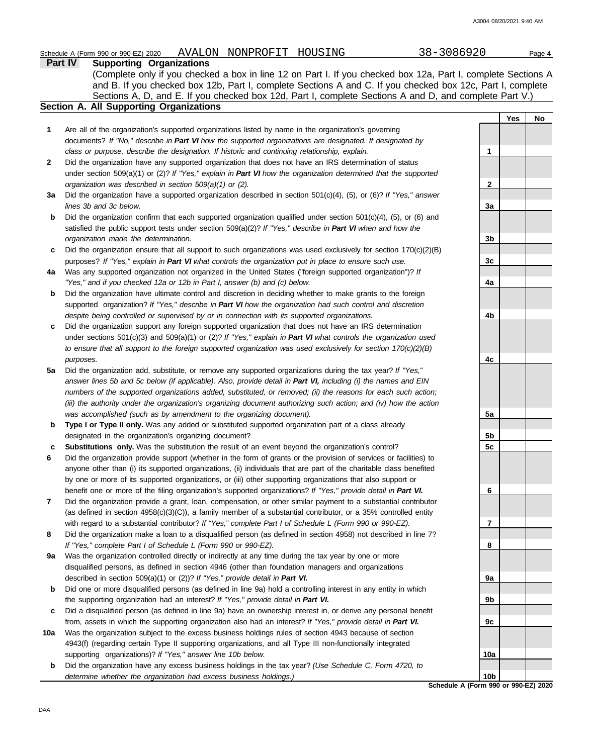Schedule A (Form 990 or 990-EZ) 2020 AVALON NONPROFIT HOUSING 38-3086920 Page **4**

## Part IV Supporting Organizations

(Complete only if you checked a box in line 12 on Part I. If you checked box 12a, Part I, complete Sections A and B. If you checked box 12b, Part I, complete Sections A and C. If you checked box 12c, Part I, complete Sections A, D, and E. If you checked box 12d, Part I, complete Sections A and D, and complete Part V.)

### Section A. All Supporting Organizations

| | | | Yes | No |
|---|---|---|---|---|
| **1** | Are all of the organization's supported organizations listed by name in the organization's governing documents? *If "No," describe in **Part VI** how the supported organizations are designated. If designated by class or purpose, describe the designation. If historic and continuing relationship, explain.* | **1** | | |
| **2** | Did the organization have any supported organization that does not have an IRS determination of status under section 509(a)(1) or (2)? *If "Yes," explain in **Part VI** how the organization determined that the supported organization was described in section 509(a)(1) or (2).* | **2** | | |
| **3a** | Did the organization have a supported organization described in section 501(c)(4), (5), or (6)? *If "Yes," answer lines 3b and 3c below.* | **3a** | | |
| **b** | Did the organization confirm that each supported organization qualified under section 501(c)(4), (5), or (6) and satisfied the public support tests under section 509(a)(2)? *If "Yes," describe in **Part VI** when and how the organization made the determination.* | **3b** | | |
| **c** | Did the organization ensure that all support to such organizations was used exclusively for section 170(c)(2)(B) purposes? *If "Yes," explain in **Part VI** what controls the organization put in place to ensure such use.* | **3c** | | |
| **4a** | Was any supported organization not organized in the United States ("foreign supported organization")? *If "Yes," and if you checked 12a or 12b in Part I, answer (b) and (c) below.* | **4a** | | |
| **b** | Did the organization have ultimate control and discretion in deciding whether to make grants to the foreign supported organization? *If "Yes," describe in **Part VI** how the organization had such control and discretion despite being controlled or supervised by or in connection with its supported organizations.* | **4b** | | |
| **c** | Did the organization support any foreign supported organization that does not have an IRS determination under sections 501(c)(3) and 509(a)(1) or (2)? *If "Yes," explain in **Part VI** what controls the organization used to ensure that all support to the foreign supported organization was used exclusively for section 170(c)(2)(B) purposes.* | **4c** | | |
| **5a** | Did the organization add, substitute, or remove any supported organizations during the tax year? *If "Yes," answer lines 5b and 5c below (if applicable). Also, provide detail in **Part VI,** including (i) the names and EIN numbers of the supported organizations added, substituted, or removed; (ii) the reasons for each such action; (iii) the authority under the organization's organizing document authorizing such action; and (iv) how the action was accomplished (such as by amendment to the organizing document).* | **5a** | | |
| **b** | **Type I or Type II only.** Was any added or substituted supported organization part of a class already designated in the organization's organizing document? | **5b** | | |
| **c** | **Substitutions only.** Was the substitution the result of an event beyond the organization's control? | **5c** | | |
| **6** | Did the organization provide support (whether in the form of grants or the provision of services or facilities) to anyone other than (i) its supported organizations, (ii) individuals that are part of the charitable class benefited by one or more of its supported organizations, or (iii) other supporting organizations that also support or benefit one or more of the filing organization's supported organizations? *If "Yes," provide detail in **Part VI.*** | **6** | | |
| **7** | Did the organization provide a grant, loan, compensation, or other similar payment to a substantial contributor (as defined in section 4958(c)(3)(C)), a family member of a substantial contributor, or a 35% controlled entity with regard to a substantial contributor? *If "Yes," complete Part I of Schedule L (Form 990 or 990-EZ).* | **7** | | |
| **8** | Did the organization make a loan to a disqualified person (as defined in section 4958) not described in line 7? *If "Yes," complete Part I of Schedule L (Form 990 or 990-EZ).* | **8** | | |
| **9a** | Was the organization controlled directly or indirectly at any time during the tax year by one or more disqualified persons, as defined in section 4946 (other than foundation managers and organizations described in section 509(a)(1) or (2))? *If "Yes," provide detail in **Part VI.*** | **9a** | | |
| **b** | Did one or more disqualified persons (as defined in line 9a) hold a controlling interest in any entity in which the supporting organization had an interest? *If "Yes," provide detail in **Part VI.*** | **9b** | | |
| **c** | Did a disqualified person (as defined in line 9a) have an ownership interest in, or derive any personal benefit from, assets in which the supporting organization also had an interest? *If "Yes," provide detail in **Part VI.*** | **9c** | | |
| **10a** | Was the organization subject to the excess business holdings rules of section 4943 because of section 4943(f) (regarding certain Type II supporting organizations, and all Type III non-functionally integrated supporting organizations)? *If "Yes," answer line 10b below.* | **10a** | | |
| **b** | Did the organization have any excess business holdings in the tax year? *(Use Schedule C, Form 4720, to determine whether the organization had excess business holdings.)* | **10b** | | |

**Schedule A (Form 990 or 990-EZ) 2020**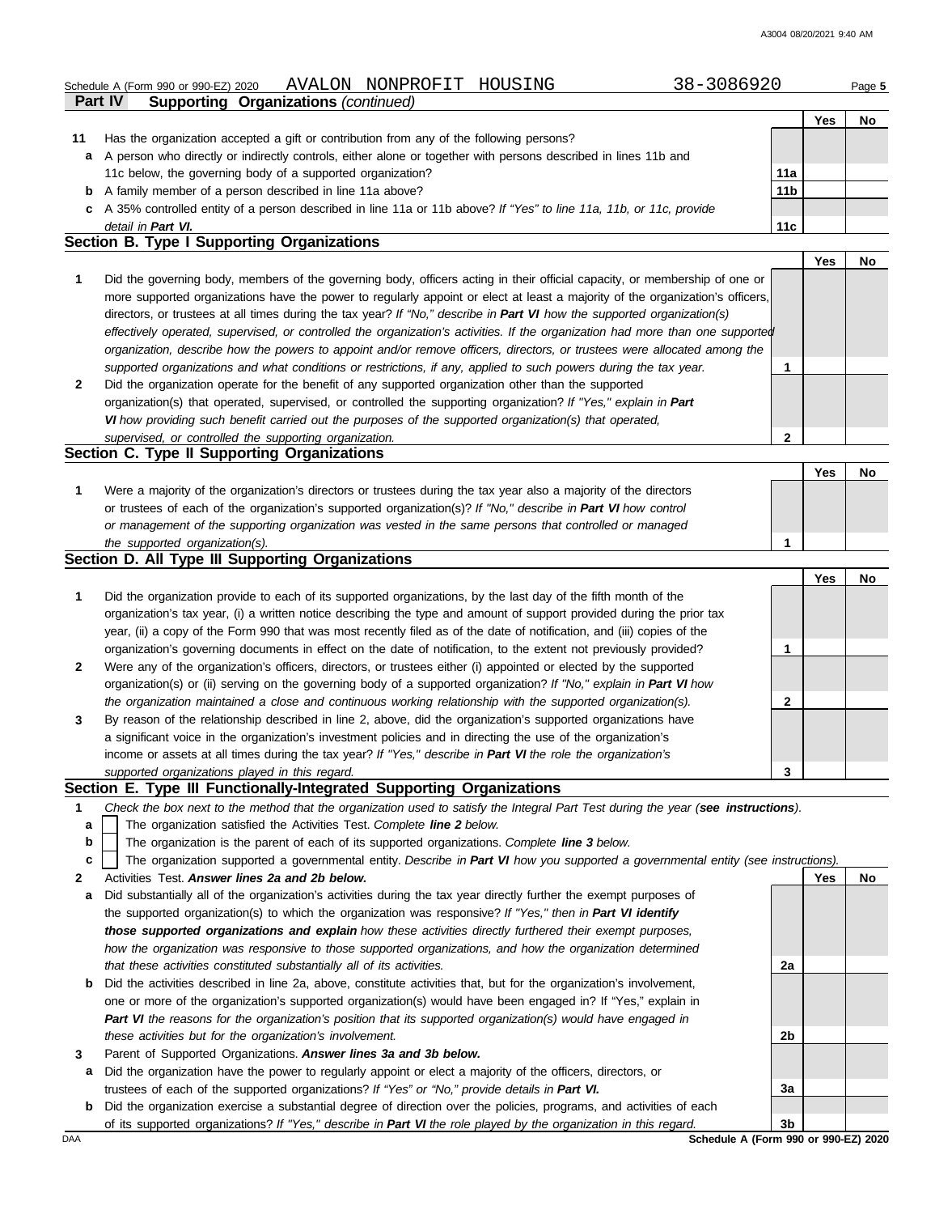Schedule A (Form 990 or 990-EZ) 2020 AVALON NONPROFIT HOUSING 38-3086920

## Part IV Supporting Organizations *(continued)*

| | | | Yes | No |
|---|---|---|---|---|
| **11** | Has the organization accepted a gift or contribution from any of the following persons? | | | |
| **a** | A person who directly or indirectly controls, either alone or together with persons described in lines 11b and 11c below, the governing body of a supported organization? | **11a** | | |
| **b** | A family member of a person described in line 11a above? | **11b** | | |
| **c** | A 35% controlled entity of a person described in line 11a or 11b above? *If "Yes" to line 11a, 11b, or 11c, provide detail in* ***Part VI.*** | **11c** | | |

### Section B. Type I Supporting Organizations

| | | | Yes | No |
|---|---|---|---|---|
| **1** | Did the governing body, members of the governing body, officers acting in their official capacity, or membership of one or more supported organizations have the power to regularly appoint or elect at least a majority of the organization's officers, directors, or trustees at all times during the tax year? *If "No," describe in* ***Part VI*** *how the supported organization(s) effectively operated, supervised, or controlled the organization's activities. If the organization had more than one supported organization, describe how the powers to appoint and/or remove officers, directors, or trustees were allocated among the supported organizations and what conditions or restrictions, if any, applied to such powers during the tax year.* | **1** | | |
| **2** | Did the organization operate for the benefit of any supported organization other than the supported organization(s) that operated, supervised, or controlled the supporting organization? *If "Yes," explain in* ***Part VI*** *how providing such benefit carried out the purposes of the supported organization(s) that operated, supervised, or controlled the supporting organization.* | **2** | | |

### Section C. Type II Supporting Organizations

| | | | Yes | No |
|---|---|---|---|---|
| **1** | Were a majority of the organization's directors or trustees during the tax year also a majority of the directors or trustees of each of the organization's supported organization(s)? *If "No," describe in* ***Part VI*** *how control or management of the supporting organization was vested in the same persons that controlled or managed the supported organization(s).* | **1** | | |

### Section D. All Type III Supporting Organizations

| | | | Yes | No |
|---|---|---|---|---|
| **1** | Did the organization provide to each of its supported organizations, by the last day of the fifth month of the organization's tax year, (i) a written notice describing the type and amount of support provided during the prior tax year, (ii) a copy of the Form 990 that was most recently filed as of the date of notification, and (iii) copies of the organization's governing documents in effect on the date of notification, to the extent not previously provided? | **1** | | |
| **2** | Were any of the organization's officers, directors, or trustees either (i) appointed or elected by the supported organization(s) or (ii) serving on the governing body of a supported organization? *If "No," explain in* ***Part VI*** *how the organization maintained a close and continuous working relationship with the supported organization(s).* | **2** | | |
| **3** | By reason of the relationship described in line 2, above, did the organization's supported organizations have a significant voice in the organization's investment policies and in directing the use of the organization's income or assets at all times during the tax year? *If "Yes," describe in* ***Part VI*** *the role the organization's supported organizations played in this regard.* | **3** | | |

### Section E. Type III Functionally-Integrated Supporting Organizations

**1** *Check the box next to the method that the organization used to satisfy the Integral Part Test during the year (****see instructions****).*

- **a** ☐ The organization satisfied the Activities Test. *Complete* ***line 2*** *below.*
- **b** ☐ The organization is the parent of each of its supported organizations. *Complete* ***line 3*** *below.*
- **c** ☐ The organization supported a governmental entity. *Describe in* ***Part VI*** *how you supported a governmental entity (see instructions).*

| | | | Yes | No |
|---|---|---|---|---|
| **2** | Activities Test. ***Answer lines 2a and 2b below.*** | | | |
| **a** | Did substantially all of the organization's activities during the tax year directly further the exempt purposes of the supported organization(s) to which the organization was responsive? *If "Yes," then in* ***Part VI identify those supported organizations and explain*** *how these activities directly furthered their exempt purposes, how the organization was responsive to those supported organizations, and how the organization determined that these activities constituted substantially all of its activities.* | **2a** | | |
| **b** | Did the activities described in line 2a, above, constitute activities that, but for the organization's involvement, one or more of the organization's supported organization(s) would have been engaged in? If "Yes," explain in ***Part VI*** *the reasons for the organization's position that its supported organization(s) would have engaged in these activities but for the organization's involvement.* | **2b** | | |
| **3** | Parent of Supported Organizations. ***Answer lines 3a and 3b below.*** | | | |
| **a** | Did the organization have the power to regularly appoint or elect a majority of the officers, directors, or trustees of each of the supported organizations? *If "Yes" or "No," provide details in* ***Part VI.*** | **3a** | | |
| **b** | Did the organization exercise a substantial degree of direction over the policies, programs, and activities of each of its supported organizations? *If "Yes," describe in* ***Part VI*** *the role played by the organization in this regard.* | **3b** | | |

DAA **Schedule A (Form 990 or 990-EZ) 2020**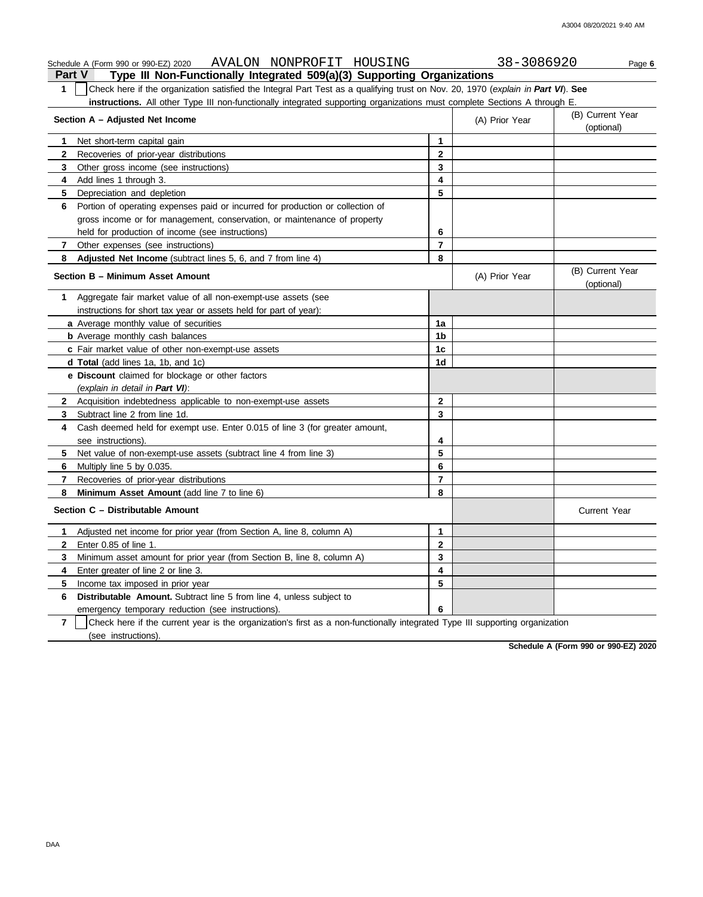Schedule A (Form 990 or 990-EZ) 2020 AVALON NONPROFIT HOUSING 38-3086920

## Part V Type III Non-Functionally Integrated 509(a)(3) Supporting Organizations

**1** ☐ Check here if the organization satisfied the Integral Part Test as a qualifying trust on Nov. 20, 1970 (*explain in **Part VI***). **See instructions.** All other Type III non-functionally integrated supporting organizations must complete Sections A through E.

| **Section A – Adjusted Net Income** | | (A) Prior Year | (B) Current Year (optional) |
|---|---|---|---|
| **1** Net short-term capital gain | 1 | | |
| **2** Recoveries of prior-year distributions | 2 | | |
| **3** Other gross income (see instructions) | 3 | | |
| **4** Add lines 1 through 3. | 4 | | |
| **5** Depreciation and depletion | 5 | | |
| **6** Portion of operating expenses paid or incurred for production or collection of gross income or for management, conservation, or maintenance of property held for production of income (see instructions) | 6 | | |
| **7** Other expenses (see instructions) | 7 | | |
| **8** **Adjusted Net Income** (subtract lines 5, 6, and 7 from line 4) | 8 | | |

| **Section B – Minimum Asset Amount** | | (A) Prior Year | (B) Current Year (optional) |
|---|---|---|---|
| **1** Aggregate fair market value of all non-exempt-use assets (see instructions for short tax year or assets held for part of year): | | | |
| **a** Average monthly value of securities | 1a | | |
| **b** Average monthly cash balances | 1b | | |
| **c** Fair market value of other non-exempt-use assets | 1c | | |
| **d** **Total** (add lines 1a, 1b, and 1c) | 1d | | |
| **e** **Discount** claimed for blockage or other factors (*explain in detail in **Part VI***): | | | |
| **2** Acquisition indebtedness applicable to non-exempt-use assets | 2 | | |
| **3** Subtract line 2 from line 1d. | 3 | | |
| **4** Cash deemed held for exempt use. Enter 0.015 of line 3 (for greater amount, see instructions). | 4 | | |
| **5** Net value of non-exempt-use assets (subtract line 4 from line 3) | 5 | | |
| **6** Multiply line 5 by 0.035. | 6 | | |
| **7** Recoveries of prior-year distributions | 7 | | |
| **8** **Minimum Asset Amount** (add line 7 to line 6) | 8 | | |

| **Section C – Distributable Amount** | | | Current Year |
|---|---|---|---|
| **1** Adjusted net income for prior year (from Section A, line 8, column A) | 1 | | |
| **2** Enter 0.85 of line 1. | 2 | | |
| **3** Minimum asset amount for prior year (from Section B, line 8, column A) | 3 | | |
| **4** Enter greater of line 2 or line 3. | 4 | | |
| **5** Income tax imposed in prior year | 5 | | |
| **6** **Distributable Amount.** Subtract line 5 from line 4, unless subject to emergency temporary reduction (see instructions). | 6 | | |

**7** ☐ Check here if the current year is the organization's first as a non-functionally integrated Type III supporting organization (see instructions).

**Schedule A (Form 990 or 990-EZ) 2020**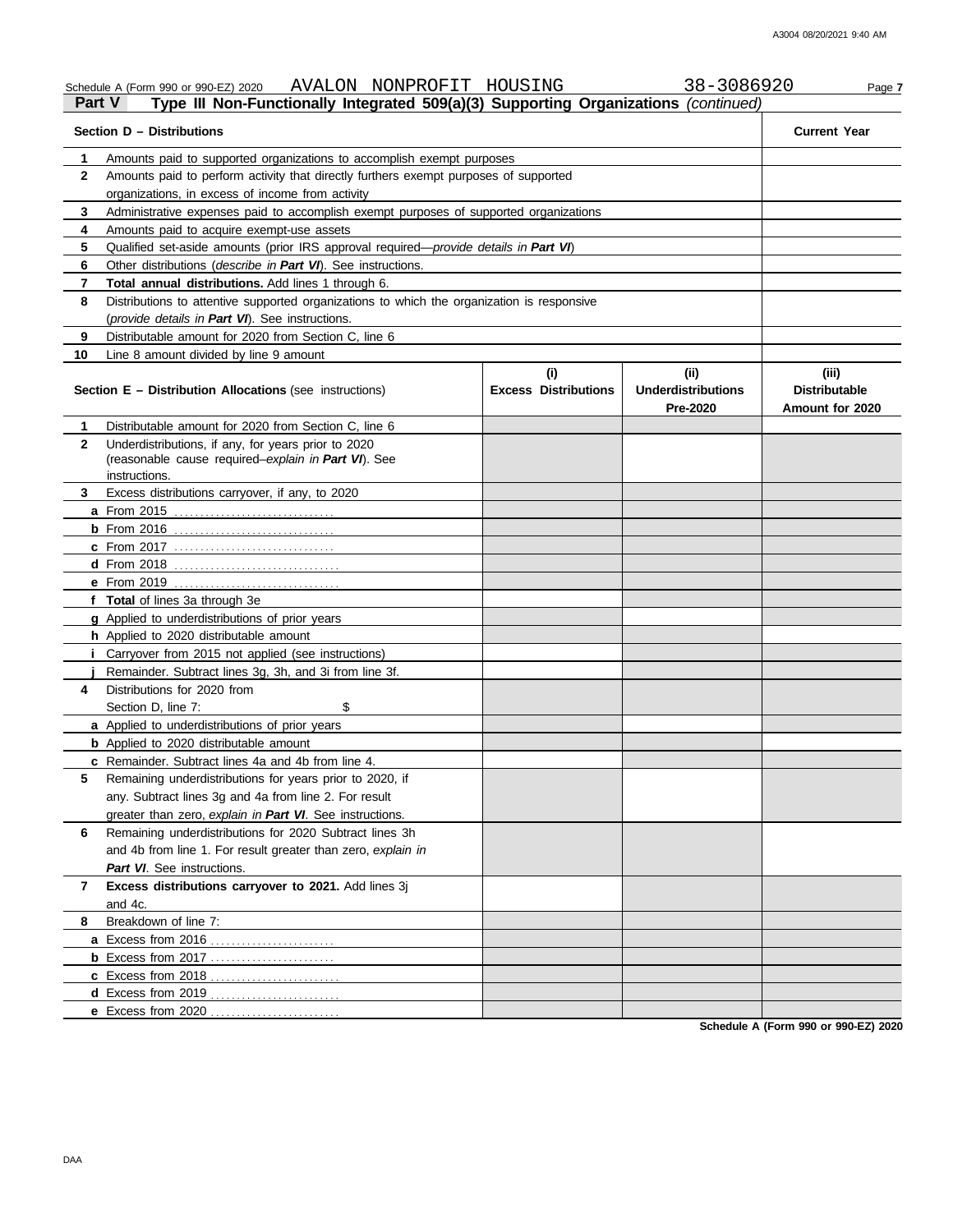Schedule A (Form 990 or 990-EZ) 2020 AVALON NONPROFIT HOUSING 38-3086920

**Part V Type III Non-Functionally Integrated 509(a)(3) Supporting Organizations** *(continued)*

| **Section D – Distributions** | **Current Year** |
|---|---|
| **1** Amounts paid to supported organizations to accomplish exempt purposes | |
| **2** Amounts paid to perform activity that directly furthers exempt purposes of supported organizations, in excess of income from activity | |
| **3** Administrative expenses paid to accomplish exempt purposes of supported organizations | |
| **4** Amounts paid to acquire exempt-use assets | |
| **5** Qualified set-aside amounts (prior IRS approval required—*provide details in **Part VI***) | |
| **6** Other distributions (*describe in **Part VI***). See instructions. | |
| **7** **Total annual distributions.** Add lines 1 through 6. | |
| **8** Distributions to attentive supported organizations to which the organization is responsive (*provide details in **Part VI***). See instructions. | |
| **9** Distributable amount for 2020 from Section C, line 6 | |
| **10** Line 8 amount divided by line 9 amount | |

| **Section E – Distribution Allocations** (see instructions) | **(i) Excess Distributions** | **(ii) Underdistributions Pre-2020** | **(iii) Distributable Amount for 2020** |
|---|---|---|---|
| **1** Distributable amount for 2020 from Section C, line 6 | | | |
| **2** Underdistributions, if any, for years prior to 2020 (reasonable cause required–*explain in **Part VI***). See instructions. | | | |
| **3** Excess distributions carryover, if any, to 2020 | | | |
| **a** From 2015 | | | |
| **b** From 2016 | | | |
| **c** From 2017 | | | |
| **d** From 2018 | | | |
| **e** From 2019 | | | |
| **f** **Total** of lines 3a through 3e | | | |
| **g** Applied to underdistributions of prior years | | | |
| **h** Applied to 2020 distributable amount | | | |
| **i** Carryover from 2015 not applied (see instructions) | | | |
| **j** Remainder. Subtract lines 3g, 3h, and 3i from line 3f. | | | |
| **4** Distributions for 2020 from Section D, line 7: $ | | | |
| **a** Applied to underdistributions of prior years | | | |
| **b** Applied to 2020 distributable amount | | | |
| **c** Remainder. Subtract lines 4a and 4b from line 4. | | | |
| **5** Remaining underdistributions for years prior to 2020, if any. Subtract lines 3g and 4a from line 2. For result greater than zero, *explain in **Part VI***. See instructions. | | | |
| **6** Remaining underdistributions for 2020 Subtract lines 3h and 4b from line 1. For result greater than zero, *explain in **Part VI***. See instructions. | | | |
| **7** **Excess distributions carryover to 2021.** Add lines 3j and 4c. | | | |
| **8** Breakdown of line 7: | | | |
| **a** Excess from 2016 | | | |
| **b** Excess from 2017 | | | |
| **c** Excess from 2018 | | | |
| **d** Excess from 2019 | | | |
| **e** Excess from 2020 | | | |

**Schedule A (Form 990 or 990-EZ) 2020**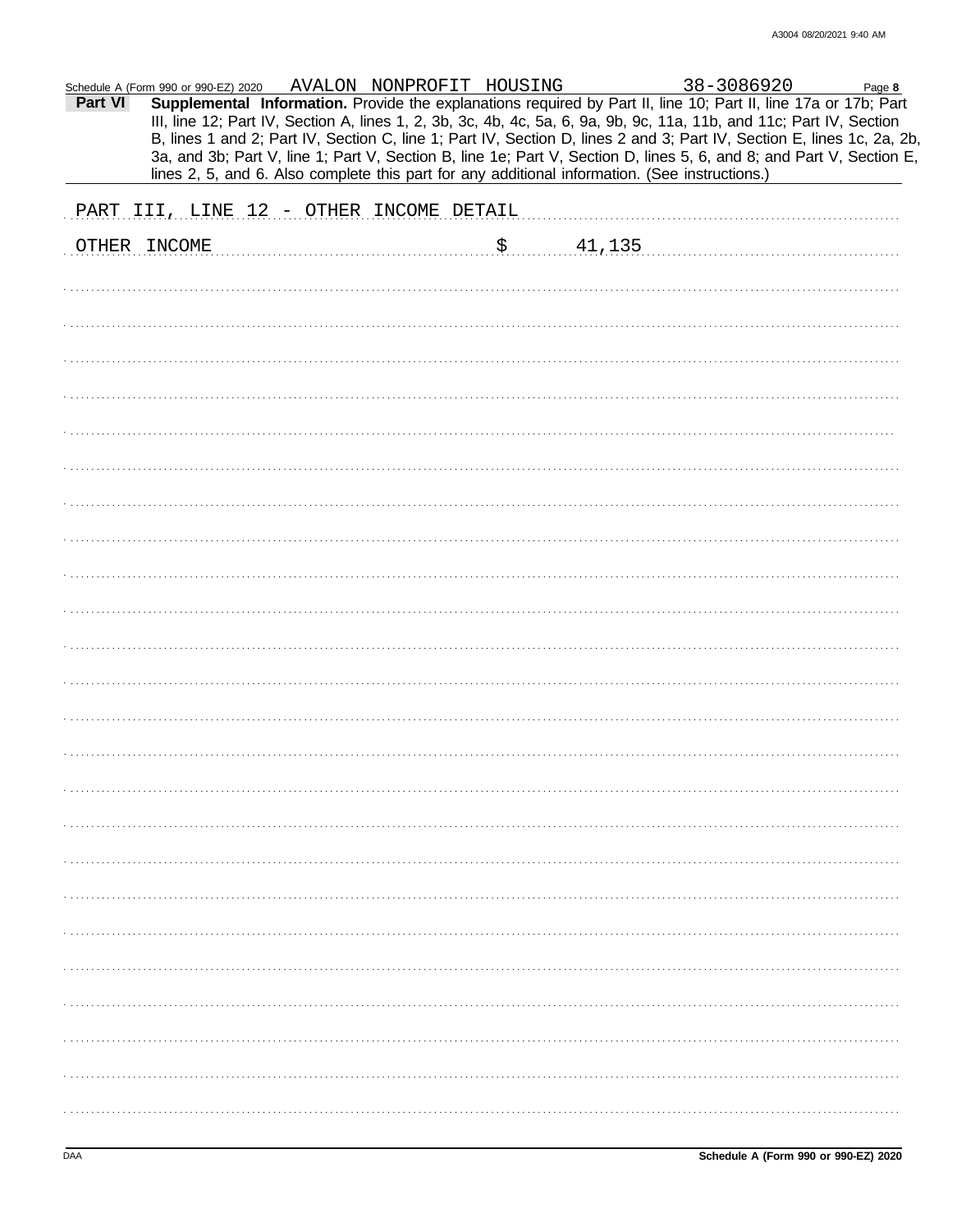Schedule A (Form 990 or 990-EZ) 2020 AVALON NONPROFIT HOUSING 38-3086920 Page **8**

**Part VI** **Supplemental Information.** Provide the explanations required by Part II, line 10; Part II, line 17a or 17b; Part III, line 12; Part IV, Section A, lines 1, 2, 3b, 3c, 4b, 4c, 5a, 6, 9a, 9b, 9c, 11a, 11b, and 11c; Part IV, Section B, lines 1 and 2; Part IV, Section C, line 1; Part IV, Section D, lines 2 and 3; Part IV, Section E, lines 1c, 2a, 2b, 3a, and 3b; Part V, line 1; Part V, Section B, line 1e; Part V, Section D, lines 5, 6, and 8; and Part V, Section E, lines 2, 5, and 6. Also complete this part for any additional information. (See instructions.)

PART III, LINE 12 - OTHER INCOME DETAIL

OTHER INCOME $ 41,135

Schedule A (Form 990 or 990-EZ) 2020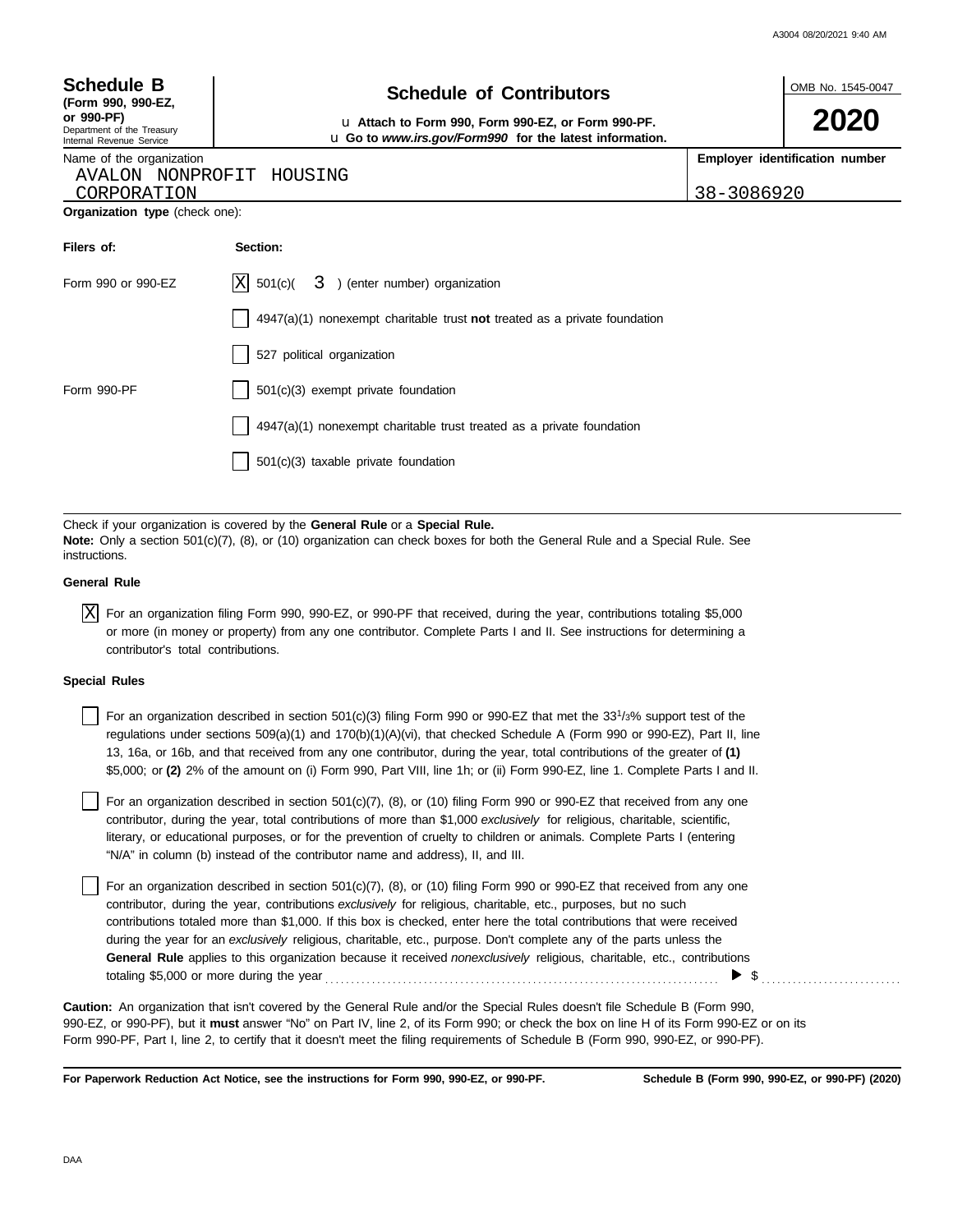**Schedule B**
**(Form 990, 990-EZ, or 990-PF)**
Department of the Treasury
Internal Revenue Service

# Schedule of Contributors

u **Attach to Form 990, Form 990-EZ, or Form 990-PF.**
u **Go to *www.irs.gov/Form990* for the latest information.**

OMB No. 1545-0047

**2020**

| Name of the organization | **Employer identification number** |
|---|---|
| AVALON NONPROFIT HOUSING CORPORATION | 38-3086920 |

**Organization type** (check one):

| **Filers of:** | **Section:** |
|---|---|
| Form 990 or 990-EZ | [X] 501(c)( 3 ) (enter number) organization |
| | [ ] 4947(a)(1) nonexempt charitable trust **not** treated as a private foundation |
| | [ ] 527 political organization |
| Form 990-PF | [ ] 501(c)(3) exempt private foundation |
| | [ ] 4947(a)(1) nonexempt charitable trust treated as a private foundation |
| | [ ] 501(c)(3) taxable private foundation |

Check if your organization is covered by the **General Rule** or a **Special Rule.**
**Note:** Only a section 501(c)(7), (8), or (10) organization can check boxes for both the General Rule and a Special Rule. See instructions.

**General Rule**

[X] For an organization filing Form 990, 990-EZ, or 990-PF that received, during the year, contributions totaling $5,000 or more (in money or property) from any one contributor. Complete Parts I and II. See instructions for determining a contributor's total contributions.

**Special Rules**

[ ] For an organization described in section 501(c)(3) filing Form 990 or 990-EZ that met the 33 1/3% support test of the regulations under sections 509(a)(1) and 170(b)(1)(A)(vi), that checked Schedule A (Form 990 or 990-EZ), Part II, line 13, 16a, or 16b, and that received from any one contributor, during the year, total contributions of the greater of **(1)** $5,000; or **(2)** 2% of the amount on (i) Form 990, Part VIII, line 1h; or (ii) Form 990-EZ, line 1. Complete Parts I and II.

[ ] For an organization described in section 501(c)(7), (8), or (10) filing Form 990 or 990-EZ that received from any one contributor, during the year, total contributions of more than $1,000 *exclusively* for religious, charitable, scientific, literary, or educational purposes, or for the prevention of cruelty to children or animals. Complete Parts I (entering "N/A" in column (b) instead of the contributor name and address), II, and III.

[ ] For an organization described in section 501(c)(7), (8), or (10) filing Form 990 or 990-EZ that received from any one contributor, during the year, contributions *exclusively* for religious, charitable, etc., purposes, but no such contributions totaled more than $1,000. If this box is checked, enter here the total contributions that were received during the year for an *exclusively* religious, charitable, etc., purpose. Don't complete any of the parts unless the **General Rule** applies to this organization because it received *nonexclusively* religious, charitable, etc., contributions totaling $5,000 or more during the year ........ ▶ $ ........

**Caution:** An organization that isn't covered by the General Rule and/or the Special Rules doesn't file Schedule B (Form 990, 990-EZ, or 990-PF), but it **must** answer "No" on Part IV, line 2, of its Form 990; or check the box on line H of its Form 990-EZ or on its Form 990-PF, Part I, line 2, to certify that it doesn't meet the filing requirements of Schedule B (Form 990, 990-EZ, or 990-PF).

**For Paperwork Reduction Act Notice, see the instructions for Form 990, 990-EZ, or 990-PF.** **Schedule B (Form 990, 990-EZ, or 990-PF) (2020)**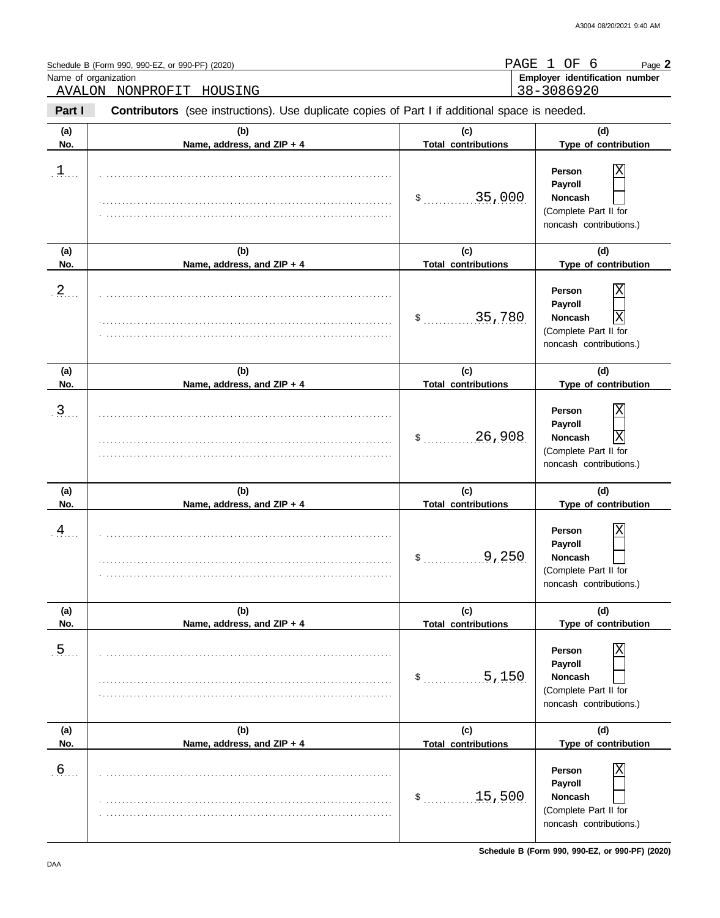Schedule B (Form 990, 990-EZ, or 990-PF) (2020)

PAGE 1 OF 6

Name of organization: AVALON NONPROFIT HOUSING

Employer identification number: 38-3086920

**Part I** **Contributors** (see instructions). Use duplicate copies of Part I if additional space is needed.

| (a) No. | (b) Name, address, and ZIP + 4 | (c) Total contributions | (d) Type of contribution |
|---|---|---|---|
| 1 | | $ 35,000 | Person [X] Payroll [ ] Noncash [ ] (Complete Part II for noncash contributions.) |
| 2 | | $ 35,780 | Person [X] Payroll [ ] Noncash [X] (Complete Part II for noncash contributions.) |
| 3 | | $ 26,908 | Person [X] Payroll [ ] Noncash [X] (Complete Part II for noncash contributions.) |
| 4 | | $ 9,250 | Person [X] Payroll [ ] Noncash [ ] (Complete Part II for noncash contributions.) |
| 5 | | $ 5,150 | Person [X] Payroll [ ] Noncash [ ] (Complete Part II for noncash contributions.) |
| 6 | | $ 15,500 | Person [X] Payroll [ ] Noncash [ ] (Complete Part II for noncash contributions.) |

Schedule B (Form 990, 990-EZ, or 990-PF) (2020)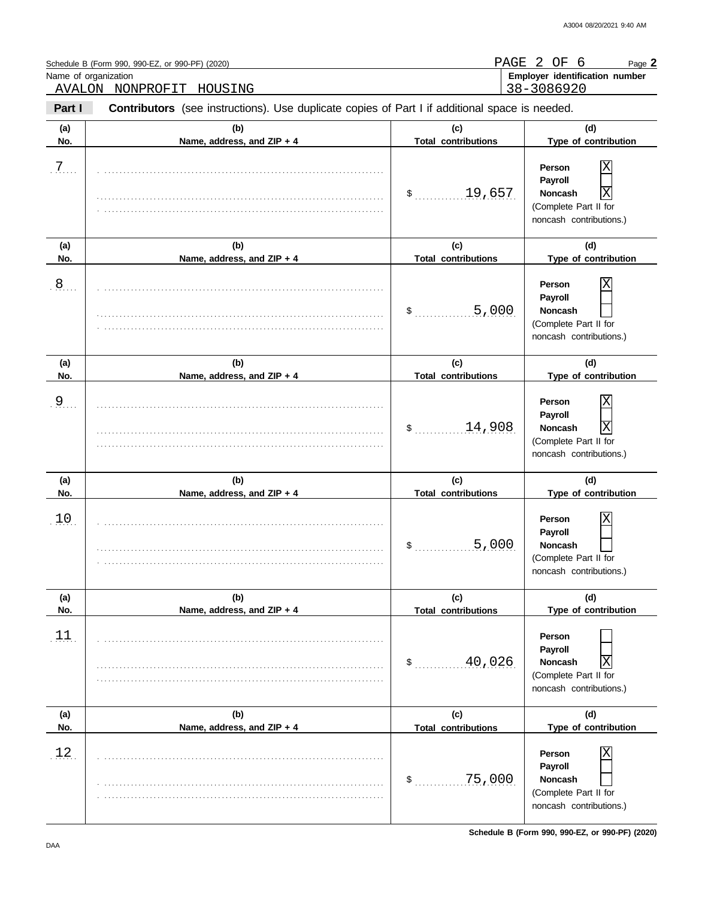Schedule B (Form 990, 990-EZ, or 990-PF) (2020)

PAGE 2 OF 6 Page **2**

Name of organization: AVALON NONPROFIT HOUSING

**Employer identification number:** 38-3086920

**Part I** **Contributors** (see instructions). Use duplicate copies of Part I if additional space is needed.

| (a) No. | (b) Name, address, and ZIP + 4 | (c) Total contributions | (d) Type of contribution |
|---|---|---|---|
| 7 | | $ 19,657 | Person [X] Payroll [ ] Noncash [X] (Complete Part II for noncash contributions.) |
| 8 | | $ 5,000 | Person [X] Payroll [ ] Noncash [ ] (Complete Part II for noncash contributions.) |
| 9 | | $ 14,908 | Person [X] Payroll [ ] Noncash [X] (Complete Part II for noncash contributions.) |
| 10 | | $ 5,000 | Person [X] Payroll [ ] Noncash [ ] (Complete Part II for noncash contributions.) |
| 11 | | $ 40,026 | Person [ ] Payroll [ ] Noncash [X] (Complete Part II for noncash contributions.) |
| 12 | | $ 75,000 | Person [X] Payroll [ ] Noncash [ ] (Complete Part II for noncash contributions.) |

**Schedule B (Form 990, 990-EZ, or 990-PF) (2020)**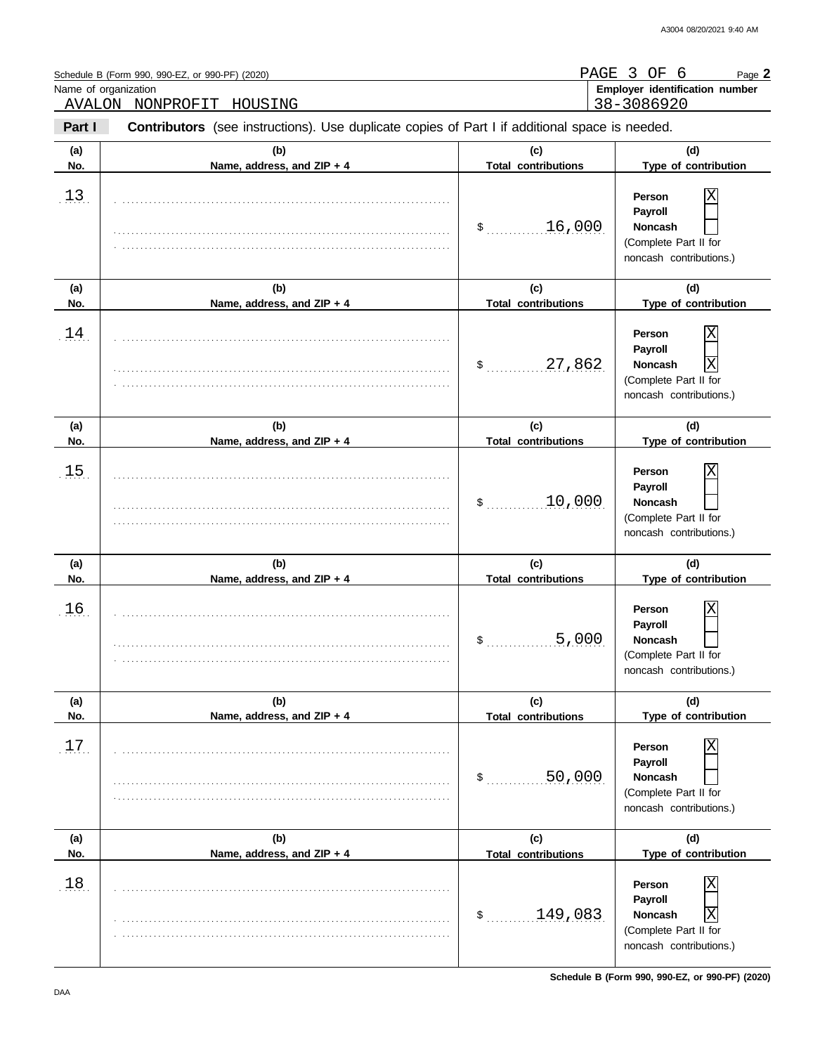Schedule B (Form 990, 990-EZ, or 990-PF) (2020)

PAGE 3 OF 6 Page **2**

Name of organization: AVALON NONPROFIT HOUSING

**Employer identification number** 38-3086920

**Part I** **Contributors** (see instructions). Use duplicate copies of Part I if additional space is needed.

| (a) No. | (b) Name, address, and ZIP + 4 | (c) Total contributions | (d) Type of contribution |
|---|---|---|---|
| 13 | | $ 16,000 | Person [X] Payroll [ ] Noncash [ ] (Complete Part II for noncash contributions.) |
| 14 | | $ 27,862 | Person [X] Payroll [ ] Noncash [X] (Complete Part II for noncash contributions.) |
| 15 | | $ 10,000 | Person [X] Payroll [ ] Noncash [ ] (Complete Part II for noncash contributions.) |
| 16 | | $ 5,000 | Person [X] Payroll [ ] Noncash [ ] (Complete Part II for noncash contributions.) |
| 17 | | $ 50,000 | Person [X] Payroll [ ] Noncash [ ] (Complete Part II for noncash contributions.) |
| 18 | | $ 149,083 | Person [X] Payroll [ ] Noncash [X] (Complete Part II for noncash contributions.) |

**Schedule B (Form 990, 990-EZ, or 990-PF) (2020)**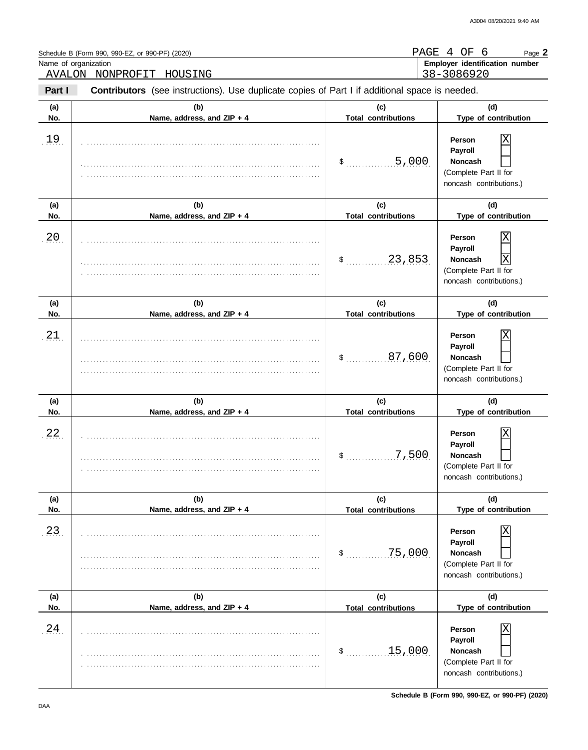Schedule B (Form 990, 990-EZ, or 990-PF) (2020) PAGE 4 OF 6 Page **2**

Name of organization: AVALON NONPROFIT HOUSING

**Employer identification number:** 38-3086920

**Part I** **Contributors** (see instructions). Use duplicate copies of Part I if additional space is needed.

| (a) No. | (b) Name, address, and ZIP + 4 | (c) Total contributions | (d) Type of contribution |
|---|---|---|---|
| 19 | | $ 5,000 | Person [X] Payroll [ ] Noncash [ ] (Complete Part II for noncash contributions.) |
| 20 | | $ 23,853 | Person [X] Payroll [ ] Noncash [X] (Complete Part II for noncash contributions.) |
| 21 | | $ 87,600 | Person [X] Payroll [ ] Noncash [ ] (Complete Part II for noncash contributions.) |
| 22 | | $ 7,500 | Person [X] Payroll [ ] Noncash [ ] (Complete Part II for noncash contributions.) |
| 23 | | $ 75,000 | Person [X] Payroll [ ] Noncash [ ] (Complete Part II for noncash contributions.) |
| 24 | | $ 15,000 | Person [X] Payroll [ ] Noncash [ ] (Complete Part II for noncash contributions.) |

**Schedule B (Form 990, 990-EZ, or 990-PF) (2020)**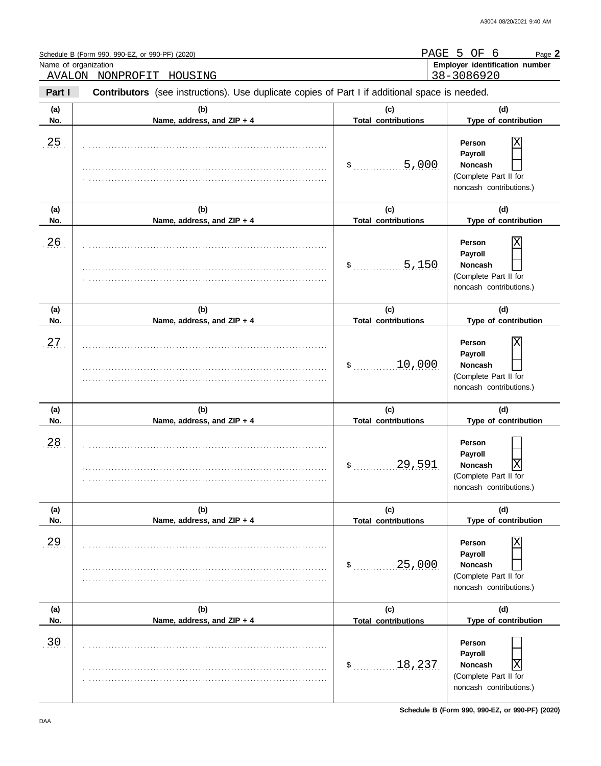Schedule B (Form 990, 990-EZ, or 990-PF) (2020)

Page **2**

Name of organization: AVALON NONPROFIT HOUSING

Employer identification number: 38-3086920

**Part I** **Contributors** (see instructions). Use duplicate copies of Part I if additional space is needed.

| (a) No. | (b) Name, address, and ZIP + 4 | (c) Total contributions | (d) Type of contribution |
|---|---|---|---|
| 25 | | $ 5,000 | Person [X] Payroll [ ] Noncash [ ] (Complete Part II for noncash contributions.) |
| 26 | | $ 5,150 | Person [X] Payroll [ ] Noncash [ ] (Complete Part II for noncash contributions.) |
| 27 | | $ 10,000 | Person [X] Payroll [ ] Noncash [ ] (Complete Part II for noncash contributions.) |
| 28 | | $ 29,591 | Person [ ] Payroll [ ] Noncash [X] (Complete Part II for noncash contributions.) |
| 29 | | $ 25,000 | Person [X] Payroll [ ] Noncash [ ] (Complete Part II for noncash contributions.) |
| 30 | | $ 18,237 | Person [ ] Payroll [ ] Noncash [X] (Complete Part II for noncash contributions.) |

Schedule B (Form 990, 990-EZ, or 990-PF) (2020)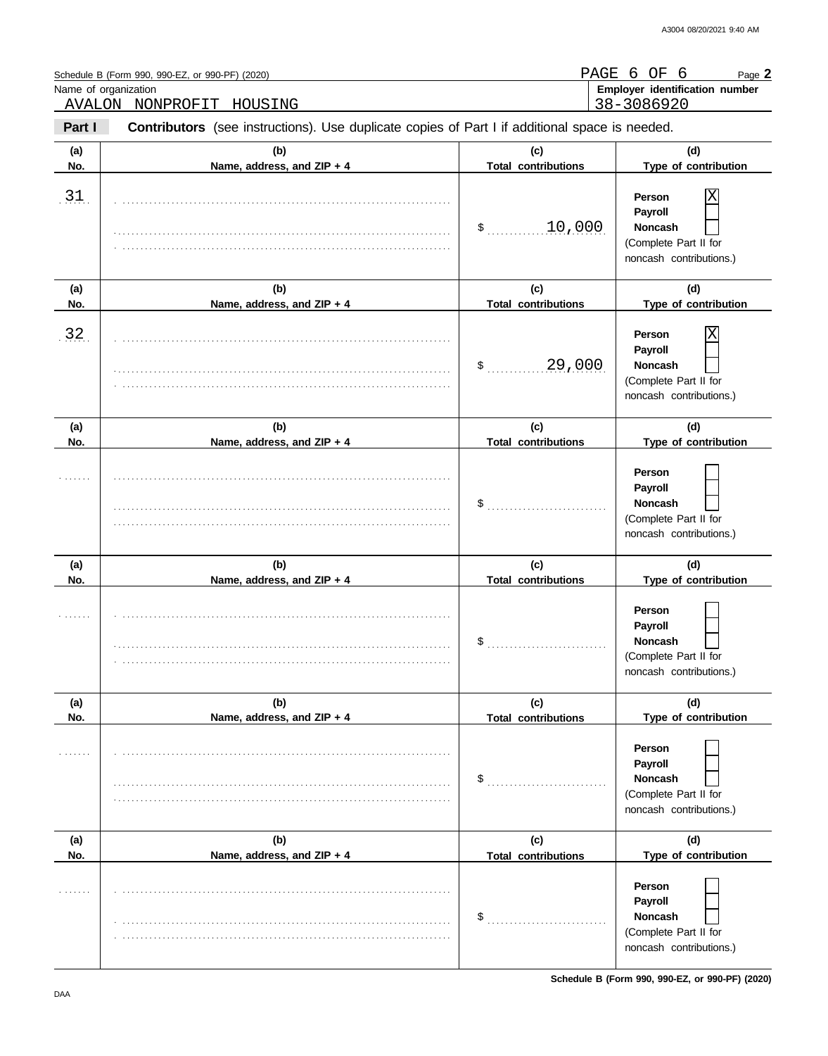Schedule B (Form 990, 990-EZ, or 990-PF) (2020)

PAGE 6 OF 6

Page **2**

| Name of organization | Employer identification number |
|---|---|
| AVALON NONPROFIT HOUSING | 38-3086920 |

**Part I** **Contributors** (see instructions). Use duplicate copies of Part I if additional space is needed.

| (a) No. | (b) Name, address, and ZIP + 4 | (c) Total contributions | (d) Type of contribution |
|---|---|---|---|
| 31 | | $ 10,000 | Person [X] Payroll [ ] Noncash [ ] (Complete Part II for noncash contributions.) |
| 32 | | $ 29,000 | Person [X] Payroll [ ] Noncash [ ] (Complete Part II for noncash contributions.) |
| | | $ | Person [ ] Payroll [ ] Noncash [ ] (Complete Part II for noncash contributions.) |
| | | $ | Person [ ] Payroll [ ] Noncash [ ] (Complete Part II for noncash contributions.) |
| | | $ | Person [ ] Payroll [ ] Noncash [ ] (Complete Part II for noncash contributions.) |
| | | $ | Person [ ] Payroll [ ] Noncash [ ] (Complete Part II for noncash contributions.) |

**Schedule B (Form 990, 990-EZ, or 990-PF) (2020)**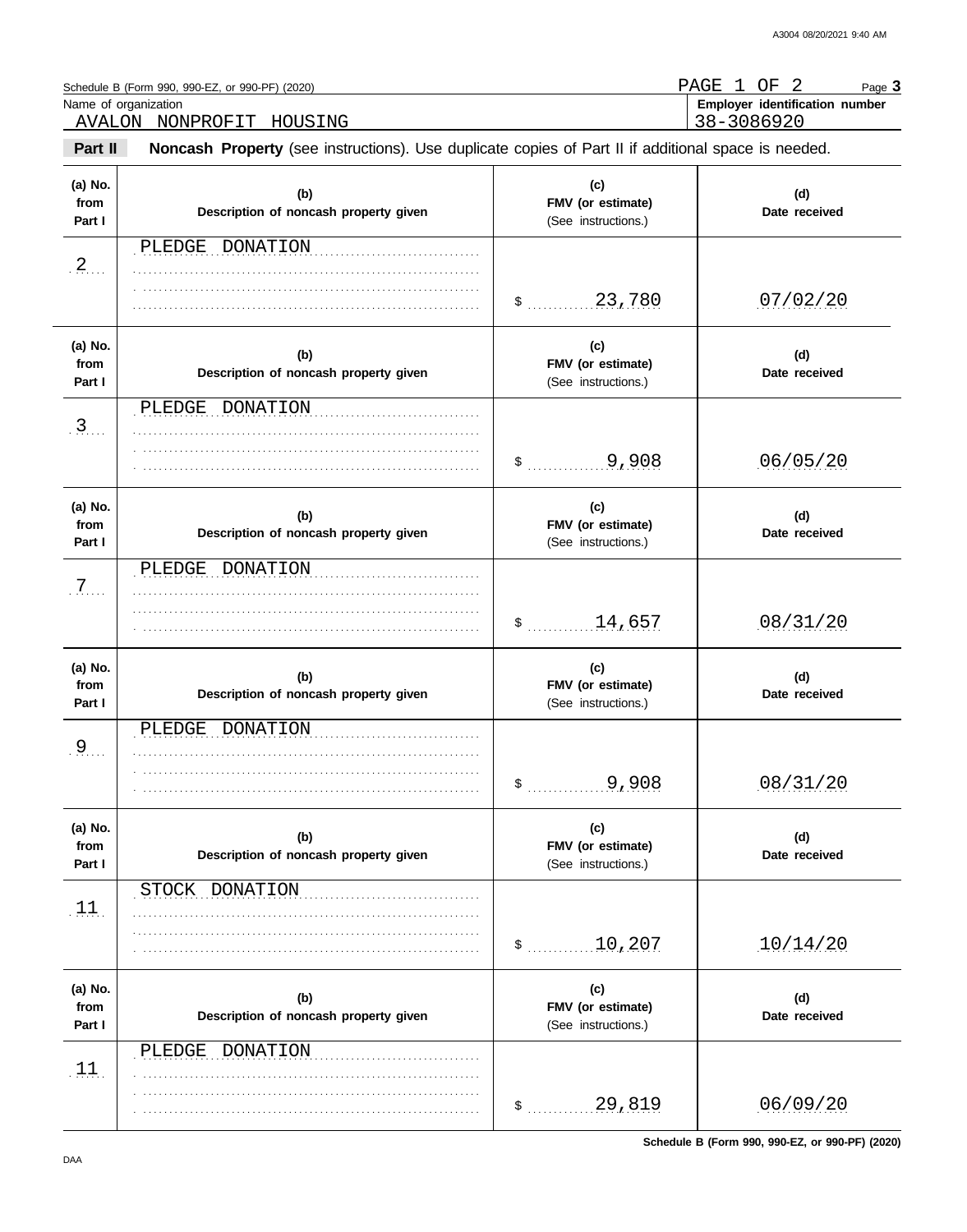Schedule B (Form 990, 990-EZ, or 990-PF) (2020)

PAGE 1 OF 2

Name of organization: AVALON NONPROFIT HOUSING

Employer identification number: 38-3086920

**Part II — Noncash Property** (see instructions). Use duplicate copies of Part II if additional space is needed.

| (a) No. from Part I | (b) Description of noncash property given | (c) FMV (or estimate) (See instructions.) | (d) Date received |
|---|---|---|---|
| 2 | PLEDGE DONATION | $ 23,780 | 07/02/20 |
| 3 | PLEDGE DONATION | $ 9,908 | 06/05/20 |
| 7 | PLEDGE DONATION | $ 14,657 | 08/31/20 |
| 9 | PLEDGE DONATION | $ 9,908 | 08/31/20 |
| 11 | STOCK DONATION | $ 10,207 | 10/14/20 |
| 11 | PLEDGE DONATION | $ 29,819 | 06/09/20 |

Schedule B (Form 990, 990-EZ, or 990-PF) (2020)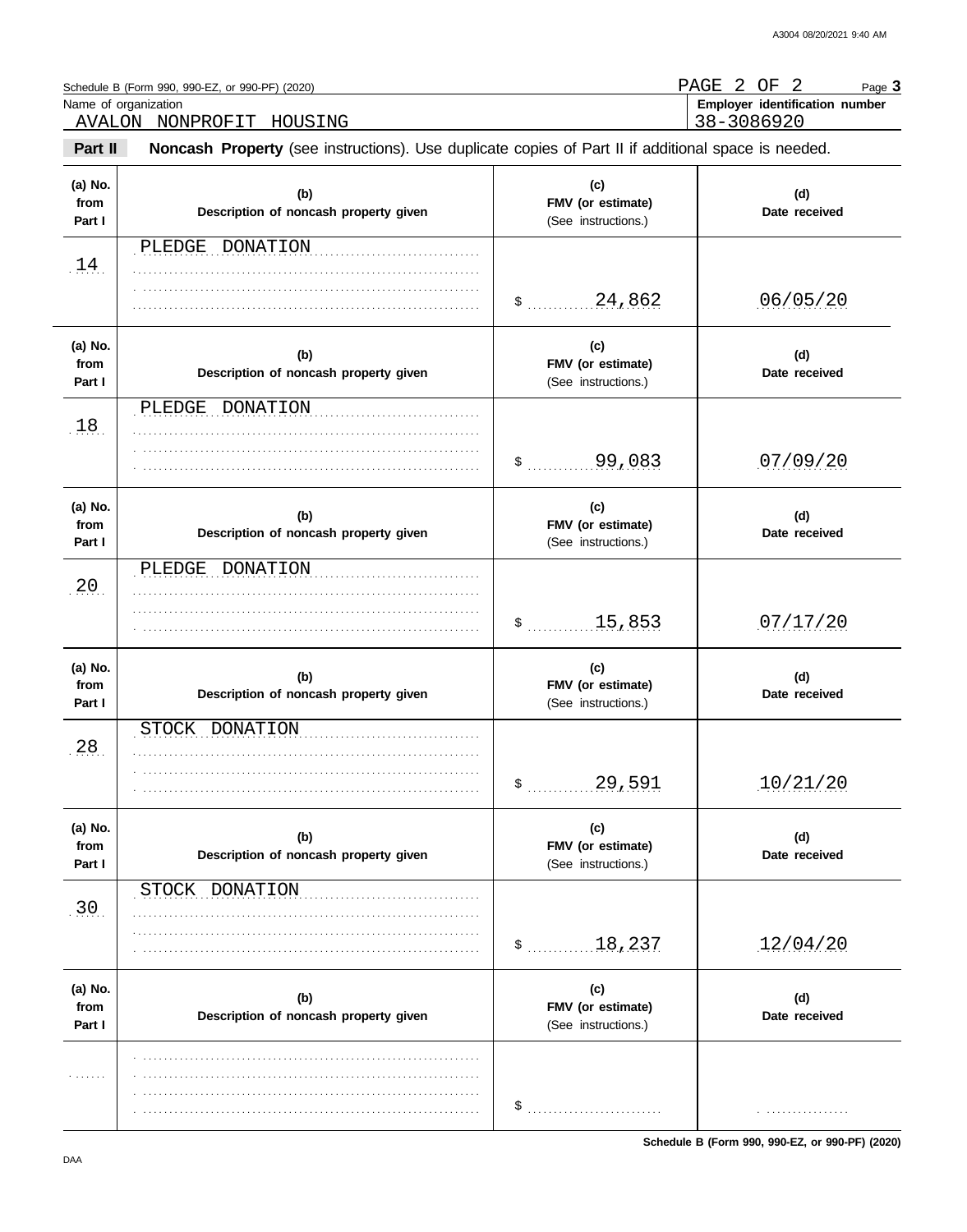Schedule B (Form 990, 990-EZ, or 990-PF) (2020)

PAGE 2 OF 2 Page **3**

Name of organization: AVALON NONPROFIT HOUSING

**Employer identification number**: 38-3086920

**Part II** **Noncash Property** (see instructions). Use duplicate copies of Part II if additional space is needed.

| (a) No. from Part I | (b) Description of noncash property given | (c) FMV (or estimate) (See instructions.) | (d) Date received |
|---|---|---|---|
| 14 | PLEDGE DONATION | $ 24,862 | 06/05/20 |
| 18 | PLEDGE DONATION | $ 99,083 | 07/09/20 |
| 20 | PLEDGE DONATION | $ 15,853 | 07/17/20 |
| 28 | STOCK DONATION | $ 29,591 | 10/21/20 |
| 30 | STOCK DONATION | $ 18,237 | 12/04/20 |
| | | $ | |

Schedule B (Form 990, 990-EZ, or 990-PF) (2020)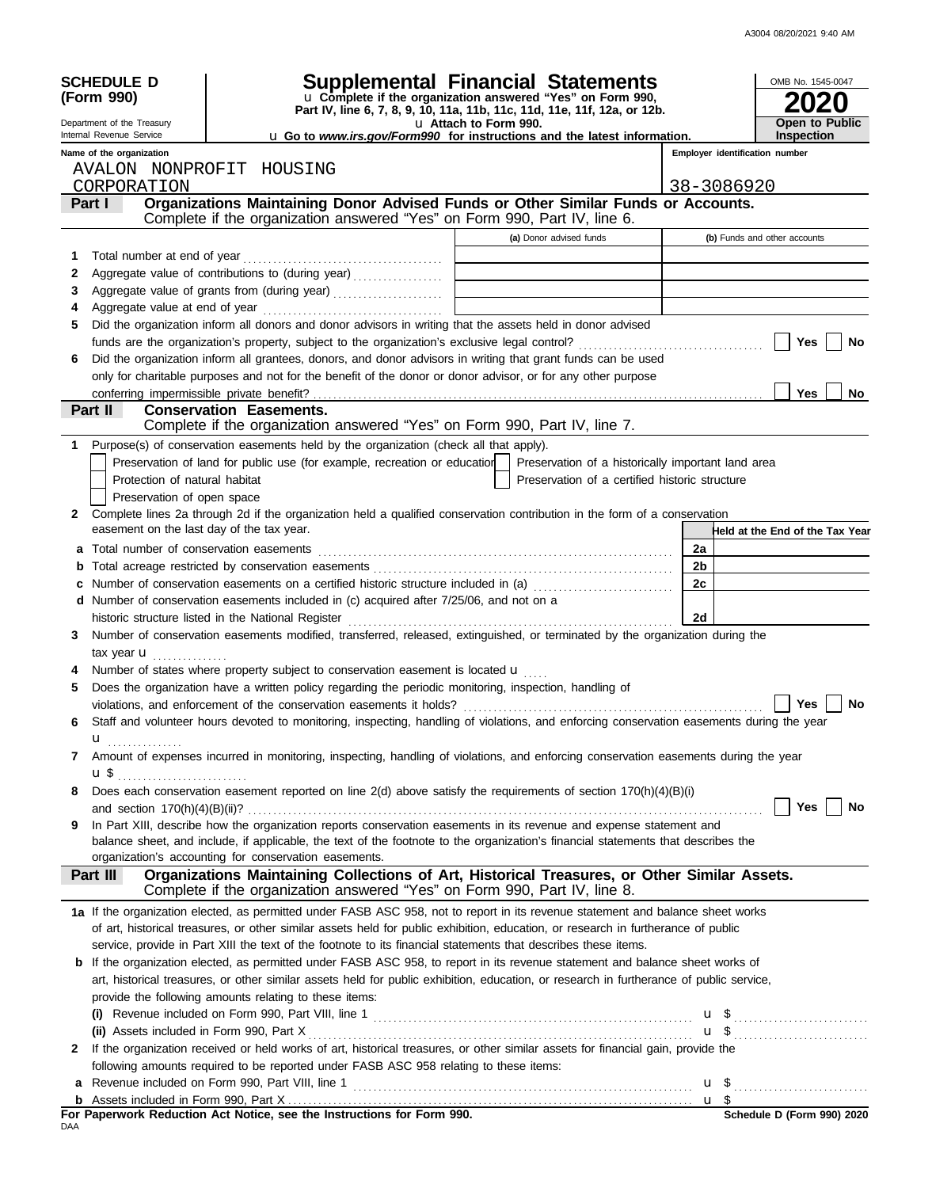**SCHEDULE D (Form 990)**

Department of the Treasury
Internal Revenue Service

# Supplemental Financial Statements

u Complete if the organization answered "Yes" on Form 990, Part IV, line 6, 7, 8, 9, 10, 11a, 11b, 11c, 11d, 11e, 11f, 12a, or 12b.
u Attach to Form 990.
u Go to *www.irs.gov/Form990* for instructions and the latest information.

OMB No. 1545-0047
**2020**
**Open to Public Inspection**

Name of the organization: AVALON NONPROFIT HOUSING CORPORATION

Employer identification number: 38-3086920

## Part I — Organizations Maintaining Donor Advised Funds or Other Similar Funds or Accounts.
Complete if the organization answered "Yes" on Form 990, Part IV, line 6.

| | | (a) Donor advised funds | (b) Funds and other accounts |
|---|---|---|---|
| 1 | Total number at end of year | | |
| 2 | Aggregate value of contributions to (during year) | | |
| 3 | Aggregate value of grants from (during year) | | |
| 4 | Aggregate value at end of year | | |

5 Did the organization inform all donors and donor advisors in writing that the assets held in donor advised funds are the organization's property, subject to the organization's exclusive legal control? ☐ Yes ☐ No

6 Did the organization inform all grantees, donors, and donor advisors in writing that grant funds can be used only for charitable purposes and not for the benefit of the donor or donor advisor, or for any other purpose conferring impermissible private benefit? ☐ Yes ☐ No

## Part II — Conservation Easements.
Complete if the organization answered "Yes" on Form 990, Part IV, line 7.

1 Purpose(s) of conservation easements held by the organization (check all that apply).

- ☐ Preservation of land for public use (for example, recreation or education)
- ☐ Protection of natural habitat
- ☐ Preservation of open space
- ☐ Preservation of a historically important land area
- ☐ Preservation of a certified historic structure

2 Complete lines 2a through 2d if the organization held a qualified conservation contribution in the form of a conservation easement on the last day of the tax year.

| | | | Held at the End of the Tax Year |
|---|---|---|---|
| a | Total number of conservation easements | 2a | |
| b | Total acreage restricted by conservation easements | 2b | |
| c | Number of conservation easements on a certified historic structure included in (a) | 2c | |
| d | Number of conservation easements included in (c) acquired after 7/25/06, and not on a historic structure listed in the National Register | 2d | |

3 Number of conservation easements modified, transferred, released, extinguished, or terminated by the organization during the tax year u

4 Number of states where property subject to conservation easement is located u

5 Does the organization have a written policy regarding the periodic monitoring, inspection, handling of violations, and enforcement of the conservation easements it holds? ☐ Yes ☐ No

6 Staff and volunteer hours devoted to monitoring, inspecting, handling of violations, and enforcing conservation easements during the year u

7 Amount of expenses incurred in monitoring, inspecting, handling of violations, and enforcing conservation easements during the year u $

8 Does each conservation easement reported on line 2(d) above satisfy the requirements of section 170(h)(4)(B)(i) and section 170(h)(4)(B)(ii)? ☐ Yes ☐ No

9 In Part XIII, describe how the organization reports conservation easements in its revenue and expense statement and balance sheet, and include, if applicable, the text of the footnote to the organization's financial statements that describes the organization's accounting for conservation easements.

## Part III — Organizations Maintaining Collections of Art, Historical Treasures, or Other Similar Assets.
Complete if the organization answered "Yes" on Form 990, Part IV, line 8.

1a If the organization elected, as permitted under FASB ASC 958, not to report in its revenue statement and balance sheet works of art, historical treasures, or other similar assets held for public exhibition, education, or research in furtherance of public service, provide in Part XIII the text of the footnote to its financial statements that describes these items.

b If the organization elected, as permitted under FASB ASC 958, to report in its revenue statement and balance sheet works of art, historical treasures, or other similar assets held for public exhibition, education, or research in furtherance of public service, provide the following amounts relating to these items:

(i) Revenue included on Form 990, Part VIII, line 1 u $

(ii) Assets included in Form 990, Part X u $

2 If the organization received or held works of art, historical treasures, or other similar assets for financial gain, provide the following amounts required to be reported under FASB ASC 958 relating to these items:

a Revenue included on Form 990, Part VIII, line 1 u $

b Assets included in Form 990, Part X u $

**For Paperwork Reduction Act Notice, see the Instructions for Form 990.** **Schedule D (Form 990) 2020**

DAA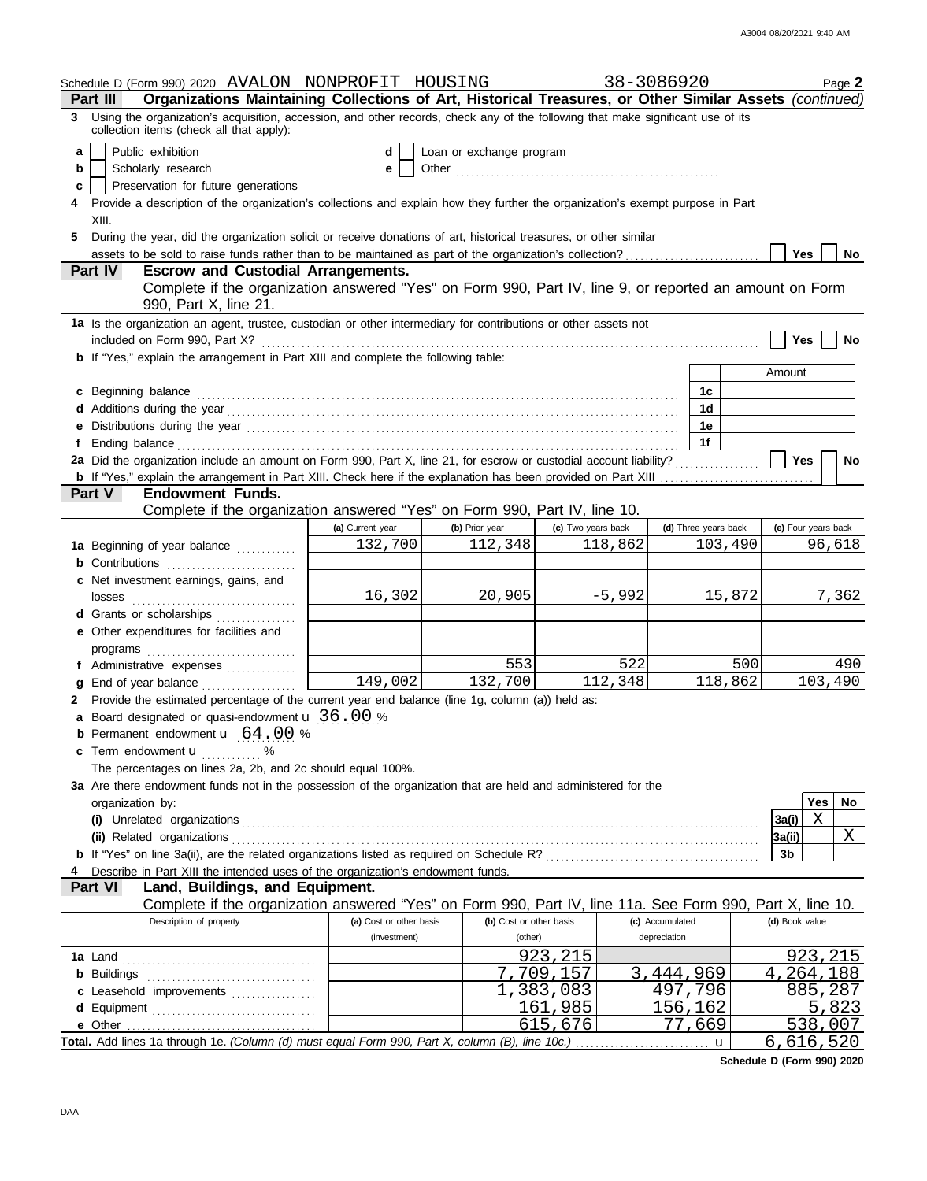Schedule D (Form 990) 2020 AVALON NONPROFIT HOUSING 38-3086920 Page **2**

**Part III Organizations Maintaining Collections of Art, Historical Treasures, or Other Similar Assets** *(continued)*

**3** Using the organization's acquisition, accession, and other records, check any of the following that make significant use of its collection items (check all that apply):

- **a** ☐ Public exhibition
- **b** ☐ Scholarly research
- **c** ☐ Preservation for future generations
- **d** ☐ Loan or exchange program
- **e** ☐ Other ..........

**4** Provide a description of the organization's collections and explain how they further the organization's exempt purpose in Part XIII.

**5** During the year, did the organization solicit or receive donations of art, historical treasures, or other similar assets to be sold to raise funds rather than to be maintained as part of the organization's collection? ☐ Yes ☐ No

**Part IV Escrow and Custodial Arrangements.**

Complete if the organization answered "Yes" on Form 990, Part IV, line 9, or reported an amount on Form 990, Part X, line 21.

**1a** Is the organization an agent, trustee, custodian or other intermediary for contributions or other assets not included on Form 990, Part X? ☐ Yes ☐ No

**b** If "Yes," explain the arrangement in Part XIII and complete the following table:

| | | Amount |
|---|---|---|
| **c** Beginning balance | 1c | |
| **d** Additions during the year | 1d | |
| **e** Distributions during the year | 1e | |
| **f** Ending balance | 1f | |

**2a** Did the organization include an amount on Form 990, Part X, line 21, for escrow or custodial account liability? ☐ Yes ☐ No

**b** If "Yes," explain the arrangement in Part XIII. Check here if the explanation has been provided on Part XIII ☐

**Part V Endowment Funds.**

Complete if the organization answered "Yes" on Form 990, Part IV, line 10.

| | (a) Current year | (b) Prior year | (c) Two years back | (d) Three years back | (e) Four years back |
|---|---|---|---|---|---|
| **1a** Beginning of year balance | 132,700 | 112,348 | 118,862 | 103,490 | 96,618 |
| **b** Contributions | | | | | |
| **c** Net investment earnings, gains, and losses | 16,302 | 20,905 | -5,992 | 15,872 | 7,362 |
| **d** Grants or scholarships | | | | | |
| **e** Other expenditures for facilities and programs | | | | | |
| **f** Administrative expenses | | 553 | 522 | 500 | 490 |
| **g** End of year balance | 149,002 | 132,700 | 112,348 | 118,862 | 103,490 |

**2** Provide the estimated percentage of the current year end balance (line 1g, column (a)) held as:

- **a** Board designated or quasi-endowment u 36.00 %
- **b** Permanent endowment u 64.00 %
- **c** Term endowment u ....... %

The percentages on lines 2a, 2b, and 2c should equal 100%.

**3a** Are there endowment funds not in the possession of the organization that are held and administered for the organization by:

| | | Yes | No |
|---|---|---|---|
| **(i)** Unrelated organizations | 3a(i) | X | |
| **(ii)** Related organizations | 3a(ii) | | X |
| **b** If "Yes" on line 3a(ii), are the related organizations listed as required on Schedule R? | 3b | | |

**4** Describe in Part XIII the intended uses of the organization's endowment funds.

**Part VI Land, Buildings, and Equipment.**

Complete if the organization answered "Yes" on Form 990, Part IV, line 11a. See Form 990, Part X, line 10.

| Description of property | (a) Cost or other basis (investment) | (b) Cost or other basis (other) | (c) Accumulated depreciation | (d) Book value |
|---|---|---|---|---|
| **1a** Land | | 923,215 | | 923,215 |
| **b** Buildings | | 7,709,157 | 3,444,969 | 4,264,188 |
| **c** Leasehold improvements | | 1,383,083 | 497,796 | 885,287 |
| **d** Equipment | | 161,985 | 156,162 | 5,823 |
| **e** Other | | 615,676 | 77,669 | 538,007 |
| **Total.** Add lines 1a through 1e. *(Column (d) must equal Form 990, Part X, column (B), line 10c.)* u | | | | 6,616,520 |

**Schedule D (Form 990) 2020**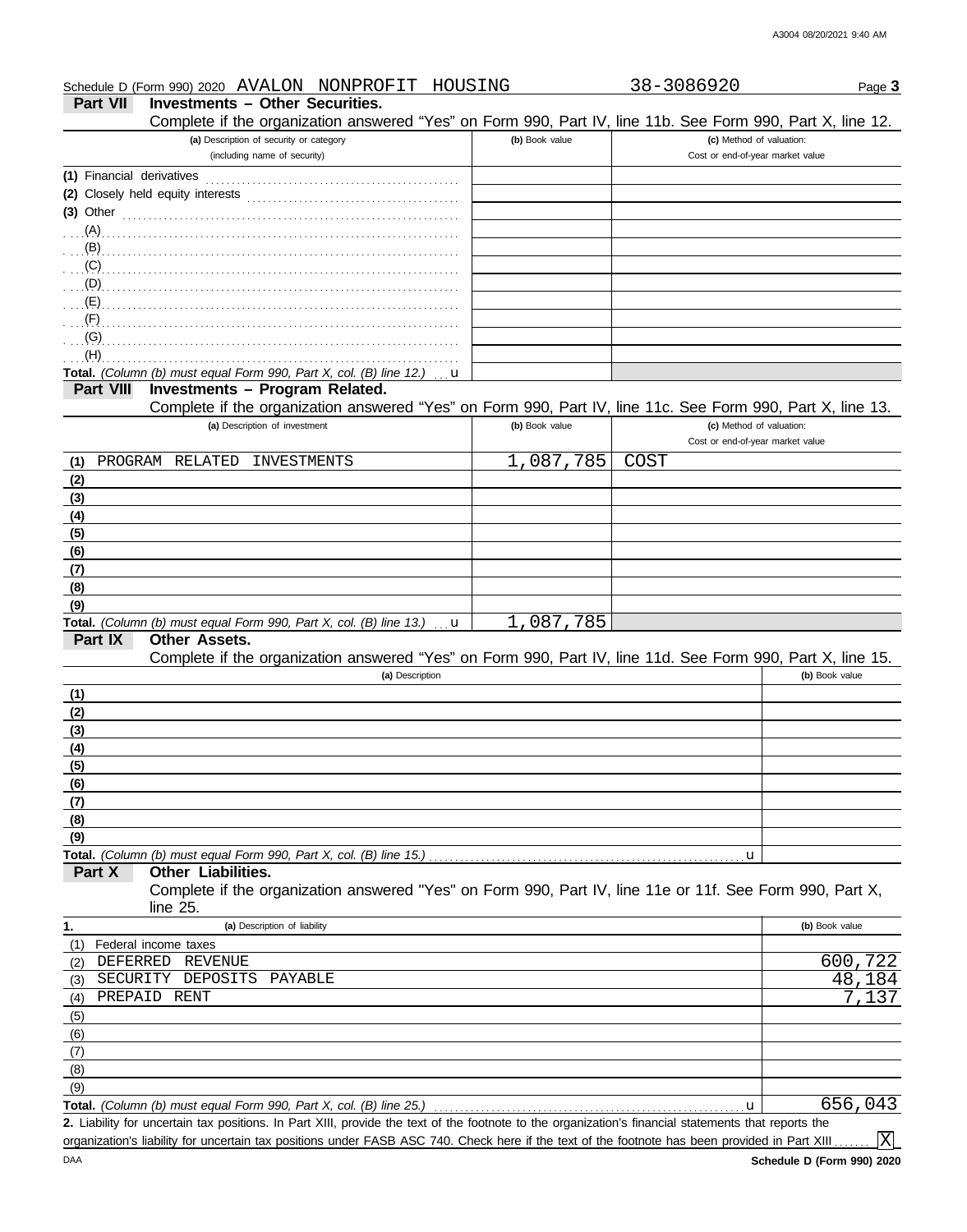Schedule D (Form 990) 2020 AVALON NONPROFIT HOUSING 38-3086920 Page **3**

## Part VII Investments – Other Securities.

Complete if the organization answered "Yes" on Form 990, Part IV, line 11b. See Form 990, Part X, line 12.

| (a) Description of security or category (including name of security) | (b) Book value | (c) Method of valuation: Cost or end-of-year market value |
|---|---|---|
| (1) Financial derivatives | | |
| (2) Closely held equity interests | | |
| (3) Other | | |
| (A) | | |
| (B) | | |
| (C) | | |
| (D) | | |
| (E) | | |
| (F) | | |
| (G) | | |
| (H) | | |
| **Total.** *(Column (b) must equal Form 990, Part X, col. (B) line 12.)* u | | |

## Part VIII Investments – Program Related.

Complete if the organization answered "Yes" on Form 990, Part IV, line 11c. See Form 990, Part X, line 13.

| (a) Description of investment | (b) Book value | (c) Method of valuation: Cost or end-of-year market value |
|---|---|---|
| (1) PROGRAM RELATED INVESTMENTS | 1,087,785 | COST |
| (2) | | |
| (3) | | |
| (4) | | |
| (5) | | |
| (6) | | |
| (7) | | |
| (8) | | |
| (9) | | |
| **Total.** *(Column (b) must equal Form 990, Part X, col. (B) line 13.)* u | 1,087,785 | |

## Part IX Other Assets.

Complete if the organization answered "Yes" on Form 990, Part IV, line 11d. See Form 990, Part X, line 15.

| (a) Description | (b) Book value |
|---|---|
| (1) | |
| (2) | |
| (3) | |
| (4) | |
| (5) | |
| (6) | |
| (7) | |
| (8) | |
| (9) | |
| **Total.** *(Column (b) must equal Form 990, Part X, col. (B) line 15.)* u | |

## Part X Other Liabilities.

Complete if the organization answered "Yes" on Form 990, Part IV, line 11e or 11f. See Form 990, Part X, line 25.

| 1. (a) Description of liability | (b) Book value |
|---|---|
| (1) Federal income taxes | |
| (2) DEFERRED REVENUE | 600,722 |
| (3) SECURITY DEPOSITS PAYABLE | 48,184 |
| (4) PREPAID RENT | 7,137 |
| (5) | |
| (6) | |
| (7) | |
| (8) | |
| (9) | |
| **Total.** *(Column (b) must equal Form 990, Part X, col. (B) line 25.)* u | 656,043 |

**2.** Liability for uncertain tax positions. In Part XIII, provide the text of the footnote to the organization's financial statements that reports the organization's liability for uncertain tax positions under FASB ASC 740. Check here if the text of the footnote has been provided in Part XIII ....... [X]

DAA **Schedule D (Form 990) 2020**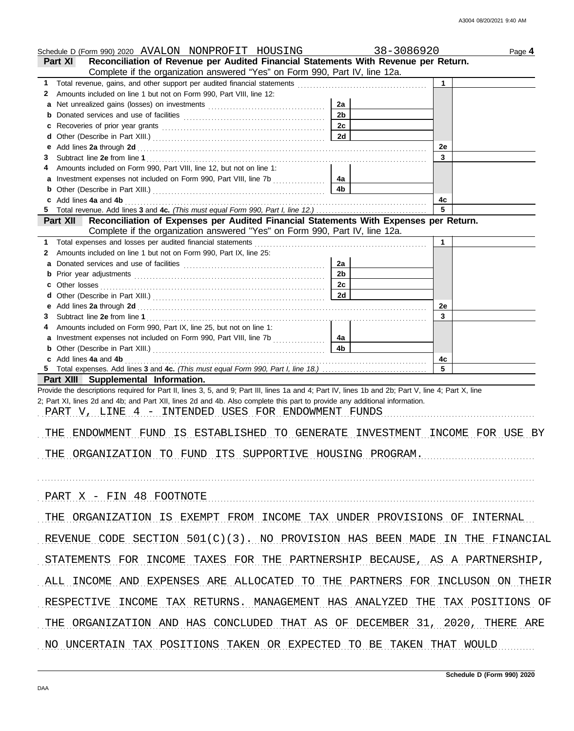Schedule D (Form 990) 2020 AVALON NONPROFIT HOUSING 38-3086920 Page **4**

## Part XI Reconciliation of Revenue per Audited Financial Statements With Revenue per Return.

Complete if the organization answered "Yes" on Form 990, Part IV, line 12a.

| | | | | | |
|---|---|---|---|---|---|
| **1** | Total revenue, gains, and other support per audited financial statements | | | 1 | |
| **2** | Amounts included on line 1 but not on Form 990, Part VIII, line 12: | | | | |
| **a** | Net unrealized gains (losses) on investments | 2a | | | |
| **b** | Donated services and use of facilities | 2b | | | |
| **c** | Recoveries of prior year grants | 2c | | | |
| **d** | Other (Describe in Part XIII.) | 2d | | | |
| **e** | Add lines **2a** through **2d** | | | 2e | |
| **3** | Subtract line **2e** from line **1** | | | 3 | |
| **4** | Amounts included on Form 990, Part VIII, line 12, but not on line 1: | | | | |
| **a** | Investment expenses not included on Form 990, Part VIII, line 7b | 4a | | | |
| **b** | Other (Describe in Part XIII.) | 4b | | | |
| **c** | Add lines **4a** and **4b** | | | 4c | |
| **5** | Total revenue. Add lines **3** and **4c.** *(This must equal Form 990, Part I, line 12.)* | | | 5 | |

## Part XII Reconciliation of Expenses per Audited Financial Statements With Expenses per Return.

Complete if the organization answered "Yes" on Form 990, Part IV, line 12a.

| | | | | | |
|---|---|---|---|---|---|
| **1** | Total expenses and losses per audited financial statements | | | 1 | |
| **2** | Amounts included on line 1 but not on Form 990, Part IX, line 25: | | | | |
| **a** | Donated services and use of facilities | 2a | | | |
| **b** | Prior year adjustments | 2b | | | |
| **c** | Other losses | 2c | | | |
| **d** | Other (Describe in Part XIII.) | 2d | | | |
| **e** | Add lines **2a** through **2d** | | | 2e | |
| **3** | Subtract line **2e** from line **1** | | | 3 | |
| **4** | Amounts included on Form 990, Part IX, line 25, but not on line 1: | | | | |
| **a** | Investment expenses not included on Form 990, Part VIII, line 7b | 4a | | | |
| **b** | Other (Describe in Part XIII.) | 4b | | | |
| **c** | Add lines **4a** and **4b** | | | 4c | |
| **5** | Total expenses. Add lines **3** and **4c.** *(This must equal Form 990, Part I, line 18.)* | | | 5 | |

## Part XIII Supplemental Information.

Provide the descriptions required for Part II, lines 3, 5, and 9; Part III, lines 1a and 4; Part IV, lines 1b and 2b; Part V, line 4; Part X, line 2; Part XI, lines 2d and 4b; and Part XII, lines 2d and 4b. Also complete this part to provide any additional information.

PART V, LINE 4 - INTENDED USES FOR ENDOWMENT FUNDS

THE ENDOWMENT FUND IS ESTABLISHED TO GENERATE INVESTMENT INCOME FOR USE BY THE ORGANIZATION TO FUND ITS SUPPORTIVE HOUSING PROGRAM.

PART X - FIN 48 FOOTNOTE

THE ORGANIZATION IS EXEMPT FROM INCOME TAX UNDER PROVISIONS OF INTERNAL REVENUE CODE SECTION 501(C)(3). NO PROVISION HAS BEEN MADE IN THE FINANCIAL STATEMENTS FOR INCOME TAXES FOR THE PARTNERSHIP BECAUSE, AS A PARTNERSHIP, ALL INCOME AND EXPENSES ARE ALLOCATED TO THE PARTNERS FOR INCLUSON ON THEIR RESPECTIVE INCOME TAX RETURNS. MANAGEMENT HAS ANALYZED THE TAX POSITIONS OF THE ORGANIZATION AND HAS CONCLUDED THAT AS OF DECEMBER 31, 2020, THERE ARE NO UNCERTAIN TAX POSITIONS TAKEN OR EXPECTED TO BE TAKEN THAT WOULD

Schedule D (Form 990) 2020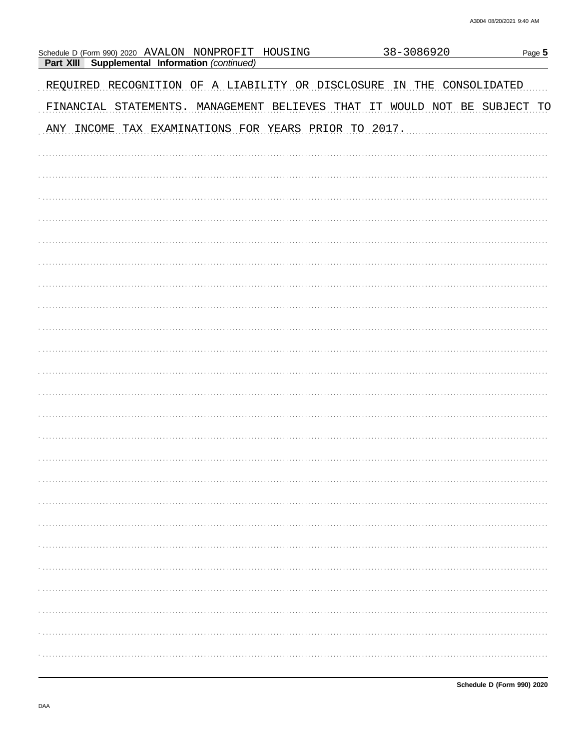Schedule D (Form 990) 2020 AVALON NONPROFIT HOUSING 38-3086920

**Part XIII Supplemental Information** *(continued)*

REQUIRED RECOGNITION OF A LIABILITY OR DISCLOSURE IN THE CONSOLIDATED FINANCIAL STATEMENTS. MANAGEMENT BELIEVES THAT IT WOULD NOT BE SUBJECT TO ANY INCOME TAX EXAMINATIONS FOR YEARS PRIOR TO 2017.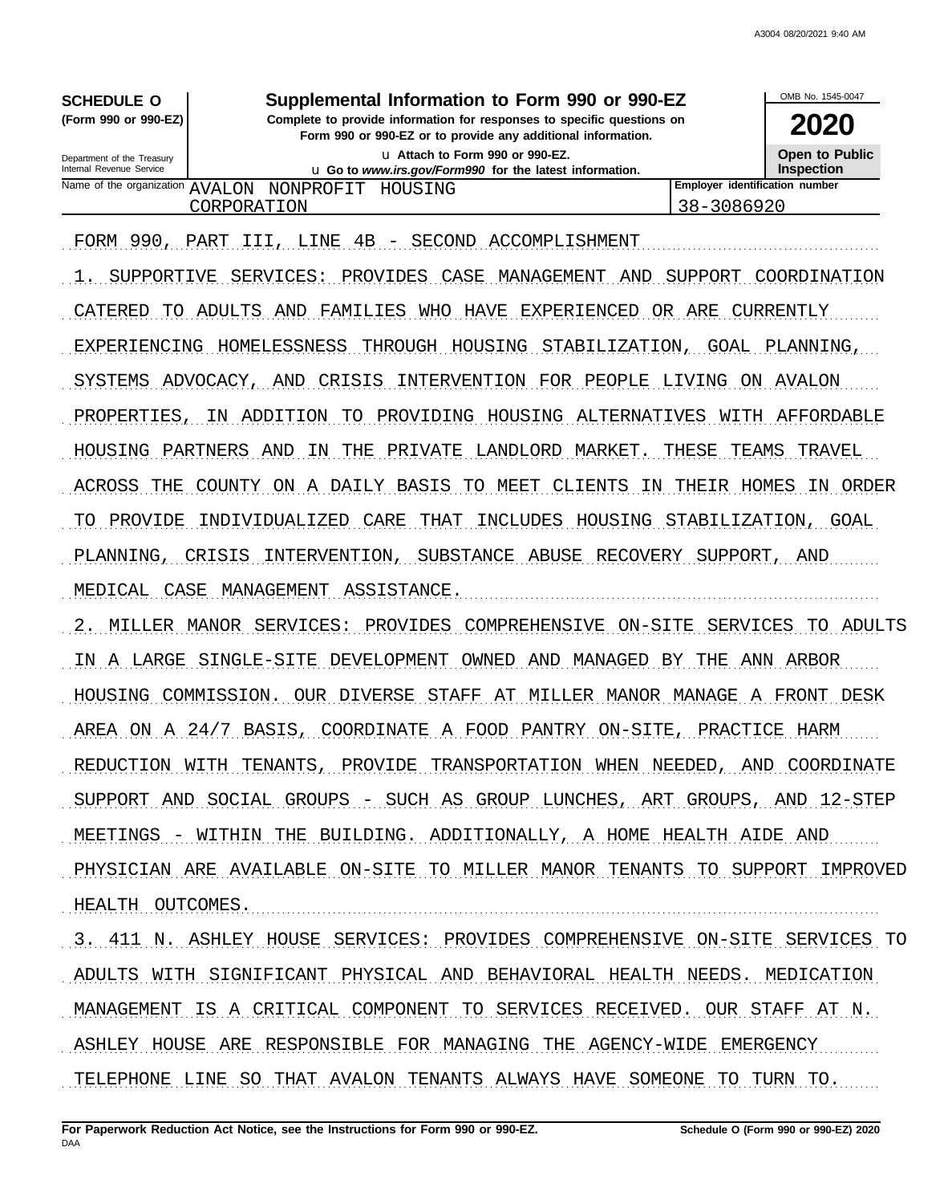**SCHEDULE O (Form 990 or 990-EZ)**

Department of the Treasury
Internal Revenue Service

# Supplemental Information to Form 990 or 990-EZ

**Complete to provide information for responses to specific questions on Form 990 or 990-EZ or to provide any additional information.**

u Attach to Form 990 or 990-EZ.

u **Go to** ***www.irs.gov/Form990*** **for the latest information.**

OMB No. 1545-0047

**2020**

**Open to Public Inspection**

| Name of the organization | Employer identification number |
|---|---|
| AVALON NONPROFIT HOUSING CORPORATION | 38-3086920 |

FORM 990, PART III, LINE 4B - SECOND ACCOMPLISHMENT

1. SUPPORTIVE SERVICES: PROVIDES CASE MANAGEMENT AND SUPPORT COORDINATION CATERED TO ADULTS AND FAMILIES WHO HAVE EXPERIENCED OR ARE CURRENTLY EXPERIENCING HOMELESSNESS THROUGH HOUSING STABILIZATION, GOAL PLANNING, SYSTEMS ADVOCACY, AND CRISIS INTERVENTION FOR PEOPLE LIVING ON AVALON PROPERTIES, IN ADDITION TO PROVIDING HOUSING ALTERNATIVES WITH AFFORDABLE HOUSING PARTNERS AND IN THE PRIVATE LANDLORD MARKET. THESE TEAMS TRAVEL ACROSS THE COUNTY ON A DAILY BASIS TO MEET CLIENTS IN THEIR HOMES IN ORDER TO PROVIDE INDIVIDUALIZED CARE THAT INCLUDES HOUSING STABILIZATION, GOAL PLANNING, CRISIS INTERVENTION, SUBSTANCE ABUSE RECOVERY SUPPORT, AND MEDICAL CASE MANAGEMENT ASSISTANCE.

2. MILLER MANOR SERVICES: PROVIDES COMPREHENSIVE ON-SITE SERVICES TO ADULTS IN A LARGE SINGLE-SITE DEVELOPMENT OWNED AND MANAGED BY THE ANN ARBOR HOUSING COMMISSION. OUR DIVERSE STAFF AT MILLER MANOR MANAGE A FRONT DESK AREA ON A 24/7 BASIS, COORDINATE A FOOD PANTRY ON-SITE, PRACTICE HARM REDUCTION WITH TENANTS, PROVIDE TRANSPORTATION WHEN NEEDED, AND COORDINATE SUPPORT AND SOCIAL GROUPS - SUCH AS GROUP LUNCHES, ART GROUPS, AND 12-STEP MEETINGS - WITHIN THE BUILDING. ADDITIONALLY, A HOME HEALTH AIDE AND PHYSICIAN ARE AVAILABLE ON-SITE TO MILLER MANOR TENANTS TO SUPPORT IMPROVED HEALTH OUTCOMES.

3. 411 N. ASHLEY HOUSE SERVICES: PROVIDES COMPREHENSIVE ON-SITE SERVICES TO ADULTS WITH SIGNIFICANT PHYSICAL AND BEHAVIORAL HEALTH NEEDS. MEDICATION MANAGEMENT IS A CRITICAL COMPONENT TO SERVICES RECEIVED. OUR STAFF AT N. ASHLEY HOUSE ARE RESPONSIBLE FOR MANAGING THE AGENCY-WIDE EMERGENCY TELEPHONE LINE SO THAT AVALON TENANTS ALWAYS HAVE SOMEONE TO TURN TO.

**For Paperwork Reduction Act Notice, see the Instructions for Form 990 or 990-EZ.**

**Schedule O (Form 990 or 990-EZ) 2020**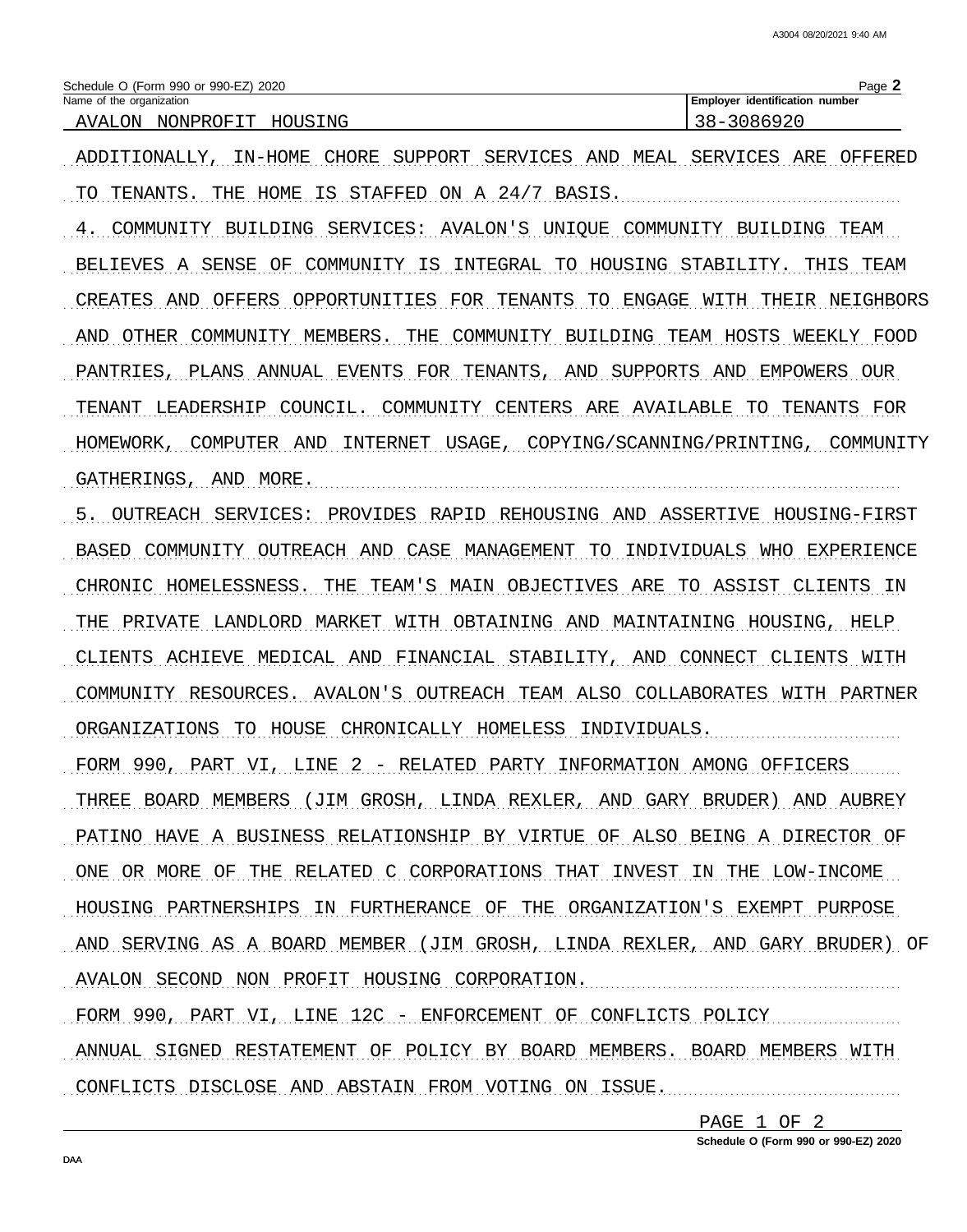Schedule O (Form 990 or 990-EZ) 2020

| Name of the organization | Employer identification number |
| --- | --- |
| AVALON NONPROFIT HOUSING | 38-3086920 |

ADDITIONALLY, IN-HOME CHORE SUPPORT SERVICES AND MEAL SERVICES ARE OFFERED TO TENANTS. THE HOME IS STAFFED ON A 24/7 BASIS.

4. COMMUNITY BUILDING SERVICES: AVALON'S UNIQUE COMMUNITY BUILDING TEAM BELIEVES A SENSE OF COMMUNITY IS INTEGRAL TO HOUSING STABILITY. THIS TEAM CREATES AND OFFERS OPPORTUNITIES FOR TENANTS TO ENGAGE WITH THEIR NEIGHBORS AND OTHER COMMUNITY MEMBERS. THE COMMUNITY BUILDING TEAM HOSTS WEEKLY FOOD PANTRIES, PLANS ANNUAL EVENTS FOR TENANTS, AND SUPPORTS AND EMPOWERS OUR TENANT LEADERSHIP COUNCIL. COMMUNITY CENTERS ARE AVAILABLE TO TENANTS FOR HOMEWORK, COMPUTER AND INTERNET USAGE, COPYING/SCANNING/PRINTING, COMMUNITY GATHERINGS, AND MORE.

5. OUTREACH SERVICES: PROVIDES RAPID REHOUSING AND ASSERTIVE HOUSING-FIRST BASED COMMUNITY OUTREACH AND CASE MANAGEMENT TO INDIVIDUALS WHO EXPERIENCE CHRONIC HOMELESSNESS. THE TEAM'S MAIN OBJECTIVES ARE TO ASSIST CLIENTS IN THE PRIVATE LANDLORD MARKET WITH OBTAINING AND MAINTAINING HOUSING, HELP CLIENTS ACHIEVE MEDICAL AND FINANCIAL STABILITY, AND CONNECT CLIENTS WITH COMMUNITY RESOURCES. AVALON'S OUTREACH TEAM ALSO COLLABORATES WITH PARTNER ORGANIZATIONS TO HOUSE CHRONICALLY HOMELESS INDIVIDUALS.

FORM 990, PART VI, LINE 2 - RELATED PARTY INFORMATION AMONG OFFICERS

THREE BOARD MEMBERS (JIM GROSH, LINDA REXLER, AND GARY BRUDER) AND AUBREY PATINO HAVE A BUSINESS RELATIONSHIP BY VIRTUE OF ALSO BEING A DIRECTOR OF ONE OR MORE OF THE RELATED C CORPORATIONS THAT INVEST IN THE LOW-INCOME HOUSING PARTNERSHIPS IN FURTHERANCE OF THE ORGANIZATION'S EXEMPT PURPOSE AND SERVING AS A BOARD MEMBER (JIM GROSH, LINDA REXLER, AND GARY BRUDER) OF AVALON SECOND NON PROFIT HOUSING CORPORATION.

FORM 990, PART VI, LINE 12C - ENFORCEMENT OF CONFLICTS POLICY

ANNUAL SIGNED RESTATEMENT OF POLICY BY BOARD MEMBERS. BOARD MEMBERS WITH CONFLICTS DISCLOSE AND ABSTAIN FROM VOTING ON ISSUE.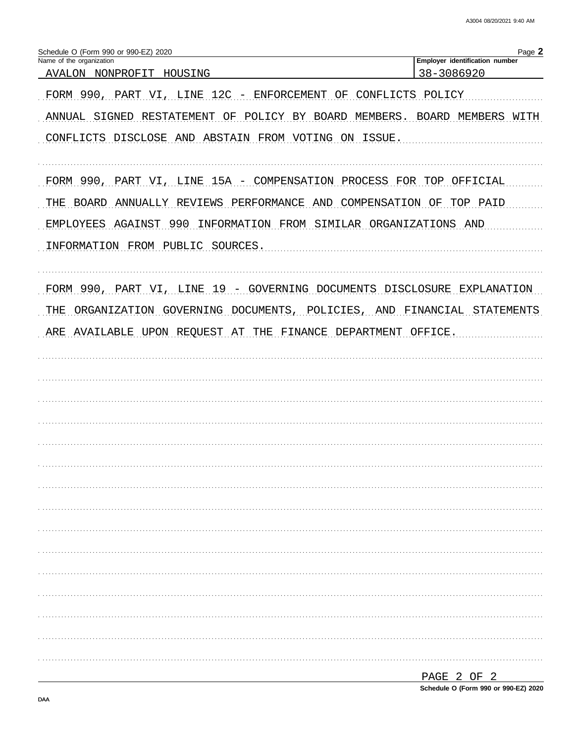Schedule O (Form 990 or 990-EZ) 2020

| Name of the organization | Employer identification number |
| --- | --- |
| AVALON NONPROFIT HOUSING | 38-3086920 |

FORM 990, PART VI, LINE 12C - ENFORCEMENT OF CONFLICTS POLICY

ANNUAL SIGNED RESTATEMENT OF POLICY BY BOARD MEMBERS. BOARD MEMBERS WITH CONFLICTS DISCLOSE AND ABSTAIN FROM VOTING ON ISSUE.

FORM 990, PART VI, LINE 15A - COMPENSATION PROCESS FOR TOP OFFICIAL

THE BOARD ANNUALLY REVIEWS PERFORMANCE AND COMPENSATION OF TOP PAID EMPLOYEES AGAINST 990 INFORMATION FROM SIMILAR ORGANIZATIONS AND INFORMATION FROM PUBLIC SOURCES.

FORM 990, PART VI, LINE 19 - GOVERNING DOCUMENTS DISCLOSURE EXPLANATION

THE ORGANIZATION GOVERNING DOCUMENTS, POLICIES, AND FINANCIAL STATEMENTS ARE AVAILABLE UPON REQUEST AT THE FINANCE DEPARTMENT OFFICE.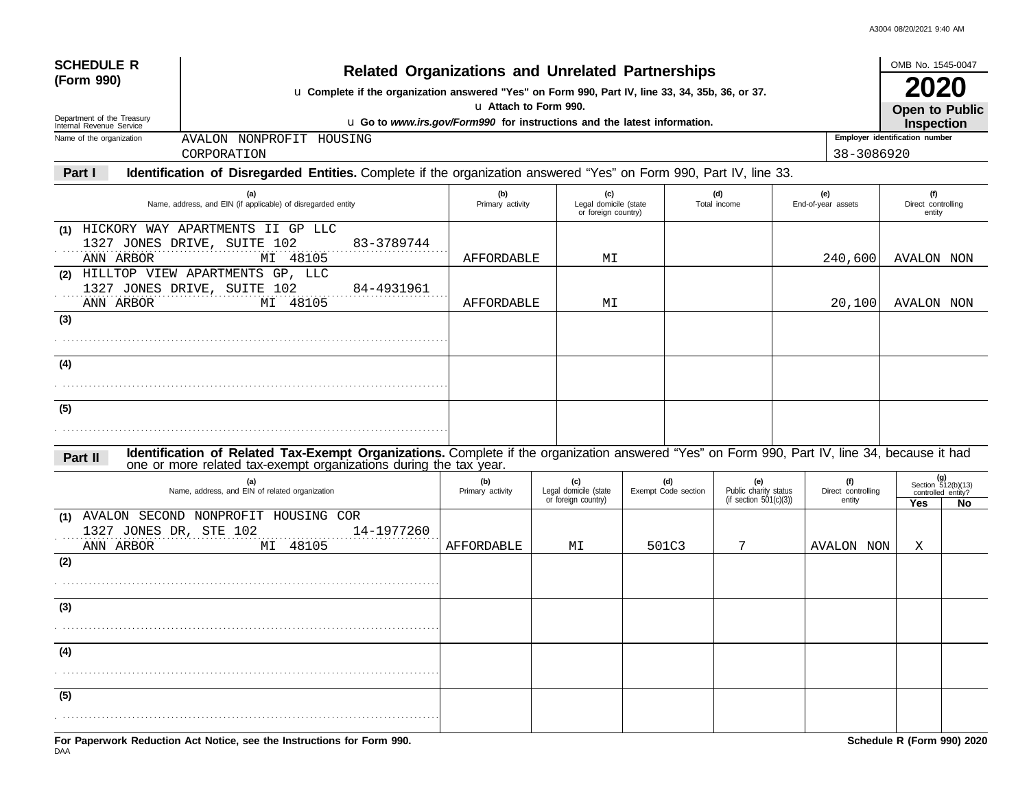A3004 08/20/2021 9:40 AM

# SCHEDULE R (Form 990)

## Related Organizations and Unrelated Partnerships

u Complete if the organization answered "Yes" on Form 990, Part IV, line 33, 34, 35b, 36, or 37.

u Attach to Form 990.

u Go to *www.irs.gov/Form990* for instructions and the latest information.

Department of the Treasury
Internal Revenue Service

OMB No. 1545-0047

**2020**

**Open to Public Inspection**

Name of the organization: AVALON NONPROFIT HOUSING CORPORATION

Employer identification number: 38-3086920

### Part I — Identification of Disregarded Entities. Complete if the organization answered "Yes" on Form 990, Part IV, line 33.

| | (a) Name, address, and EIN (if applicable) of disregarded entity | (b) Primary activity | (c) Legal domicile (state or foreign country) | (d) Total income | (e) End-of-year assets | (f) Direct controlling entity |
|---|---|---|---|---|---|---|
| (1) | HICKORY WAY APARTMENTS II GP LLC<br>1327 JONES DRIVE, SUITE 102 83-3789744<br>ANN ARBOR MI 48105 | AFFORDABLE | MI | | 240,600 | AVALON NON |
| (2) | HILLTOP VIEW APARTMENTS GP, LLC<br>1327 JONES DRIVE, SUITE 102 84-4931961<br>ANN ARBOR MI 48105 | AFFORDABLE | MI | | 20,100 | AVALON NON |
| (3) | | | | | | |
| (4) | | | | | | |
| (5) | | | | | | |

### Part II — Identification of Related Tax-Exempt Organizations. Complete if the organization answered "Yes" on Form 990, Part IV, line 34, because it had one or more related tax-exempt organizations during the tax year.

| | (a) Name, address, and EIN of related organization | (b) Primary activity | (c) Legal domicile (state or foreign country) | (d) Exempt Code section | (e) Public charity status (if section 501(c)(3)) | (f) Direct controlling entity | (g) Section 512(b)(13) controlled entity? Yes | No |
|---|---|---|---|---|---|---|---|---|
| (1) | AVALON SECOND NONPROFIT HOUSING COR<br>1327 JONES DR, STE 102 14-1977260<br>ANN ARBOR MI 48105 | AFFORDABLE | MI | 501C3 | 7 | AVALON NON | X | |
| (2) | | | | | | | | |
| (3) | | | | | | | | |
| (4) | | | | | | | | |
| (5) | | | | | | | | |

**For Paperwork Reduction Act Notice, see the Instructions for Form 990.** DAA **Schedule R (Form 990) 2020**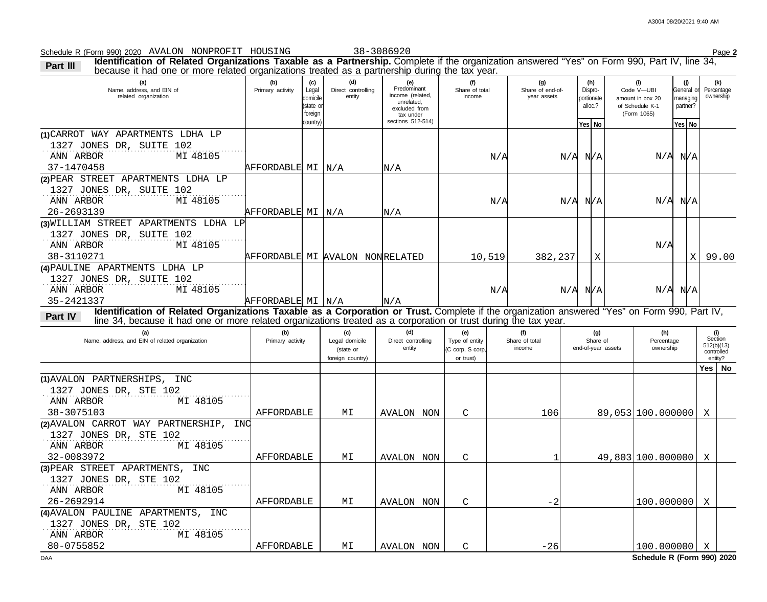Schedule R (Form 990) 2020 AVALON NONPROFIT HOUSING 38-3086920 Page **2**

**Part III** **Identification of Related Organizations Taxable as a Partnership.** Complete if the organization answered "Yes" on Form 990, Part IV, line 34, because it had one or more related organizations treated as a partnership during the tax year.

| (a) Name, address, and EIN of related organization | (b) Primary activity | (c) Legal domicile (state or foreign country) | (d) Direct controlling entity | (e) Predominant income (related, unrelated, excluded from tax under sections 512-514) | (f) Share of total income | (g) Share of end-of-year assets | (h) Disproportionate alloc.? Yes | (h) No | (i) Code V—UBI amount in box 20 of Schedule K-1 (Form 1065) | (j) General or managing partner? Yes | (j) No | (k) Percentage ownership |
|---|---|---|---|---|---|---|---|---|---|---|---|---|
| (1) CARROT WAY APARTMENTS LDHA LP 1327 JONES DR, SUITE 102 ANN ARBOR MI 48105 37-1470458 | AFFORDABLE | MI | N/A | N/A | N/A | N/A | N/A | | N/A | N/A | | |
| (2) PEAR STREET APARTMENTS LDHA LP 1327 JONES DR, SUITE 102 ANN ARBOR MI 48105 26-2693139 | AFFORDABLE | MI | N/A | N/A | N/A | N/A | N/A | | N/A | N/A | | |
| (3) WILLIAM STREET APARTMENTS LDHA LP 1327 JONES DR, SUITE 102 ANN ARBOR MI 48105 38-3110271 | AFFORDABLE | MI | AVALON NON | RELATED | 10,519 | 382,237 | | X | N/A | | X | 99.00 |
| (4) PAULINE APARTMENTS LDHA LP 1327 JONES DR, SUITE 102 ANN ARBOR MI 48105 35-2421337 | AFFORDABLE | MI | N/A | N/A | N/A | N/A | N/A | | N/A | N/A | | |

**Part IV** **Identification of Related Organizations Taxable as a Corporation or Trust.** Complete if the organization answered "Yes" on Form 990, Part IV, line 34, because it had one or more related organizations treated as a corporation or trust during the tax year.

| (a) Name, address, and EIN of related organization | (b) Primary activity | (c) Legal domicile (state or foreign country) | (d) Direct controlling entity | (e) Type of entity (C corp, S corp, or trust) | (f) Share of total income | (g) Share of end-of-year assets | (h) Percentage ownership | (i) Section 512(b)(13) controlled entity? Yes | (i) No |
|---|---|---|---|---|---|---|---|---|---|
| (1) AVALON PARTNERSHIPS, INC 1327 JONES DR, STE 102 ANN ARBOR MI 48105 38-3075103 | AFFORDABLE | MI | AVALON NON | C | 106 | 89,053 | 100.000000 | X | |
| (2) AVALON CARROT WAY PARTNERSHIP, INC 1327 JONES DR, STE 102 ANN ARBOR MI 48105 32-0083972 | AFFORDABLE | MI | AVALON NON | C | 1 | 49,803 | 100.000000 | X | |
| (3) PEAR STREET APARTMENTS, INC 1327 JONES DR, STE 102 ANN ARBOR MI 48105 26-2692914 | AFFORDABLE | MI | AVALON NON | C | -2 | | 100.000000 | X | |
| (4) AVALON PAULINE APARTMENTS, INC 1327 JONES DR, STE 102 ANN ARBOR MI 48105 80-0755852 | AFFORDABLE | MI | AVALON NON | C | -26 | | 100.000000 | X | |

DAA **Schedule R (Form 990) 2020**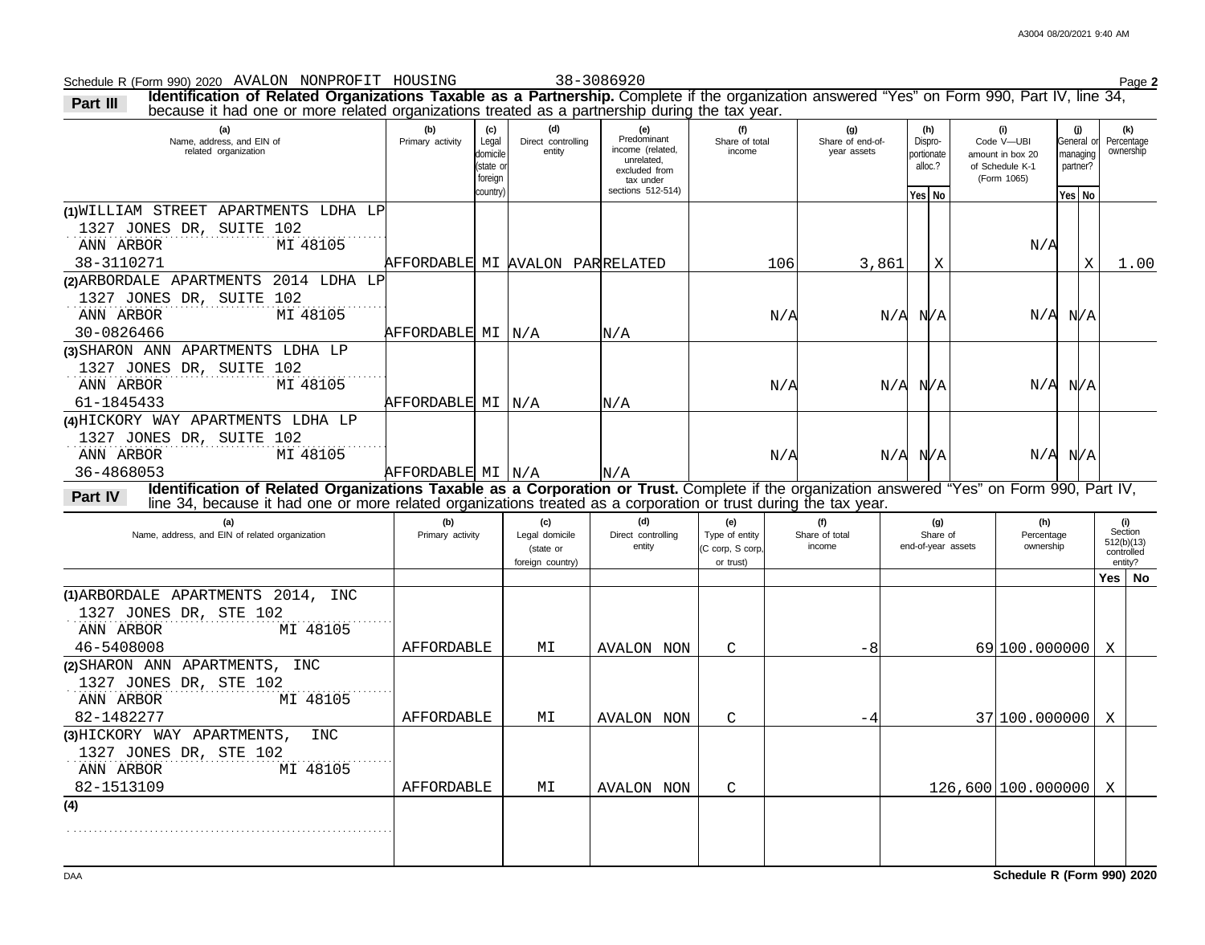Schedule R (Form 990) 2020 AVALON NONPROFIT HOUSING 38-3086920 Page **2**

**Part III** **Identification of Related Organizations Taxable as a Partnership.** Complete if the organization answered "Yes" on Form 990, Part IV, line 34, because it had one or more related organizations treated as a partnership during the tax year.

| (a) Name, address, and EIN of related organization | (b) Primary activity | (c) Legal domicile (state or foreign country) | (d) Direct controlling entity | (e) Predominant income (related, unrelated, excluded from tax under sections 512-514) | (f) Share of total income | (g) Share of end-of-year assets | (h) Disproportionate alloc.? Yes | (h) No | (i) Code V—UBI amount in box 20 of Schedule K-1 (Form 1065) | (j) General or managing partner? Yes | (j) No | (k) Percentage ownership |
|---|---|---|---|---|---|---|---|---|---|---|---|---|
| (1) WILLIAM STREET APARTMENTS LDHA LP<br>1327 JONES DR, SUITE 102<br>ANN ARBOR MI 48105<br>38-3110271 | AFFORDABLE | MI | AVALON PAR | RELATED | 106 | 3,861 | | X | N/A | | X | 1.00 |
| (2) ARBORDALE APARTMENTS 2014 LDHA LP<br>1327 JONES DR, SUITE 102<br>ANN ARBOR MI 48105<br>30-0826466 | AFFORDABLE | MI | N/A | N/A | N/A | N/A | N/A | | N/A | N/A | | |
| (3) SHARON ANN APARTMENTS LDHA LP<br>1327 JONES DR, SUITE 102<br>ANN ARBOR MI 48105<br>61-1845433 | AFFORDABLE | MI | N/A | N/A | N/A | N/A | N/A | | N/A | N/A | | |
| (4) HICKORY WAY APARTMENTS LDHA LP<br>1327 JONES DR, SUITE 102<br>ANN ARBOR MI 48105<br>36-4868053 | AFFORDABLE | MI | N/A | N/A | N/A | N/A | N/A | | N/A | N/A | | |

**Part IV** **Identification of Related Organizations Taxable as a Corporation or Trust.** Complete if the organization answered "Yes" on Form 990, Part IV, line 34, because it had one or more related organizations treated as a corporation or trust during the tax year.

| (a) Name, address, and EIN of related organization | (b) Primary activity | (c) Legal domicile (state or foreign country) | (d) Direct controlling entity | (e) Type of entity (C corp, S corp, or trust) | (f) Share of total income | (g) Share of end-of-year assets | (h) Percentage ownership | (i) Section 512(b)(13) controlled entity? Yes | (i) No |
|---|---|---|---|---|---|---|---|---|---|
| (1) ARBORDALE APARTMENTS 2014, INC<br>1327 JONES DR, STE 102<br>ANN ARBOR MI 48105<br>46-5408008 | AFFORDABLE | MI | AVALON NON | C | -8 | 69 | 100.000000 | X | |
| (2) SHARON ANN APARTMENTS, INC<br>1327 JONES DR, STE 102<br>ANN ARBOR MI 48105<br>82-1482277 | AFFORDABLE | MI | AVALON NON | C | -4 | 37 | 100.000000 | X | |
| (3) HICKORY WAY APARTMENTS, INC<br>1327 JONES DR, STE 102<br>ANN ARBOR MI 48105<br>82-1513109 | AFFORDABLE | MI | AVALON NON | C | | 126,600 | 100.000000 | X | |
| (4) | | | | | | | | | |

DAA **Schedule R (Form 990) 2020**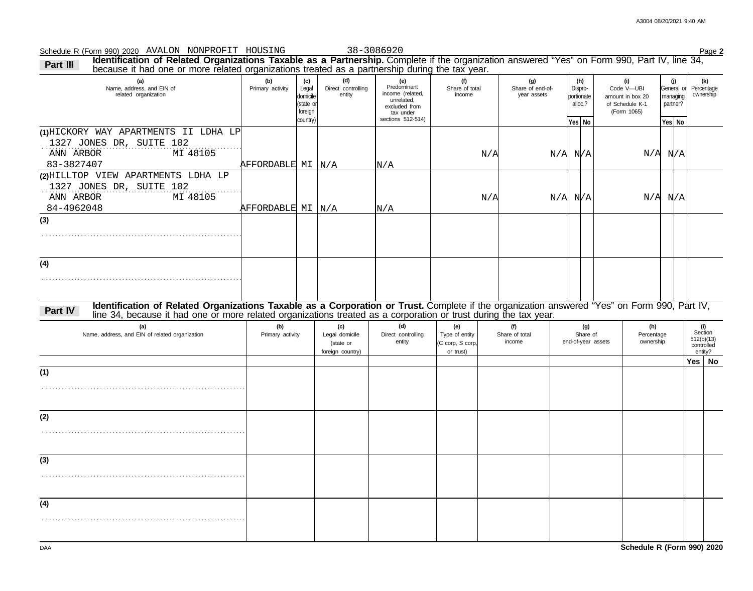Schedule R (Form 990) 2020 AVALON NONPROFIT HOUSING 38-3086920 Page **2**

**Part III** **Identification of Related Organizations Taxable as a Partnership.** Complete if the organization answered "Yes" on Form 990, Part IV, line 34, because it had one or more related organizations treated as a partnership during the tax year.

| (a) Name, address, and EIN of related organization | (b) Primary activity | (c) Legal domicile (state or foreign country) | (d) Direct controlling entity | (e) Predominant income (related, unrelated, excluded from tax under sections 512-514) | (f) Share of total income | (g) Share of end-of-year assets | (h) Disproportionate alloc.? Yes | (h) No | (i) Code V—UBI amount in box 20 of Schedule K-1 (Form 1065) | (j) General or managing partner? Yes | (j) No | (k) Percentage ownership |
|---|---|---|---|---|---|---|---|---|---|---|---|---|
| (1) HICKORY WAY APARTMENTS II LDHA LP<br>1327 JONES DR, SUITE 102<br>ANN ARBOR MI 48105<br>83-3827407 | AFFORDABLE | MI | N/A | N/A | N/A | N/A | N/A | | N/A | N/A | | |
| (2) HILLTOP VIEW APARTMENTS LDHA LP<br>1327 JONES DR, SUITE 102<br>ANN ARBOR MI 48105<br>84-4962048 | AFFORDABLE | MI | N/A | N/A | N/A | N/A | N/A | | N/A | N/A | | |
| (3) | | | | | | | | | | | | |
| (4) | | | | | | | | | | | | |

**Part IV** **Identification of Related Organizations Taxable as a Corporation or Trust.** Complete if the organization answered "Yes" on Form 990, Part IV, line 34, because it had one or more related organizations treated as a corporation or trust during the tax year.

| (a) Name, address, and EIN of related organization | (b) Primary activity | (c) Legal domicile (state or foreign country) | (d) Direct controlling entity | (e) Type of entity (C corp, S corp, or trust) | (f) Share of total income | (g) Share of end-of-year assets | (h) Percentage ownership | (i) Section 512(b)(13) controlled entity? Yes | (i) No |
|---|---|---|---|---|---|---|---|---|---|
| (1) | | | | | | | | | |
| (2) | | | | | | | | | |
| (3) | | | | | | | | | |
| (4) | | | | | | | | | |

DAA **Schedule R (Form 990) 2020**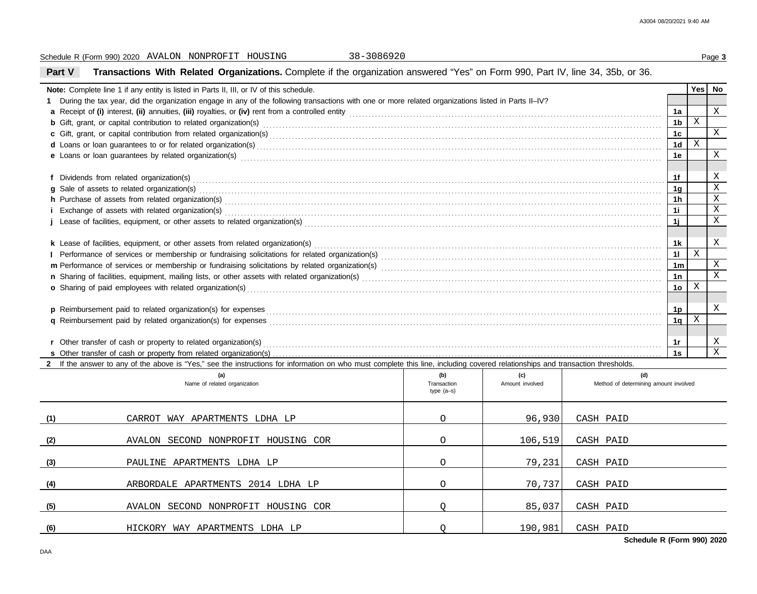Schedule R (Form 990) 2020 AVALON NONPROFIT HOUSING 38-3086920

## Part V Transactions With Related Organizations.

Complete if the organization answered "Yes" on Form 990, Part IV, line 34, 35b, or 36.

**Note:** Complete line 1 if any entity is listed in Parts II, III, or IV of this schedule.

| | | | Yes | No |
|---|---|---|---|---|
| **1** | During the tax year, did the organization engage in any of the following transactions with one or more related organizations listed in Parts II–IV? | | | |
| **a** | Receipt of **(i)** interest, **(ii)** annuities, **(iii)** royalties, or **(iv)** rent from a controlled entity | 1a | | X |
| **b** | Gift, grant, or capital contribution to related organization(s) | 1b | X | |
| **c** | Gift, grant, or capital contribution from related organization(s) | 1c | | X |
| **d** | Loans or loan guarantees to or for related organization(s) | 1d | X | |
| **e** | Loans or loan guarantees by related organization(s) | 1e | | X |
| **f** | Dividends from related organization(s) | 1f | | X |
| **g** | Sale of assets to related organization(s) | 1g | | X |
| **h** | Purchase of assets from related organization(s) | 1h | | X |
| **i** | Exchange of assets with related organization(s) | 1i | | X |
| **j** | Lease of facilities, equipment, or other assets to related organization(s) | 1j | | X |
| **k** | Lease of facilities, equipment, or other assets from related organization(s) | 1k | | X |
| **l** | Performance of services or membership or fundraising solicitations for related organization(s) | 1l | X | |
| **m** | Performance of services or membership or fundraising solicitations by related organization(s) | 1m | | X |
| **n** | Sharing of facilities, equipment, mailing lists, or other assets with related organization(s) | 1n | | X |
| **o** | Sharing of paid employees with related organization(s) | 1o | X | |
| **p** | Reimbursement paid to related organization(s) for expenses | 1p | | X |
| **q** | Reimbursement paid by related organization(s) for expenses | 1q | X | |
| **r** | Other transfer of cash or property to related organization(s) | 1r | | X |
| **s** | Other transfer of cash or property from related organization(s) | 1s | | X |

**2** If the answer to any of the above is "Yes," see the instructions for information on who must complete this line, including covered relationships and transaction thresholds.

| | (a) Name of related organization | (b) Transaction type (a–s) | (c) Amount involved | (d) Method of determining amount involved |
|---|---|---|---|---|
| (1) | CARROT WAY APARTMENTS LDHA LP | O | 96,930 | CASH PAID |
| (2) | AVALON SECOND NONPROFIT HOUSING COR | O | 106,519 | CASH PAID |
| (3) | PAULINE APARTMENTS LDHA LP | O | 79,231 | CASH PAID |
| (4) | ARBORDALE APARTMENTS 2014 LDHA LP | O | 70,737 | CASH PAID |
| (5) | AVALON SECOND NONPROFIT HOUSING COR | Q | 85,037 | CASH PAID |
| (6) | HICKORY WAY APARTMENTS LDHA LP | Q | 190,981 | CASH PAID |

**Schedule R (Form 990) 2020**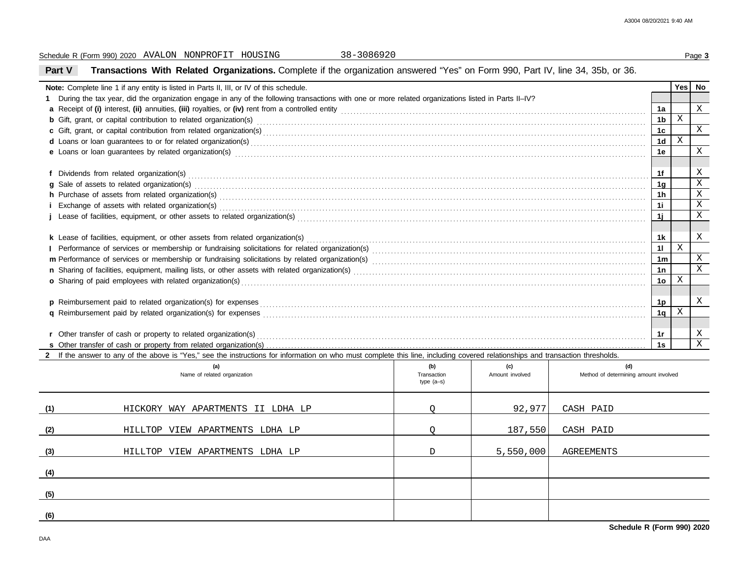Schedule R (Form 990) 2020 AVALON NONPROFIT HOUSING 38-3086920

## Part V Transactions With Related Organizations. Complete if the organization answered "Yes" on Form 990, Part IV, line 34, 35b, or 36.

| **Note:** Complete line 1 if any entity is listed in Parts II, III, or IV of this schedule. | | Yes | No |
|---|---|---|---|
| **1** During the tax year, did the organization engage in any of the following transactions with one or more related organizations listed in Parts II–IV? | | | |
| **a** Receipt of **(i)** interest, **(ii)** annuities, **(iii)** royalties, or **(iv)** rent from a controlled entity | 1a | | X |
| **b** Gift, grant, or capital contribution to related organization(s) | 1b | X | |
| **c** Gift, grant, or capital contribution from related organization(s) | 1c | | X |
| **d** Loans or loan guarantees to or for related organization(s) | 1d | X | |
| **e** Loans or loan guarantees by related organization(s) | 1e | | X |
| **f** Dividends from related organization(s) | 1f | | X |
| **g** Sale of assets to related organization(s) | 1g | | X |
| **h** Purchase of assets from related organization(s) | 1h | | X |
| **i** Exchange of assets with related organization(s) | 1i | | X |
| **j** Lease of facilities, equipment, or other assets to related organization(s) | 1j | | X |
| **k** Lease of facilities, equipment, or other assets from related organization(s) | 1k | | X |
| **l** Performance of services or membership or fundraising solicitations for related organization(s) | 1l | X | |
| **m** Performance of services or membership or fundraising solicitations by related organization(s) | 1m | | X |
| **n** Sharing of facilities, equipment, mailing lists, or other assets with related organization(s) | 1n | | X |
| **o** Sharing of paid employees with related organization(s) | 1o | X | |
| **p** Reimbursement paid to related organization(s) for expenses | 1p | | X |
| **q** Reimbursement paid by related organization(s) for expenses | 1q | X | |
| **r** Other transfer of cash or property to related organization(s) | 1r | | X |
| **s** Other transfer of cash or property from related organization(s) | 1s | | X |

**2** If the answer to any of the above is "Yes," see the instructions for information on who must complete this line, including covered relationships and transaction thresholds.

| | (a) Name of related organization | (b) Transaction type (a–s) | (c) Amount involved | (d) Method of determining amount involved |
|---|---|---|---|---|
| (1) | HICKORY WAY APARTMENTS II LDHA LP | Q | 92,977 | CASH PAID |
| (2) | HILLTOP VIEW APARTMENTS LDHA LP | Q | 187,550 | CASH PAID |
| (3) | HILLTOP VIEW APARTMENTS LDHA LP | D | 5,550,000 | AGREEMENTS |
| (4) | | | | |
| (5) | | | | |
| (6) | | | | |

**Schedule R (Form 990) 2020**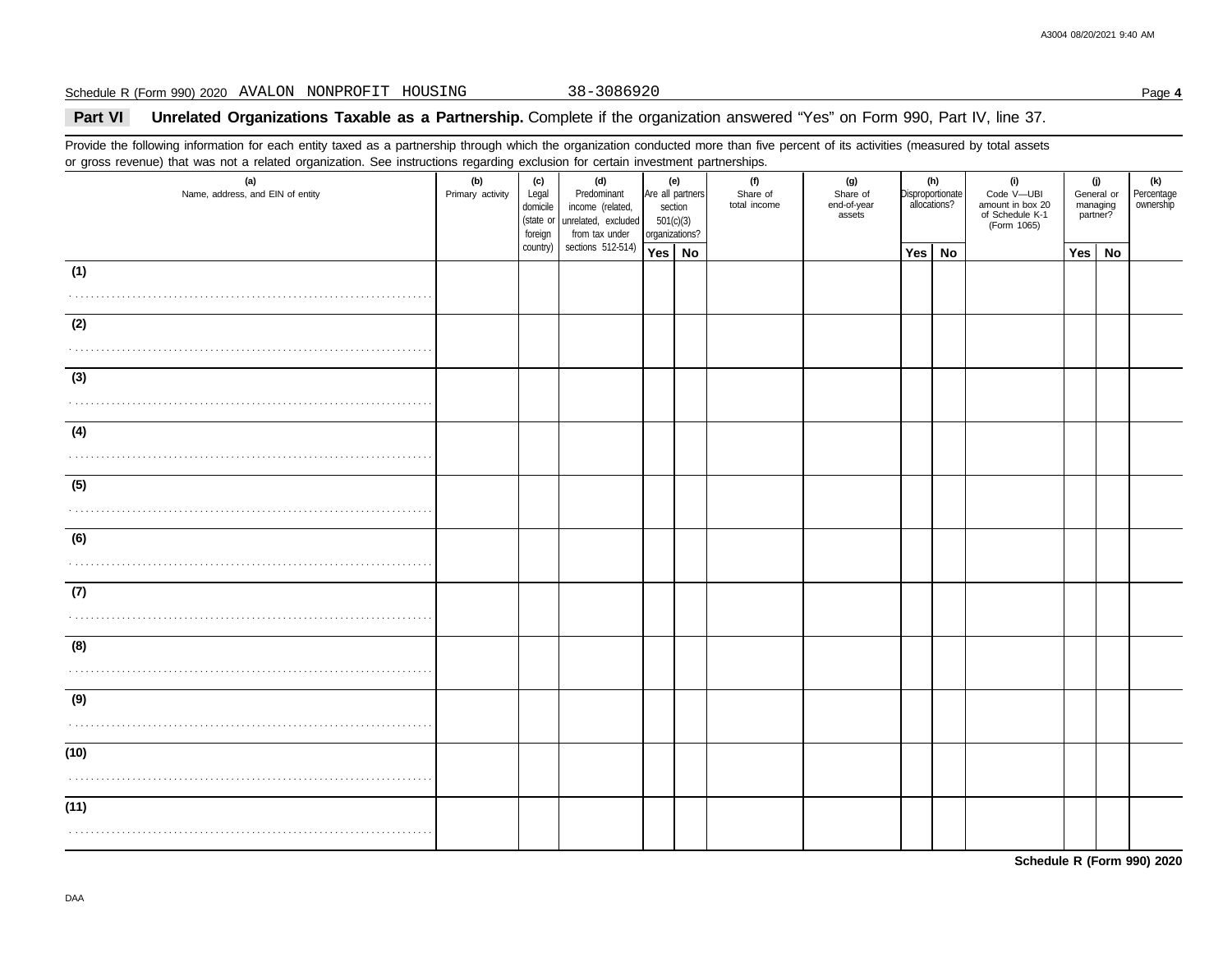Schedule R (Form 990) 2020 AVALON NONPROFIT HOUSING 38-3086920

## Part VI Unrelated Organizations Taxable as a Partnership.

Complete if the organization answered "Yes" on Form 990, Part IV, line 37.

Provide the following information for each entity taxed as a partnership through which the organization conducted more than five percent of its activities (measured by total assets or gross revenue) that was not a related organization. See instructions regarding exclusion for certain investment partnerships.

| (a) Name, address, and EIN of entity | (b) Primary activity | (c) Legal domicile (state or foreign country) | (d) Predominant income (related, unrelated, excluded from tax under sections 512-514) | (e) Are all partners section 501(c)(3) organizations? | | (f) Share of total income | (g) Share of end-of-year assets | (h) Disproportionate allocations? | | (i) Code V—UBI amount in box 20 of Schedule K-1 (Form 1065) | (j) General or managing partner? | | (k) Percentage ownership |
|---|---|---|---|---|---|---|---|---|---|---|---|---|---|
| | | | | Yes | No | | | Yes | No | | Yes | No | |
| (1) | | | | | | | | | | | | | |
| (2) | | | | | | | | | | | | | |
| (3) | | | | | | | | | | | | | |
| (4) | | | | | | | | | | | | | |
| (5) | | | | | | | | | | | | | |
| (6) | | | | | | | | | | | | | |
| (7) | | | | | | | | | | | | | |
| (8) | | | | | | | | | | | | | |
| (9) | | | | | | | | | | | | | |
| (10) | | | | | | | | | | | | | |
| (11) | | | | | | | | | | | | | |

Schedule R (Form 990) 2020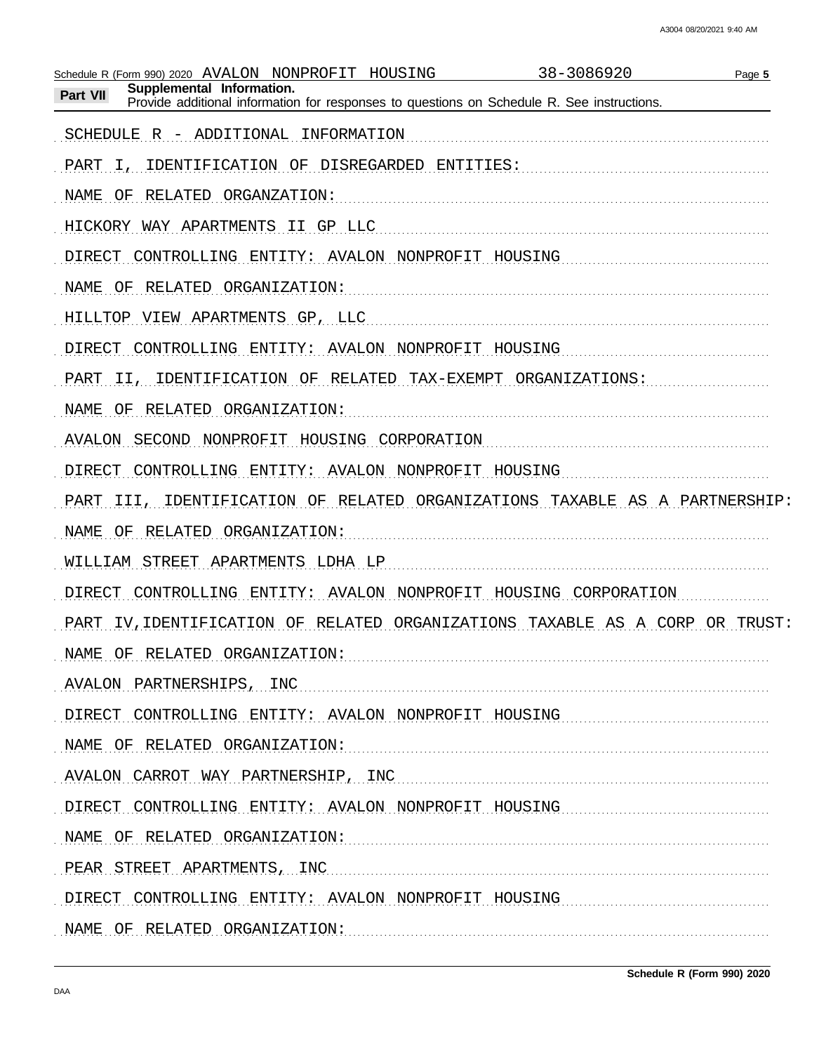Schedule R (Form 990) 2020 AVALON NONPROFIT HOUSING 38-3086920

**Part VII Supplemental Information.**
Provide additional information for responses to questions on Schedule R. See instructions.

SCHEDULE R - ADDITIONAL INFORMATION

PART I, IDENTIFICATION OF DISREGARDED ENTITIES:

NAME OF RELATED ORGANZATION:

HICKORY WAY APARTMENTS II GP LLC

DIRECT CONTROLLING ENTITY: AVALON NONPROFIT HOUSING

NAME OF RELATED ORGANIZATION:

HILLTOP VIEW APARTMENTS GP, LLC

DIRECT CONTROLLING ENTITY: AVALON NONPROFIT HOUSING

PART II, IDENTIFICATION OF RELATED TAX-EXEMPT ORGANIZATIONS:

NAME OF RELATED ORGANIZATION:

AVALON SECOND NONPROFIT HOUSING CORPORATION

DIRECT CONTROLLING ENTITY: AVALON NONPROFIT HOUSING

PART III, IDENTIFICATION OF RELATED ORGANIZATIONS TAXABLE AS A PARTNERSHIP:

NAME OF RELATED ORGANIZATION:

WILLIAM STREET APARTMENTS LDHA LP

DIRECT CONTROLLING ENTITY: AVALON NONPROFIT HOUSING CORPORATION

PART IV,IDENTIFICATION OF RELATED ORGANIZATIONS TAXABLE AS A CORP OR TRUST:

NAME OF RELATED ORGANIZATION:

AVALON PARTNERSHIPS, INC

DIRECT CONTROLLING ENTITY: AVALON NONPROFIT HOUSING

NAME OF RELATED ORGANIZATION:

AVALON CARROT WAY PARTNERSHIP, INC

DIRECT CONTROLLING ENTITY: AVALON NONPROFIT HOUSING

NAME OF RELATED ORGANIZATION:

PEAR STREET APARTMENTS, INC

DIRECT CONTROLLING ENTITY: AVALON NONPROFIT HOUSING

NAME OF RELATED ORGANIZATION: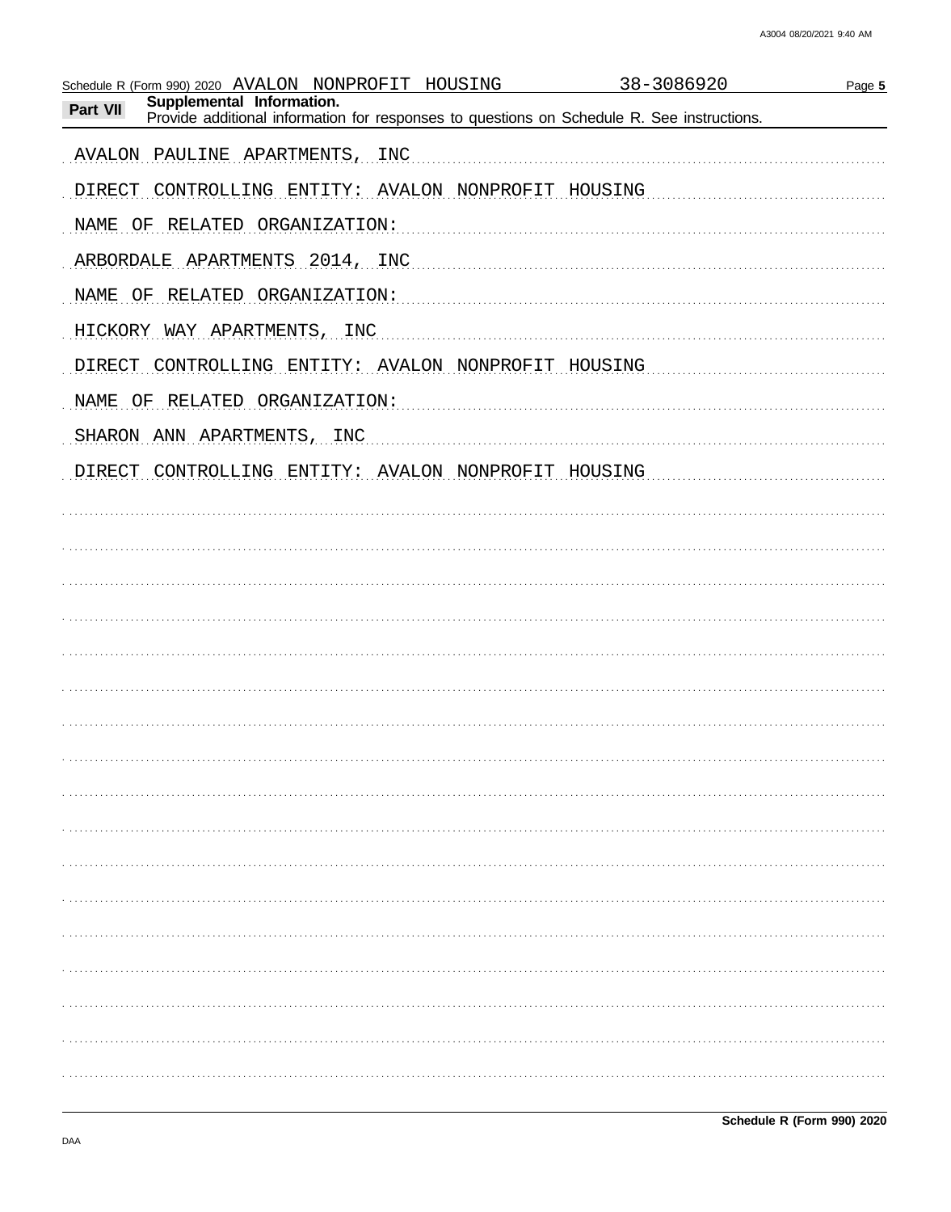Schedule R (Form 990) 2020 AVALON NONPROFIT HOUSING 38-3086920 Page 5

**Part VII Supplemental Information.**
Provide additional information for responses to questions on Schedule R. See instructions.

AVALON PAULINE APARTMENTS, INC

DIRECT CONTROLLING ENTITY: AVALON NONPROFIT HOUSING

NAME OF RELATED ORGANIZATION:

ARBORDALE APARTMENTS 2014, INC

NAME OF RELATED ORGANIZATION:

HICKORY WAY APARTMENTS, INC

DIRECT CONTROLLING ENTITY: AVALON NONPROFIT HOUSING

NAME OF RELATED ORGANIZATION:

SHARON ANN APARTMENTS, INC

DIRECT CONTROLLING ENTITY: AVALON NONPROFIT HOUSING

**Schedule R (Form 990) 2020**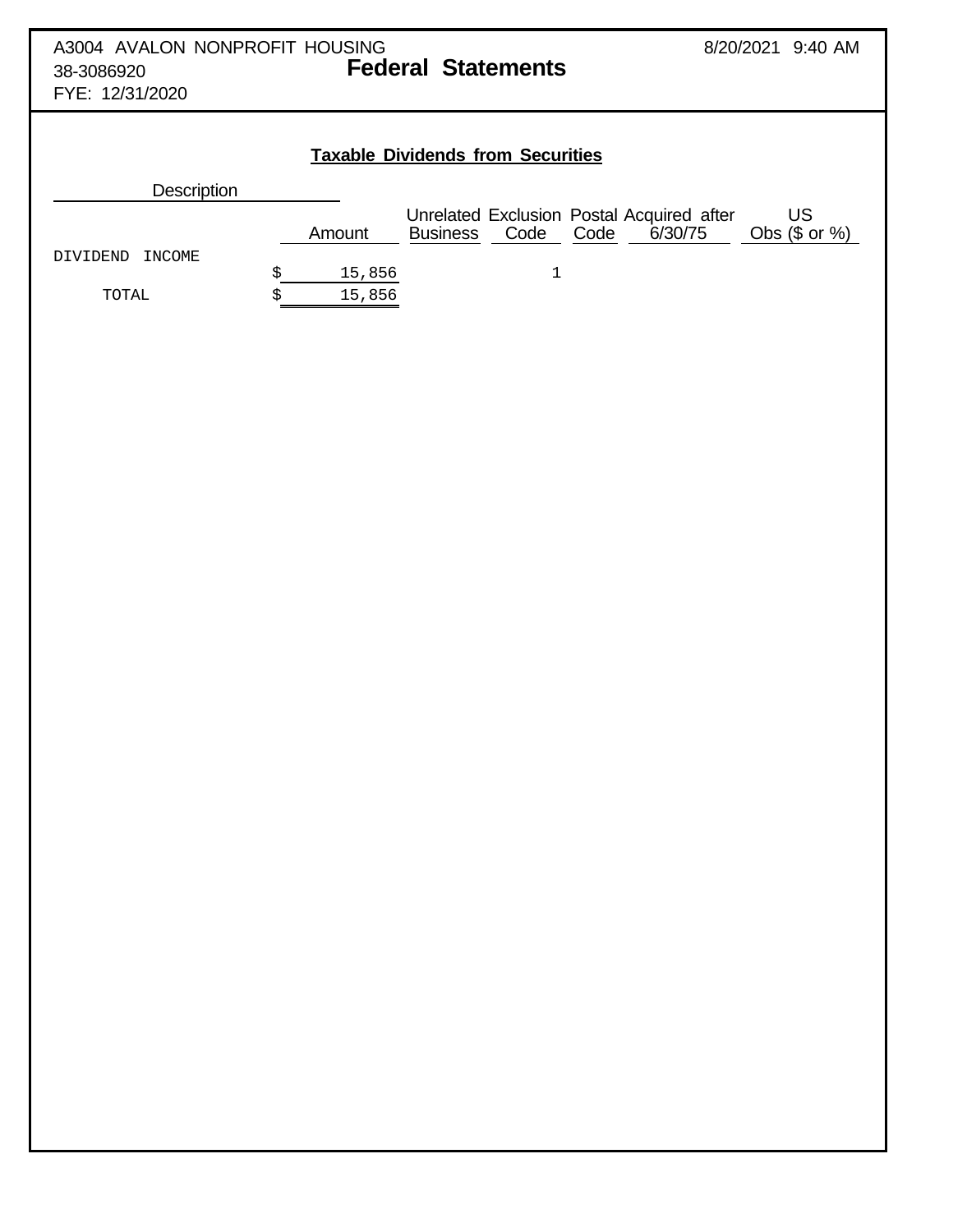A3004 AVALON NONPROFIT HOUSING
38-3086920
FYE: 12/31/2020

8/20/2021 9:40 AM

# Federal Statements

## Taxable Dividends from Securities

| Description | Amount | Unrelated Business | Exclusion Code | Postal Code | Acquired after 6/30/75 | US Obs ($ or %) |
|---|---|---|---|---|---|---|
| DIVIDEND INCOME | $ 15,856 | | 1 | | | |
| TOTAL | $ 15,856 | | | | | |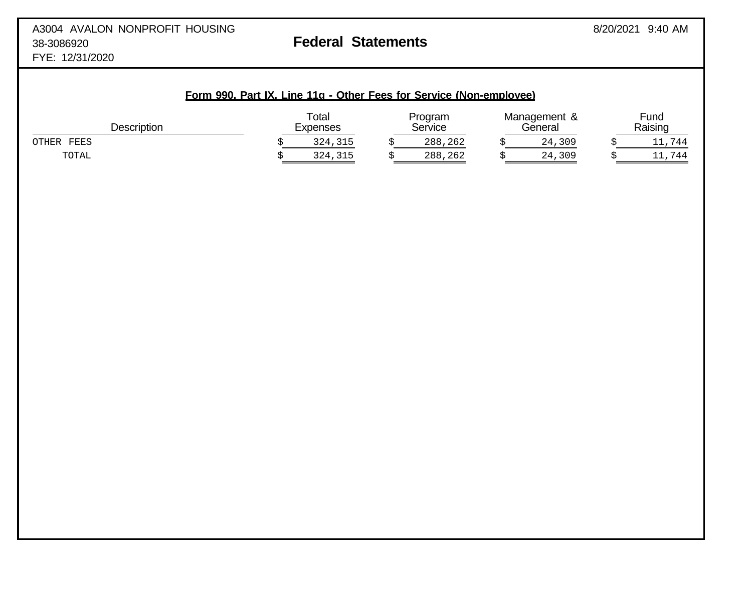A3004 AVALON NONPROFIT HOUSING
38-3086920
FYE: 12/31/2020

8/20/2021 9:40 AM

# Federal Statements

## Form 990, Part IX, Line 11g - Other Fees for Service (Non-employee)

| Description | Total Expenses | Program Service | Management & General | Fund Raising |
|---|---|---|---|---|
| OTHER FEES | $ 324,315 | $ 288,262 | $ 24,309 | $ 11,744 |
| TOTAL | $ 324,315 | $ 288,262 | $ 24,309 | $ 11,744 |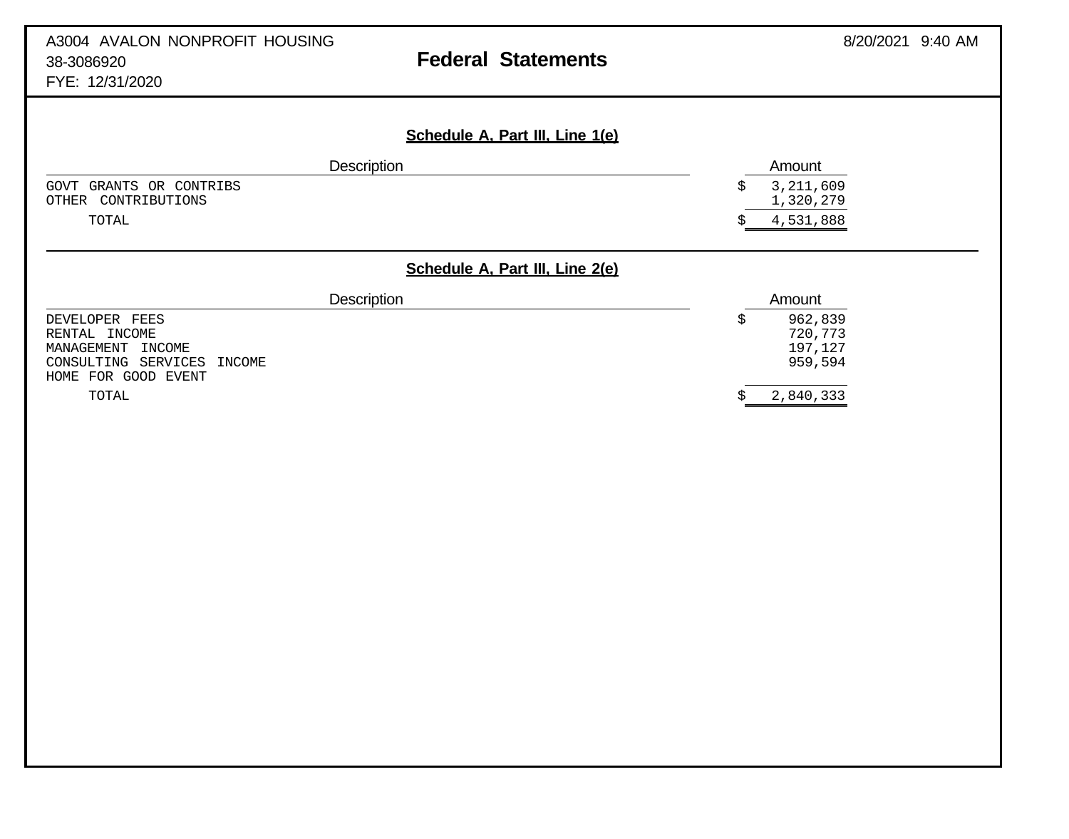A3004 AVALON NONPROFIT HOUSING
38-3086920
FYE: 12/31/2020

# Federal Statements

## Schedule A, Part III, Line 1(e)

| Description | Amount |
|---|---|
| GOVT GRANTS OR CONTRIBS | $ 3,211,609 |
| OTHER CONTRIBUTIONS | 1,320,279 |
| TOTAL | $ 4,531,888 |

## Schedule A, Part III, Line 2(e)

| Description | Amount |
|---|---|
| DEVELOPER FEES | $ 962,839 |
| RENTAL INCOME | 720,773 |
| MANAGEMENT INCOME | 197,127 |
| CONSULTING SERVICES INCOME | 959,594 |
| HOME FOR GOOD EVENT | |
| TOTAL | $ 2,840,333 |